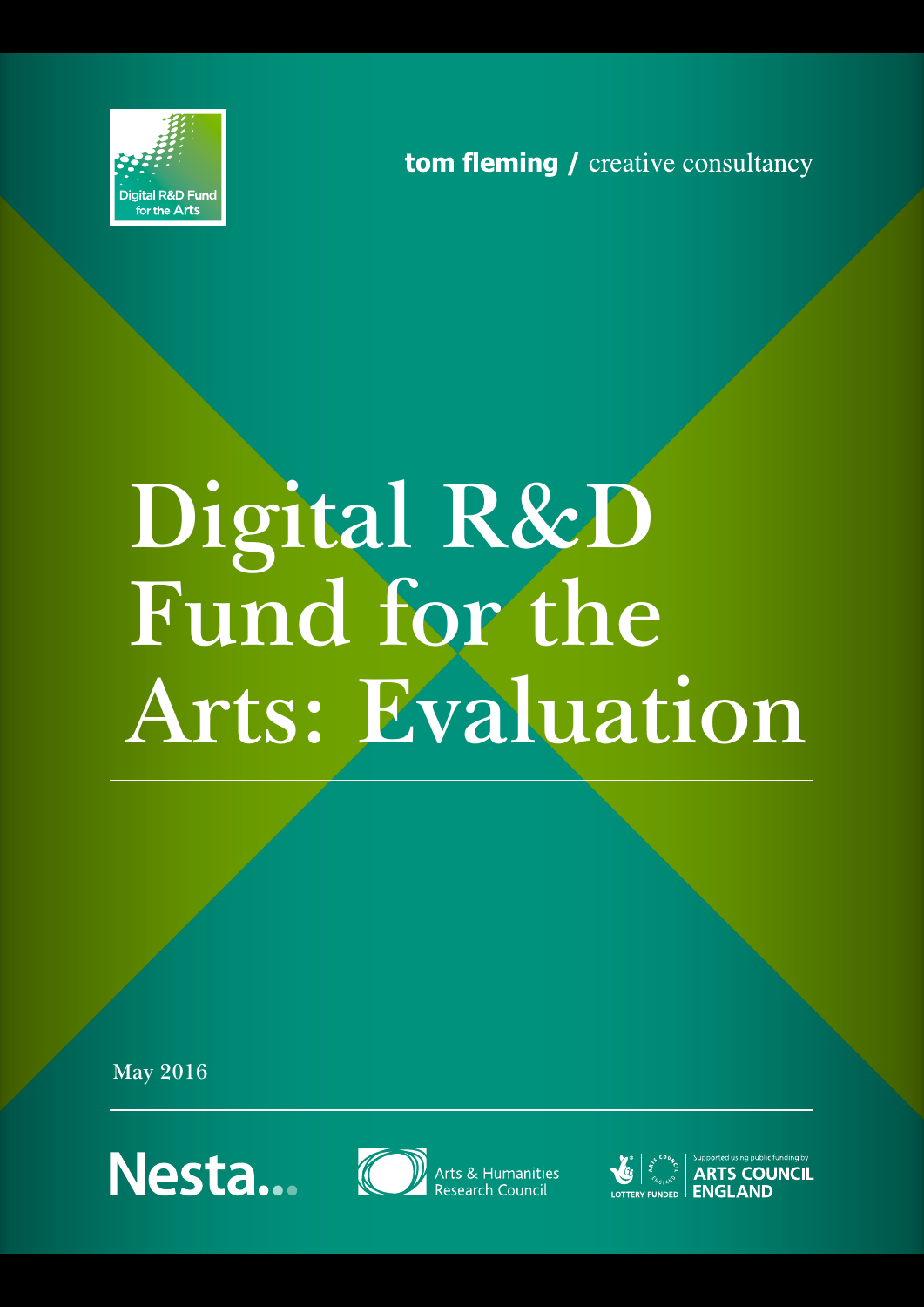Digital R&D Fund for the Arts

tom fleming / creative consultancy

# Digital R&D Fund for the Arts: Evaluation

May 2016

Nesta...

Arts & Humanities Research Council

LOTTERY FUNDED | Supported using public funding by ARTS COUNCIL ENGLAND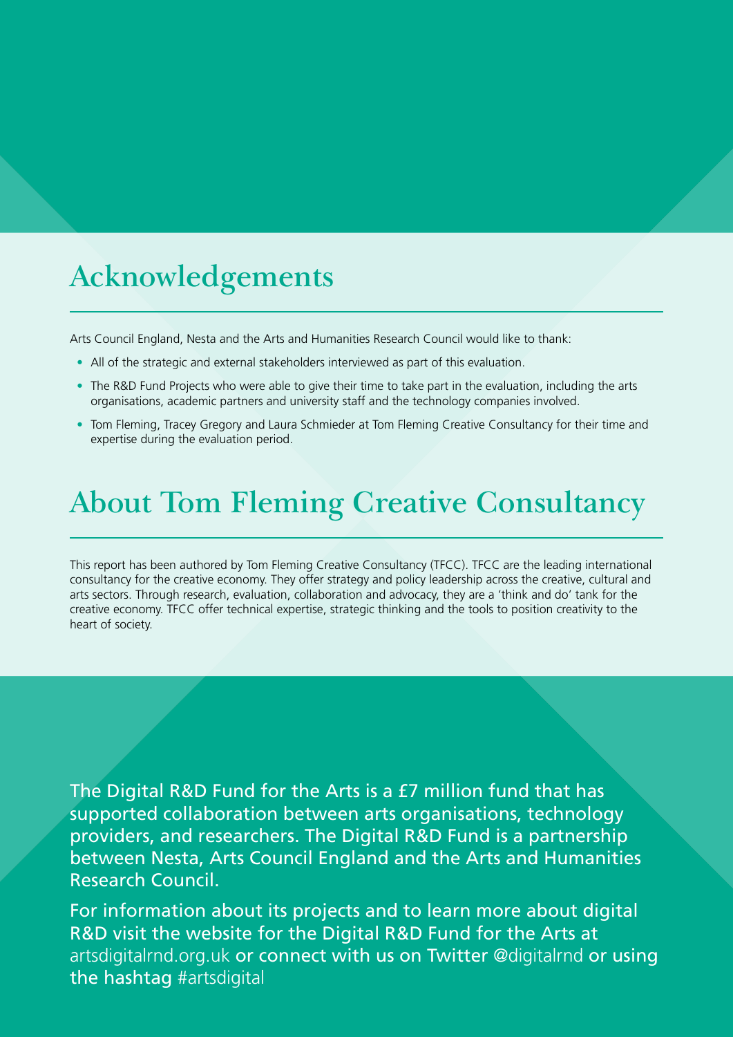## Acknowledgements

Arts Council England, Nesta and the Arts and Humanities Research Council would like to thank:

- All of the strategic and external stakeholders interviewed as part of this evaluation.
- The R&D Fund Projects who were able to give their time to take part in the evaluation, including the arts organisations, academic partners and university staff and the technology companies involved.
- Tom Fleming, Tracey Gregory and Laura Schmieder at Tom Fleming Creative Consultancy for their time and expertise during the evaluation period.

## About Tom Fleming Creative Consultancy

This report has been authored by Tom Fleming Creative Consultancy (TFCC). TFCC are the leading international consultancy for the creative economy. They offer strategy and policy leadership across the creative, cultural and arts sectors. Through research, evaluation, collaboration and advocacy, they are a 'think and do' tank for the creative economy. TFCC offer technical expertise, strategic thinking and the tools to position creativity to the heart of society.

The Digital R&D Fund for the Arts is a £7 million fund that has supported collaboration between arts organisations, technology providers, and researchers. The Digital R&D Fund is a partnership between Nesta, Arts Council England and the Arts and Humanities Research Council.

For information about its projects and to learn more about digital R&D visit the website for the Digital R&D Fund for the Arts at artsdigitalrnd.org.uk or connect with us on Twitter @digitalrnd or using the hashtag #artsdigital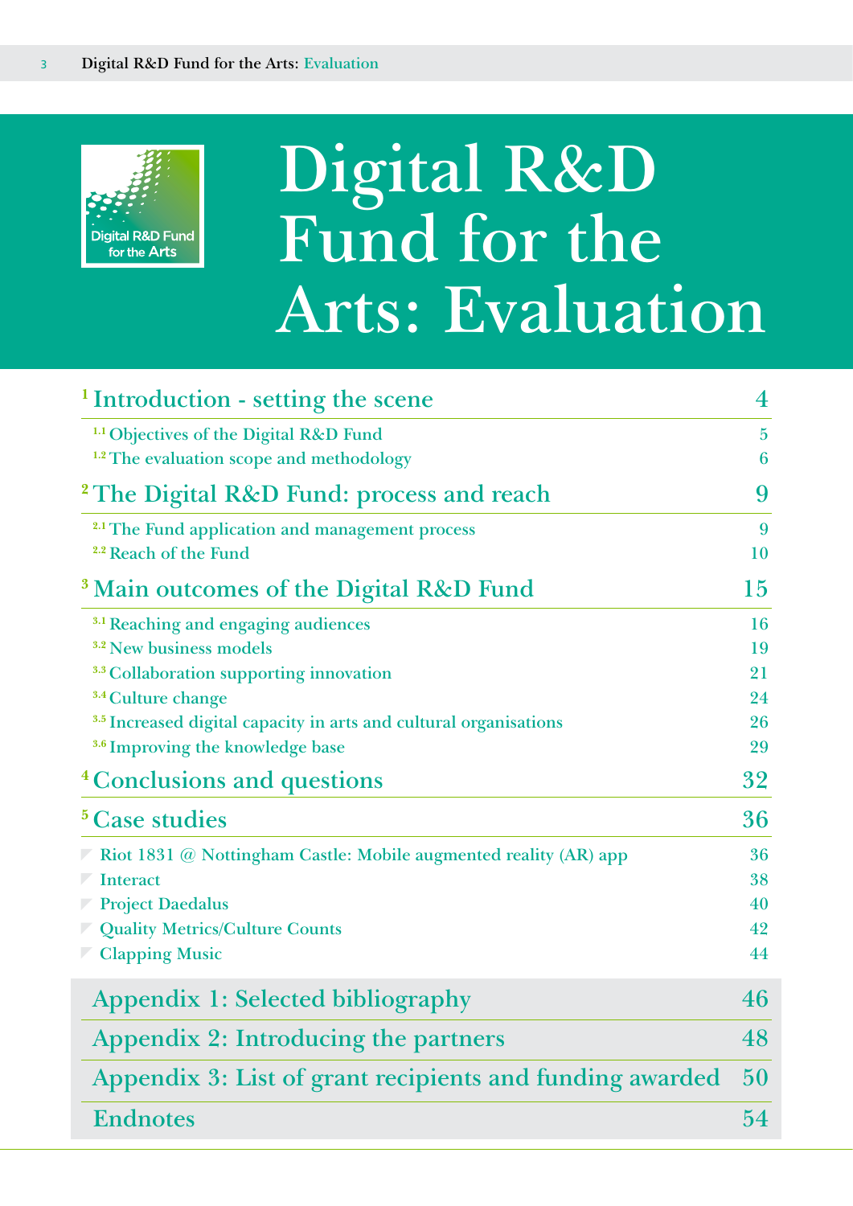# Digital R&D Fund for the Arts: Evaluation

| | |
|---|---|
| **1 Introduction - setting the scene** | **4** |
| 1.1 Objectives of the Digital R&D Fund | 5 |
| 1.2 The evaluation scope and methodology | 6 |
| **2 The Digital R&D Fund: process and reach** | **9** |
| 2.1 The Fund application and management process | 9 |
| 2.2 Reach of the Fund | 10 |
| **3 Main outcomes of the Digital R&D Fund** | **15** |
| 3.1 Reaching and engaging audiences | 16 |
| 3.2 New business models | 19 |
| 3.3 Collaboration supporting innovation | 21 |
| 3.4 Culture change | 24 |
| 3.5 Increased digital capacity in arts and cultural organisations | 26 |
| 3.6 Improving the knowledge base | 29 |
| **4 Conclusions and questions** | **32** |
| **5 Case studies** | **36** |
| Riot 1831 @ Nottingham Castle: Mobile augmented reality (AR) app | 36 |
| Interact | 38 |
| Project Daedalus | 40 |
| Quality Metrics/Culture Counts | 42 |
| Clapping Music | 44 |
| **Appendix 1: Selected bibliography** | **46** |
| **Appendix 2: Introducing the partners** | **48** |
| **Appendix 3: List of grant recipients and funding awarded** | **50** |
| **Endnotes** | **54** |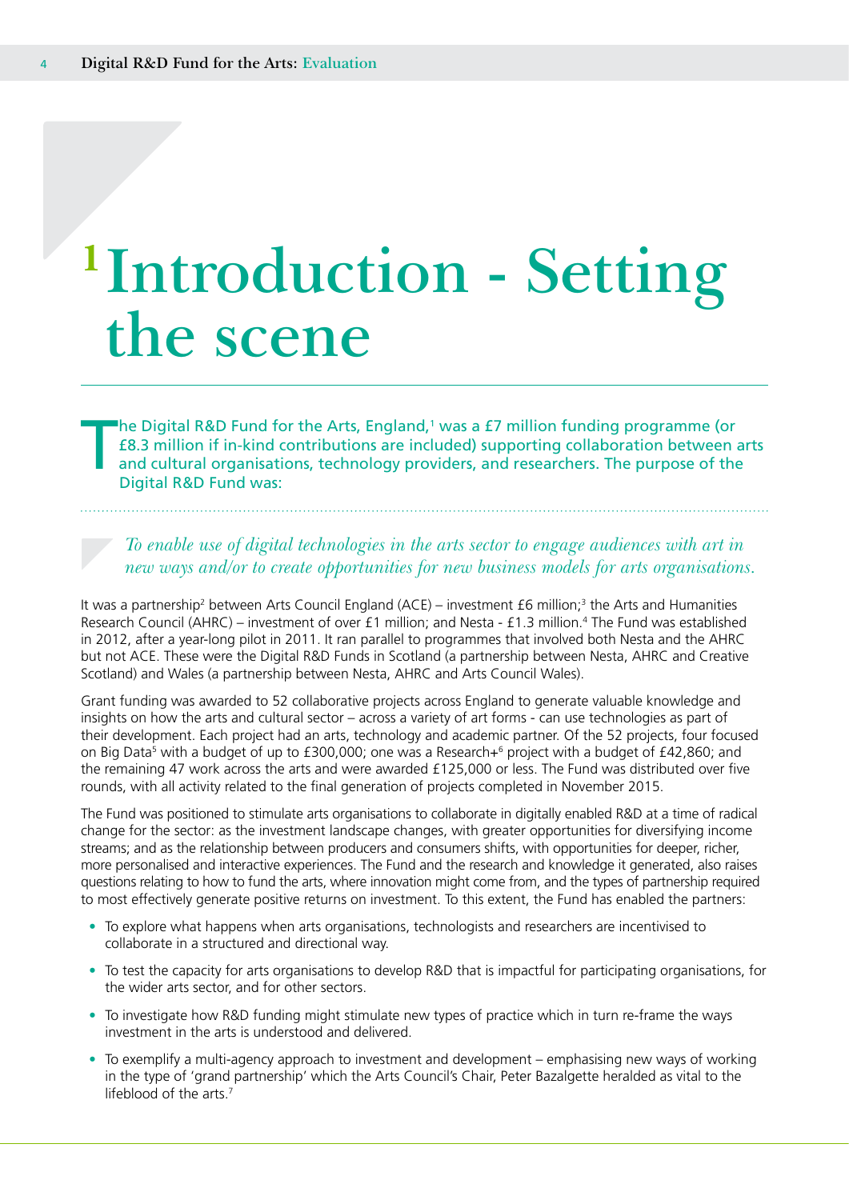# 1 Introduction - Setting the scene

The Digital R&D Fund for the Arts, England,[1] was a £7 million funding programme (or £8.3 million if in-kind contributions are included) supporting collaboration between arts and cultural organisations, technology providers, and researchers. The purpose of the Digital R&D Fund was:

*To enable use of digital technologies in the arts sector to engage audiences with art in new ways and/or to create opportunities for new business models for arts organisations.*

It was a partnership[2] between Arts Council England (ACE) – investment £6 million;[3] the Arts and Humanities Research Council (AHRC) – investment of over £1 million; and Nesta - £1.3 million.[4] The Fund was established in 2012, after a year-long pilot in 2011. It ran parallel to programmes that involved both Nesta and the AHRC but not ACE. These were the Digital R&D Funds in Scotland (a partnership between Nesta, AHRC and Creative Scotland) and Wales (a partnership between Nesta, AHRC and Arts Council Wales).

Grant funding was awarded to 52 collaborative projects across England to generate valuable knowledge and insights on how the arts and cultural sector – across a variety of art forms - can use technologies as part of their development. Each project had an arts, technology and academic partner. Of the 52 projects, four focused on Big Data[5] with a budget of up to £300,000; one was a Research+[6] project with a budget of £42,860; and the remaining 47 work across the arts and were awarded £125,000 or less. The Fund was distributed over five rounds, with all activity related to the final generation of projects completed in November 2015.

The Fund was positioned to stimulate arts organisations to collaborate in digitally enabled R&D at a time of radical change for the sector: as the investment landscape changes, with greater opportunities for diversifying income streams; and as the relationship between producers and consumers shifts, with opportunities for deeper, richer, more personalised and interactive experiences. The Fund and the research and knowledge it generated, also raises questions relating to how to fund the arts, where innovation might come from, and the types of partnership required to most effectively generate positive returns on investment. To this extent, the Fund has enabled the partners:

- To explore what happens when arts organisations, technologists and researchers are incentivised to collaborate in a structured and directional way.
- To test the capacity for arts organisations to develop R&D that is impactful for participating organisations, for the wider arts sector, and for other sectors.
- To investigate how R&D funding might stimulate new types of practice which in turn re-frame the ways investment in the arts is understood and delivered.
- To exemplify a multi-agency approach to investment and development – emphasising new ways of working in the type of 'grand partnership' which the Arts Council's Chair, Peter Bazalgette heralded as vital to the lifeblood of the arts.[7]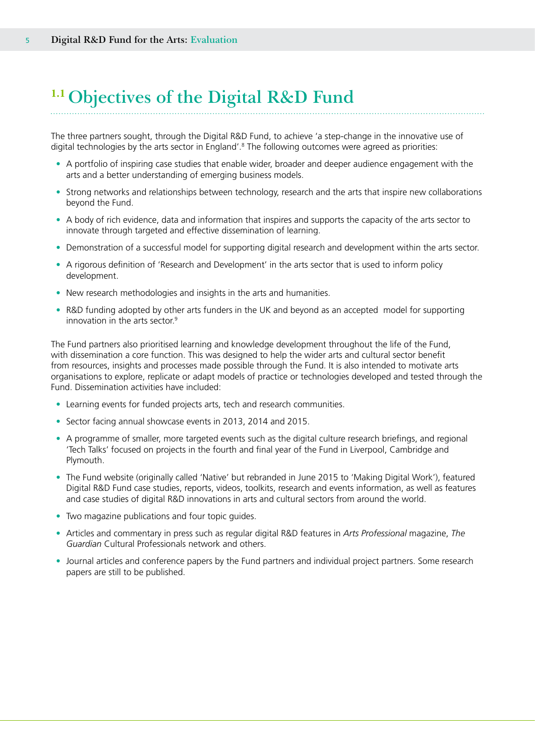## 1.1 Objectives of the Digital R&D Fund

The three partners sought, through the Digital R&D Fund, to achieve 'a step-change in the innovative use of digital technologies by the arts sector in England'.[8] The following outcomes were agreed as priorities:

- A portfolio of inspiring case studies that enable wider, broader and deeper audience engagement with the arts and a better understanding of emerging business models.
- Strong networks and relationships between technology, research and the arts that inspire new collaborations beyond the Fund.
- A body of rich evidence, data and information that inspires and supports the capacity of the arts sector to innovate through targeted and effective dissemination of learning.
- Demonstration of a successful model for supporting digital research and development within the arts sector.
- A rigorous definition of 'Research and Development' in the arts sector that is used to inform policy development.
- New research methodologies and insights in the arts and humanities.
- R&D funding adopted by other arts funders in the UK and beyond as an accepted model for supporting innovation in the arts sector.[9]

The Fund partners also prioritised learning and knowledge development throughout the life of the Fund, with dissemination a core function. This was designed to help the wider arts and cultural sector benefit from resources, insights and processes made possible through the Fund. It is also intended to motivate arts organisations to explore, replicate or adapt models of practice or technologies developed and tested through the Fund. Dissemination activities have included:

- Learning events for funded projects arts, tech and research communities.
- Sector facing annual showcase events in 2013, 2014 and 2015.
- A programme of smaller, more targeted events such as the digital culture research briefings, and regional 'Tech Talks' focused on projects in the fourth and final year of the Fund in Liverpool, Cambridge and Plymouth.
- The Fund website (originally called 'Native' but rebranded in June 2015 to 'Making Digital Work'), featured Digital R&D Fund case studies, reports, videos, toolkits, research and events information, as well as features and case studies of digital R&D innovations in arts and cultural sectors from around the world.
- Two magazine publications and four topic guides.
- Articles and commentary in press such as regular digital R&D features in *Arts Professional* magazine, *The Guardian* Cultural Professionals network and others.
- Journal articles and conference papers by the Fund partners and individual project partners. Some research papers are still to be published.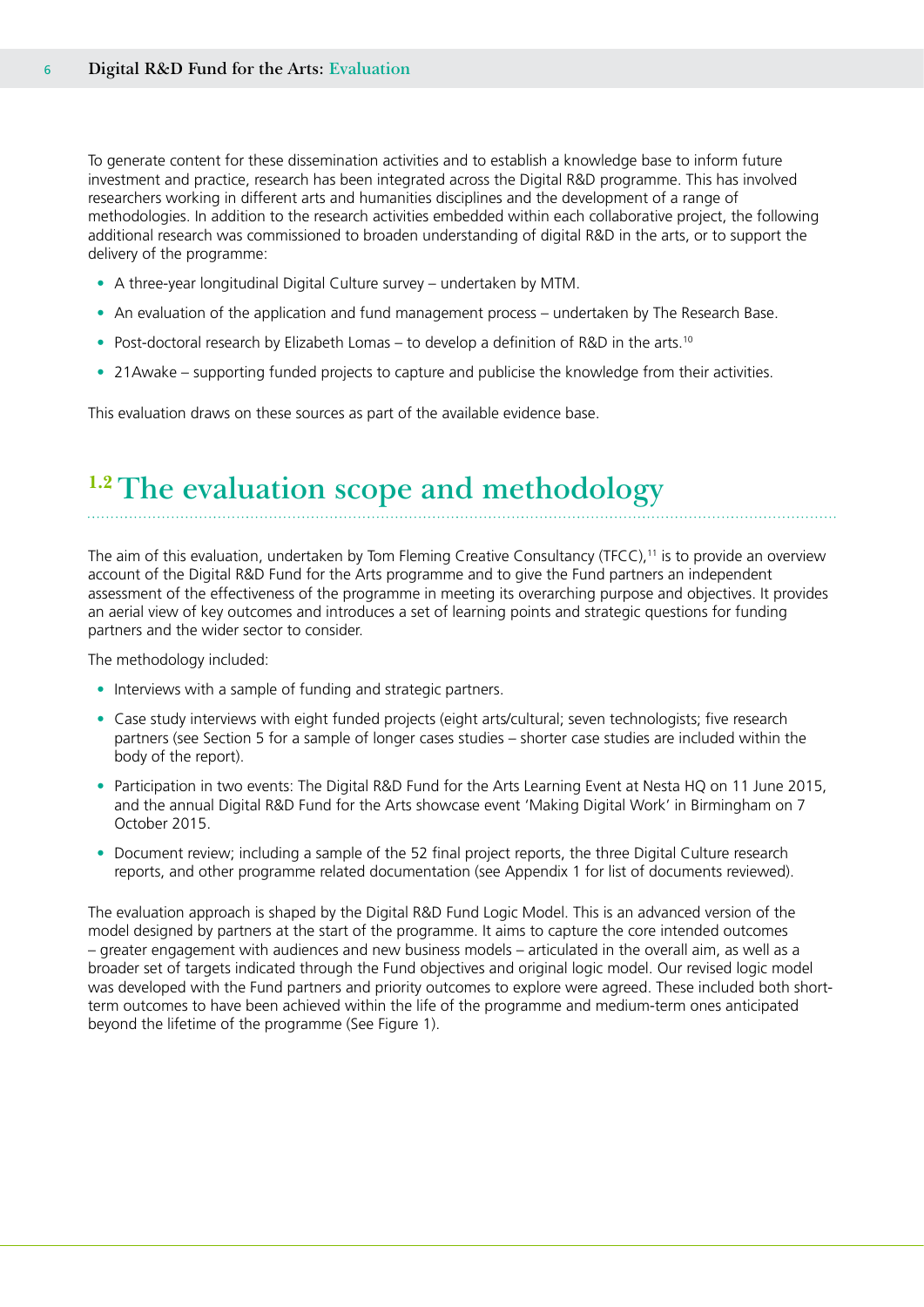To generate content for these dissemination activities and to establish a knowledge base to inform future investment and practice, research has been integrated across the Digital R&D programme. This has involved researchers working in different arts and humanities disciplines and the development of a range of methodologies. In addition to the research activities embedded within each collaborative project, the following additional research was commissioned to broaden understanding of digital R&D in the arts, or to support the delivery of the programme:

- A three-year longitudinal Digital Culture survey – undertaken by MTM.
- An evaluation of the application and fund management process – undertaken by The Research Base.
- Post-doctoral research by Elizabeth Lomas – to develop a definition of R&D in the arts.[10]
- 21Awake – supporting funded projects to capture and publicise the knowledge from their activities.

This evaluation draws on these sources as part of the available evidence base.

## 1.2 The evaluation scope and methodology

The aim of this evaluation, undertaken by Tom Fleming Creative Consultancy (TFCC),[11] is to provide an overview account of the Digital R&D Fund for the Arts programme and to give the Fund partners an independent assessment of the effectiveness of the programme in meeting its overarching purpose and objectives. It provides an aerial view of key outcomes and introduces a set of learning points and strategic questions for funding partners and the wider sector to consider.

The methodology included:

- Interviews with a sample of funding and strategic partners.
- Case study interviews with eight funded projects (eight arts/cultural; seven technologists; five research partners (see Section 5 for a sample of longer cases studies – shorter case studies are included within the body of the report).
- Participation in two events: The Digital R&D Fund for the Arts Learning Event at Nesta HQ on 11 June 2015, and the annual Digital R&D Fund for the Arts showcase event 'Making Digital Work' in Birmingham on 7 October 2015.
- Document review; including a sample of the 52 final project reports, the three Digital Culture research reports, and other programme related documentation (see Appendix 1 for list of documents reviewed).

The evaluation approach is shaped by the Digital R&D Fund Logic Model. This is an advanced version of the model designed by partners at the start of the programme. It aims to capture the core intended outcomes – greater engagement with audiences and new business models – articulated in the overall aim, as well as a broader set of targets indicated through the Fund objectives and original logic model. Our revised logic model was developed with the Fund partners and priority outcomes to explore were agreed. These included both short-term outcomes to have been achieved within the life of the programme and medium-term ones anticipated beyond the lifetime of the programme (See Figure 1).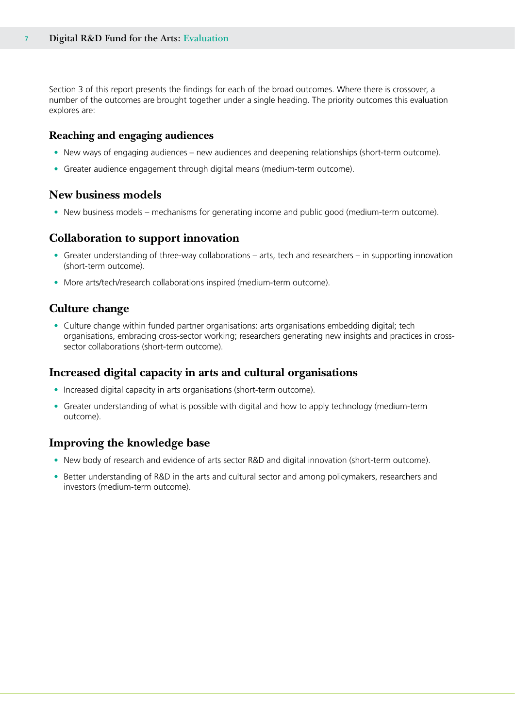Section 3 of this report presents the findings for each of the broad outcomes. Where there is crossover, a number of the outcomes are brought together under a single heading. The priority outcomes this evaluation explores are:

### Reaching and engaging audiences

- New ways of engaging audiences – new audiences and deepening relationships (short-term outcome).
- Greater audience engagement through digital means (medium-term outcome).

### New business models

- New business models – mechanisms for generating income and public good (medium-term outcome).

### Collaboration to support innovation

- Greater understanding of three-way collaborations – arts, tech and researchers – in supporting innovation (short-term outcome).
- More arts/tech/research collaborations inspired (medium-term outcome).

### Culture change

- Culture change within funded partner organisations: arts organisations embedding digital; tech organisations, embracing cross-sector working; researchers generating new insights and practices in cross-sector collaborations (short-term outcome).

### Increased digital capacity in arts and cultural organisations

- Increased digital capacity in arts organisations (short-term outcome).
- Greater understanding of what is possible with digital and how to apply technology (medium-term outcome).

### Improving the knowledge base

- New body of research and evidence of arts sector R&D and digital innovation (short-term outcome).
- Better understanding of R&D in the arts and cultural sector and among policymakers, researchers and investors (medium-term outcome).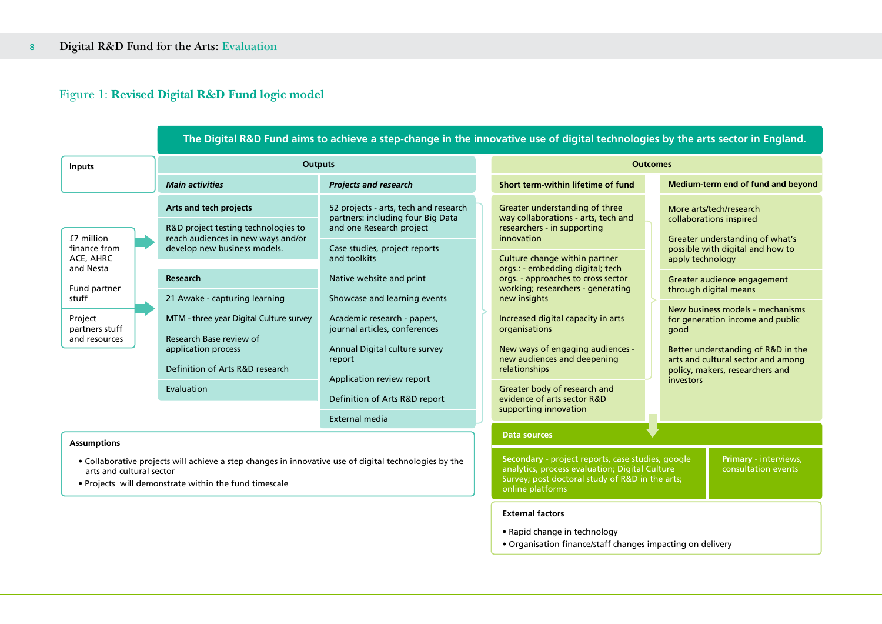## Figure 1: **Revised Digital R&D Fund logic model**

**The Digital R&D Fund aims to achieve a step-change in the innovative use of digital technologies by the arts sector in England.**

### Inputs

- £7 million finance from ACE, AHRC and Nesta
- Fund partner stuff
- Project partners stuff and resources

### Outputs

#### *Main activities*

**Arts and tech projects**

- R&D project testing technologies to reach audiences in new ways and/or develop new business models.

**Research**

- 21 Awake - capturing learning
- MTM - three year Digital Culture survey
- Research Base review of application process
- Definition of Arts R&D research
- Evaluation

#### *Projects and research*

- 52 projects - arts, tech and research partners: including four Big Data and one Research project
- Case studies, project reports and toolkits
- Native website and print
- Showcase and learning events
- Academic research - papers, journal articles, conferences
- Annual Digital culture survey report
- Application review report
- Definition of Arts R&D report
- External media

### Outcomes

#### Short term-within lifetime of fund

- Greater understanding of three way collaborations - arts, tech and researchers - in supporting innovation
- Culture change within partner orgs.: - embedding digital; tech orgs. - approaches to cross sector working; researchers - generating new insights
- Increased digital capacity in arts organisations
- New ways of engaging audiences - new audiences and deepening relationships
- Greater body of research and evidence of arts sector R&D supporting innovation

#### Medium-term end of fund and beyond

- More arts/tech/research collaborations inspired
- Greater understanding of what's possible with digital and how to apply technology
- Greater audience engagement through digital means
- New business models - mechanisms for generation income and public good
- Better understanding of R&D in the arts and cultural sector and among policy, makers, researchers and investors

### Assumptions

- Collaborative projects will achieve a step changes in innovative use of digital technologies by the arts and cultural sector
- Projects will demonstrate within the fund timescale

### Data sources

**Secondary** - project reports, case studies, google analytics, process evaluation; Digital Culture Survey; post doctoral study of R&D in the arts; online platforms

**Primary** - interviews, consultation events

### External factors

- Rapid change in technology
- Organisation finance/staff changes impacting on delivery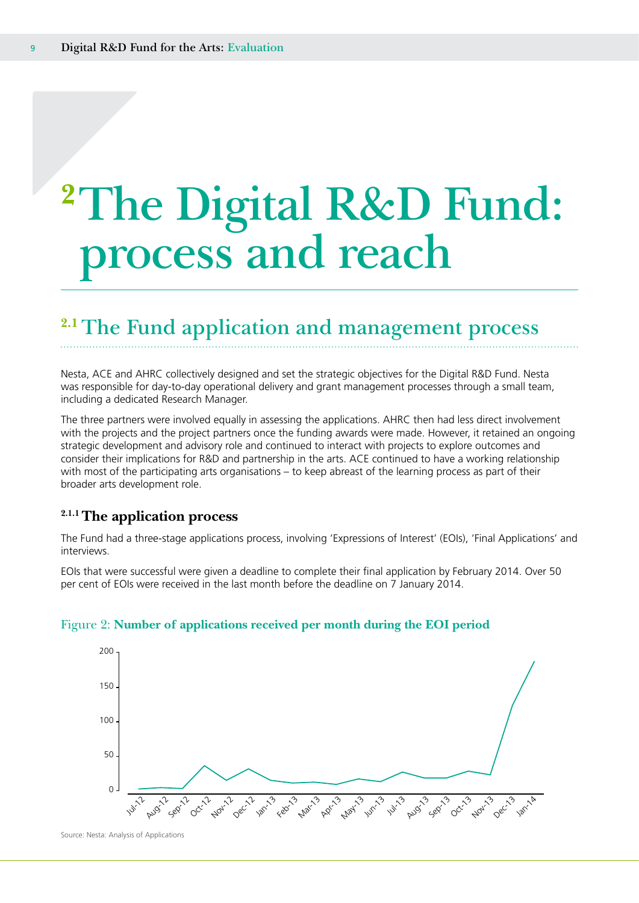# 2 The Digital R&D Fund: process and reach

## 2.1 The Fund application and management process

Nesta, ACE and AHRC collectively designed and set the strategic objectives for the Digital R&D Fund. Nesta was responsible for day-to-day operational delivery and grant management processes through a small team, including a dedicated Research Manager.

The three partners were involved equally in assessing the applications. AHRC then had less direct involvement with the projects and the project partners once the funding awards were made. However, it retained an ongoing strategic development and advisory role and continued to interact with projects to explore outcomes and consider their implications for R&D and partnership in the arts. ACE continued to have a working relationship with most of the participating arts organisations – to keep abreast of the learning process as part of their broader arts development role.

### 2.1.1 The application process

The Fund had a three-stage applications process, involving 'Expressions of Interest' (EOIs), 'Final Applications' and interviews.

EOIs that were successful were given a deadline to complete their final application by February 2014. Over 50 per cent of EOIs were received in the last month before the deadline on 7 January 2014.

Figure 2: **Number of applications received per month during the EOI period**

Source: Nesta: Analysis of Applications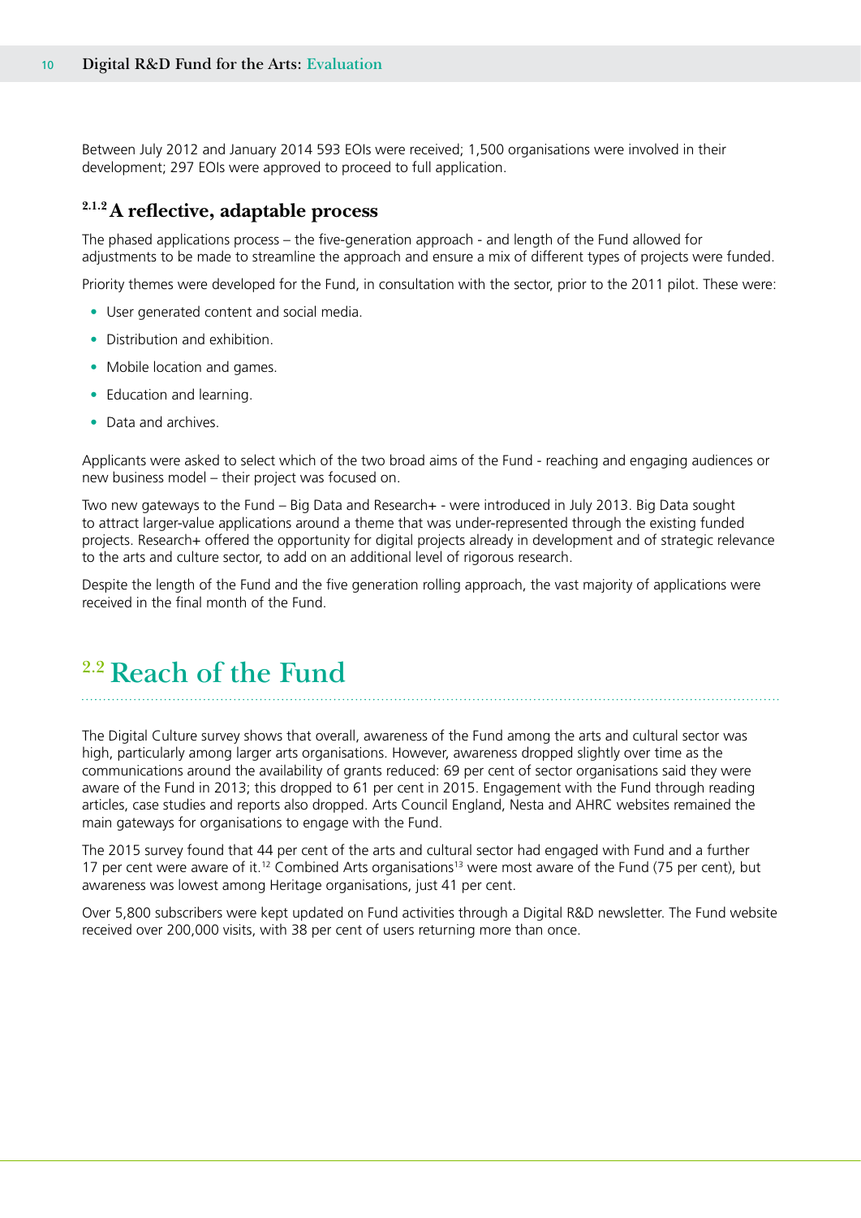Between July 2012 and January 2014 593 EOIs were received; 1,500 organisations were involved in their development; 297 EOIs were approved to proceed to full application.

### 2.1.2 A reflective, adaptable process

The phased applications process – the five-generation approach - and length of the Fund allowed for adjustments to be made to streamline the approach and ensure a mix of different types of projects were funded.

Priority themes were developed for the Fund, in consultation with the sector, prior to the 2011 pilot. These were:

- User generated content and social media.
- Distribution and exhibition.
- Mobile location and games.
- Education and learning.
- Data and archives.

Applicants were asked to select which of the two broad aims of the Fund - reaching and engaging audiences or new business model – their project was focused on.

Two new gateways to the Fund – Big Data and Research+ - were introduced in July 2013. Big Data sought to attract larger-value applications around a theme that was under-represented through the existing funded projects. Research+ offered the opportunity for digital projects already in development and of strategic relevance to the arts and culture sector, to add on an additional level of rigorous research.

Despite the length of the Fund and the five generation rolling approach, the vast majority of applications were received in the final month of the Fund.

## 2.2 Reach of the Fund

The Digital Culture survey shows that overall, awareness of the Fund among the arts and cultural sector was high, particularly among larger arts organisations. However, awareness dropped slightly over time as the communications around the availability of grants reduced: 69 per cent of sector organisations said they were aware of the Fund in 2013; this dropped to 61 per cent in 2015. Engagement with the Fund through reading articles, case studies and reports also dropped. Arts Council England, Nesta and AHRC websites remained the main gateways for organisations to engage with the Fund.

The 2015 survey found that 44 per cent of the arts and cultural sector had engaged with Fund and a further 17 per cent were aware of it.[12] Combined Arts organisations[13] were most aware of the Fund (75 per cent), but awareness was lowest among Heritage organisations, just 41 per cent.

Over 5,800 subscribers were kept updated on Fund activities through a Digital R&D newsletter. The Fund website received over 200,000 visits, with 38 per cent of users returning more than once.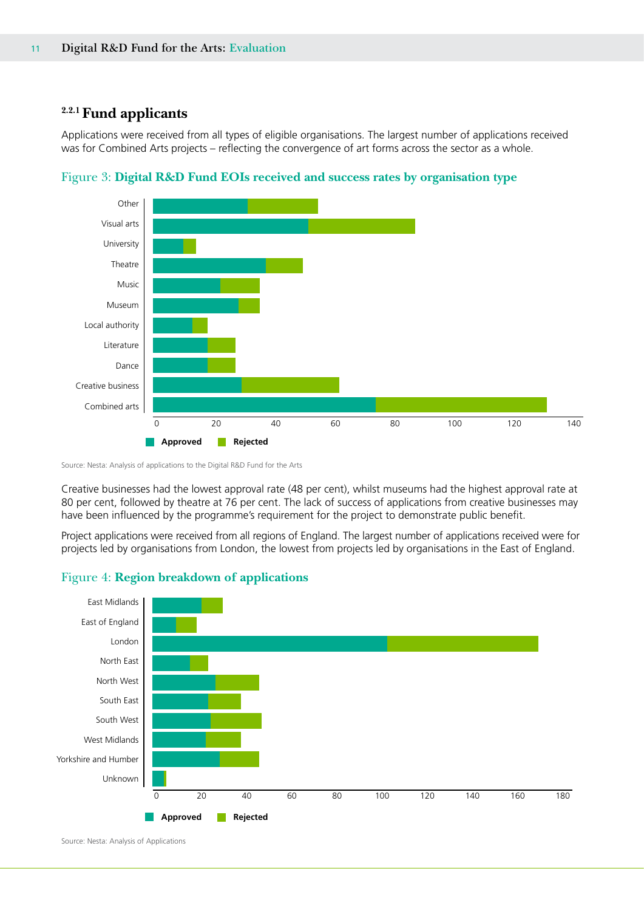### 2.2.1 Fund applicants

Applications were received from all types of eligible organisations. The largest number of applications received was for Combined Arts projects – reflecting the convergence of art forms across the sector as a whole.

Figure 3: **Digital R&D Fund EOIs received and success rates by organisation type**

Source: Nesta: Analysis of applications to the Digital R&D Fund for the Arts

Creative businesses had the lowest approval rate (48 per cent), whilst museums had the highest approval rate at 80 per cent, followed by theatre at 76 per cent. The lack of success of applications from creative businesses may have been influenced by the programme's requirement for the project to demonstrate public benefit.

Project applications were received from all regions of England. The largest number of applications received were for projects led by organisations from London, the lowest from projects led by organisations in the East of England.

Figure 4: **Region breakdown of applications**

Source: Nesta: Analysis of Applications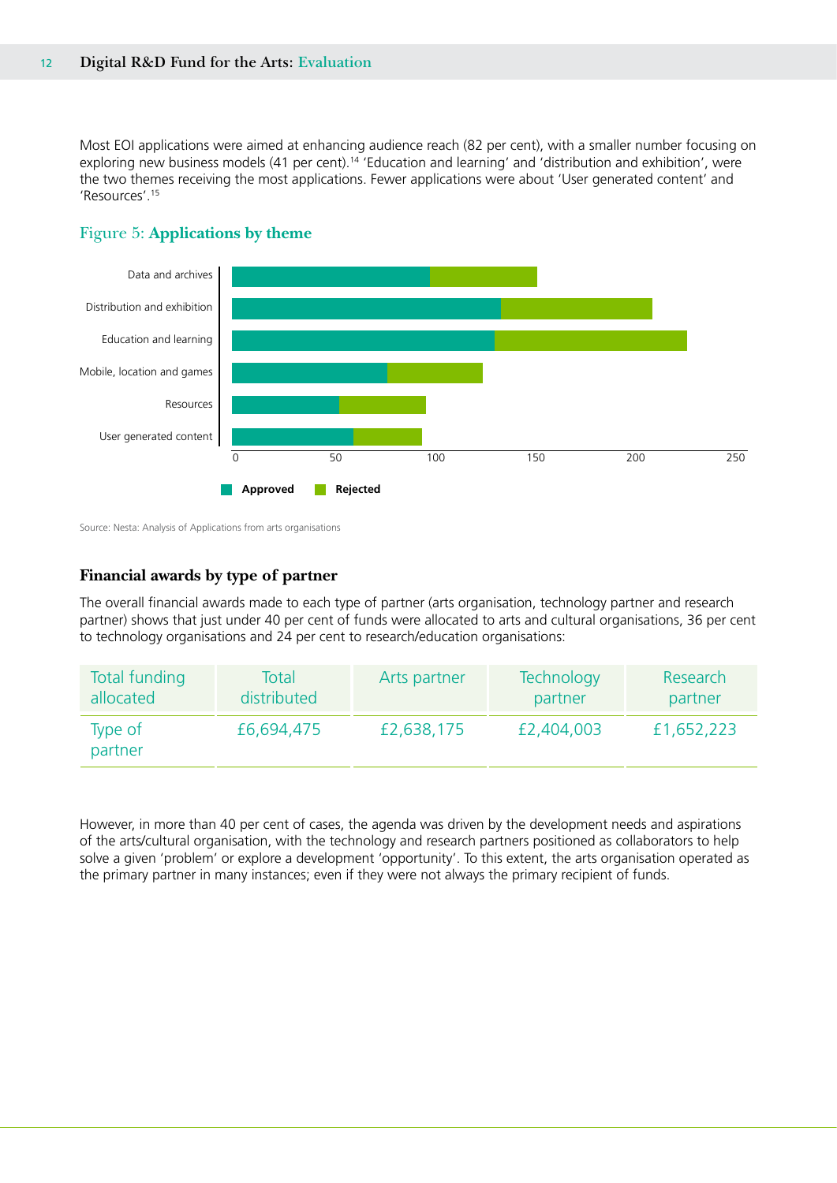Most EOI applications were aimed at enhancing audience reach (82 per cent), with a smaller number focusing on exploring new business models (41 per cent).[14] 'Education and learning' and 'distribution and exhibition', were the two themes receiving the most applications. Fewer applications were about 'User generated content' and 'Resources'.[15]

## Figure 5: Applications by theme

Source: Nesta: Analysis of Applications from arts organisations

### Financial awards by type of partner

The overall financial awards made to each type of partner (arts organisation, technology partner and research partner) shows that just under 40 per cent of funds were allocated to arts and cultural organisations, 36 per cent to technology organisations and 24 per cent to research/education organisations:

| Total funding allocated | Total distributed | Arts partner | Technology partner | Research partner |
|---|---|---|---|---|
| Type of partner | £6,694,475 | £2,638,175 | £2,404,003 | £1,652,223 |

However, in more than 40 per cent of cases, the agenda was driven by the development needs and aspirations of the arts/cultural organisation, with the technology and research partners positioned as collaborators to help solve a given 'problem' or explore a development 'opportunity'. To this extent, the arts organisation operated as the primary partner in many instances; even if they were not always the primary recipient of funds.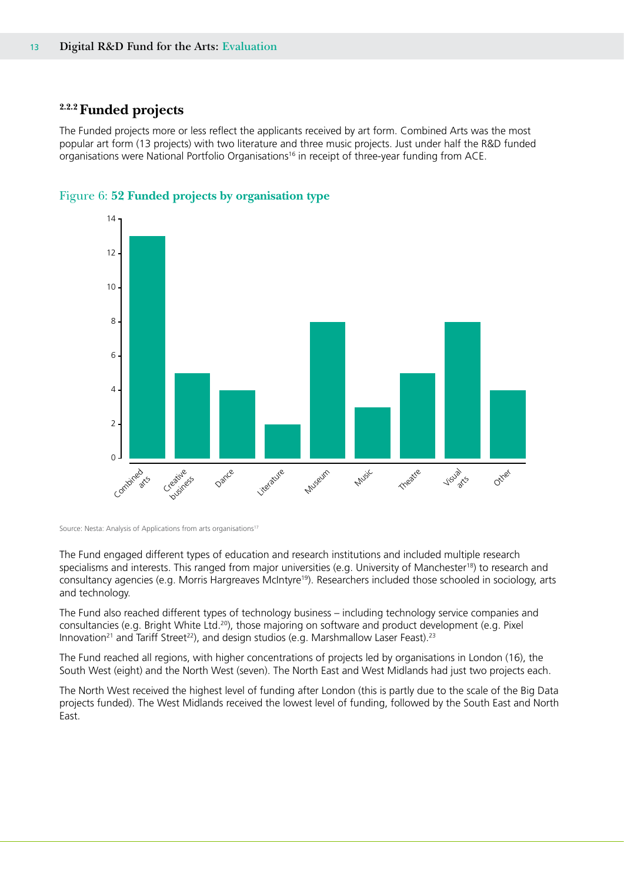### 2.2.2 Funded projects

The Funded projects more or less reflect the applicants received by art form. Combined Arts was the most popular art form (13 projects) with two literature and three music projects. Just under half the R&D funded organisations were National Portfolio Organisations[16] in receipt of three-year funding from ACE.

Figure 6: **52 Funded projects by organisation type**

| Organisation type | Funded projects |
|---|---|
| Combined arts | 13 |
| Creative business | 5 |
| Dance | 4 |
| Literature | 2 |
| Museum | 8 |
| Music | 3 |
| Theatre | 5 |
| Visual arts | 8 |
| Other | 4 |

Source: Nesta: Analysis of Applications from arts organisations[17]

The Fund engaged different types of education and research institutions and included multiple research specialisms and interests. This ranged from major universities (e.g. University of Manchester[18]) to research and consultancy agencies (e.g. Morris Hargreaves McIntyre[19]). Researchers included those schooled in sociology, arts and technology.

The Fund also reached different types of technology business – including technology service companies and consultancies (e.g. Bright White Ltd.[20]), those majoring on software and product development (e.g. Pixel Innovation[21] and Tariff Street[22]), and design studios (e.g. Marshmallow Laser Feast).[23]

The Fund reached all regions, with higher concentrations of projects led by organisations in London (16), the South West (eight) and the North West (seven). The North East and West Midlands had just two projects each.

The North West received the highest level of funding after London (this is partly due to the scale of the Big Data projects funded). The West Midlands received the lowest level of funding, followed by the South East and North East.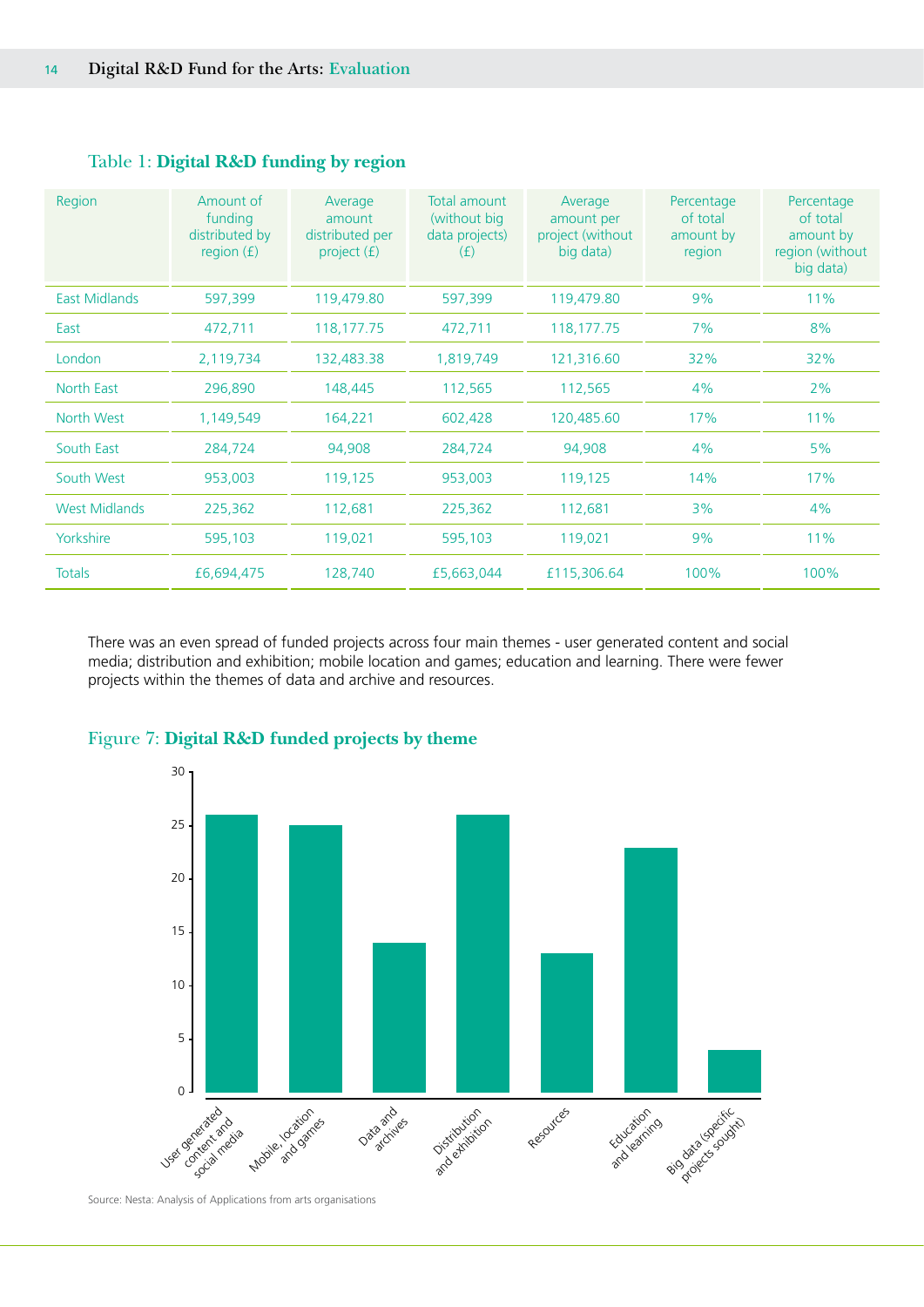Table 1: **Digital R&D funding by region**

| Region | Amount of funding distributed by region (£) | Average amount distributed per project (£) | Total amount (without big data projects) (£) | Average amount per project (without big data) | Percentage of total amount by region | Percentage of total amount by region (without big data) |
|---|---|---|---|---|---|---|
| East Midlands | 597,399 | 119,479.80 | 597,399 | 119,479.80 | 9% | 11% |
| East | 472,711 | 118,177.75 | 472,711 | 118,177.75 | 7% | 8% |
| London | 2,119,734 | 132,483.38 | 1,819,749 | 121,316.60 | 32% | 32% |
| North East | 296,890 | 148,445 | 112,565 | 112,565 | 4% | 2% |
| North West | 1,149,549 | 164,221 | 602,428 | 120,485.60 | 17% | 11% |
| South East | 284,724 | 94,908 | 284,724 | 94,908 | 4% | 5% |
| South West | 953,003 | 119,125 | 953,003 | 119,125 | 14% | 17% |
| West Midlands | 225,362 | 112,681 | 225,362 | 112,681 | 3% | 4% |
| Yorkshire | 595,103 | 119,021 | 595,103 | 119,021 | 9% | 11% |
| Totals | £6,694,475 | 128,740 | £5,663,044 | £115,306.64 | 100% | 100% |

There was an even spread of funded projects across four main themes - user generated content and social media; distribution and exhibition; mobile location and games; education and learning. There were fewer projects within the themes of data and archive and resources.

Figure 7: **Digital R&D funded projects by theme**

| Theme | Number of projects |
|---|---|
| User generated content and social media | 26 |
| Mobile, location and games | 25 |
| Data and archives | 14 |
| Distribution and exhibition | 26 |
| Resources | 13 |
| Education and learning | 23 |
| Big data (specific projects sought) | 4 |

Source: Nesta: Analysis of Applications from arts organisations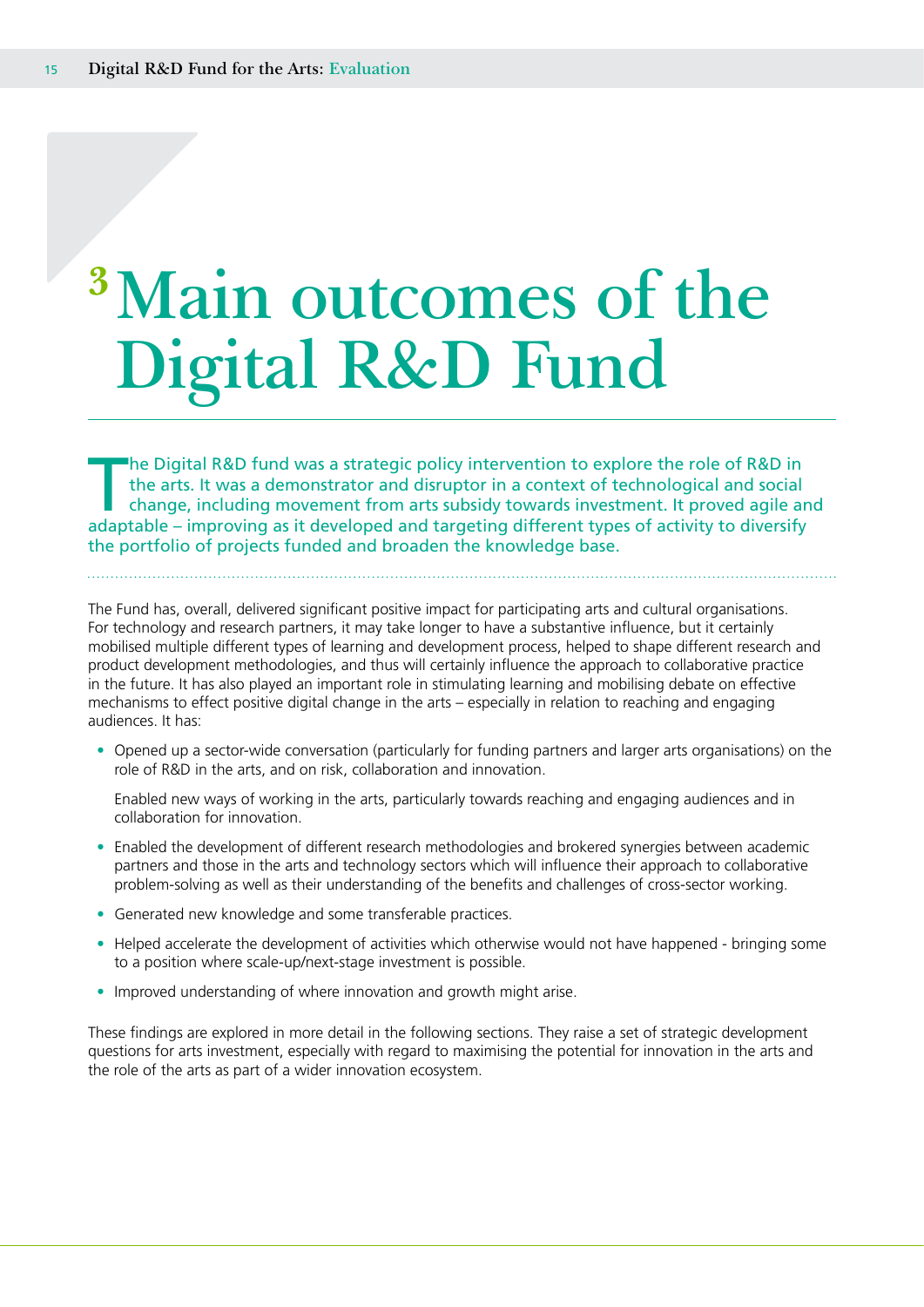# 3 Main outcomes of the Digital R&D Fund

The Digital R&D fund was a strategic policy intervention to explore the role of R&D in the arts. It was a demonstrator and disruptor in a context of technological and social change, including movement from arts subsidy towards investment. It proved agile and adaptable – improving as it developed and targeting different types of activity to diversify the portfolio of projects funded and broaden the knowledge base.

The Fund has, overall, delivered significant positive impact for participating arts and cultural organisations. For technology and research partners, it may take longer to have a substantive influence, but it certainly mobilised multiple different types of learning and development process, helped to shape different research and product development methodologies, and thus will certainly influence the approach to collaborative practice in the future. It has also played an important role in stimulating learning and mobilising debate on effective mechanisms to effect positive digital change in the arts – especially in relation to reaching and engaging audiences. It has:

- Opened up a sector-wide conversation (particularly for funding partners and larger arts organisations) on the role of R&D in the arts, and on risk, collaboration and innovation.

  Enabled new ways of working in the arts, particularly towards reaching and engaging audiences and in collaboration for innovation.

- Enabled the development of different research methodologies and brokered synergies between academic partners and those in the arts and technology sectors which will influence their approach to collaborative problem-solving as well as their understanding of the benefits and challenges of cross-sector working.
- Generated new knowledge and some transferable practices.
- Helped accelerate the development of activities which otherwise would not have happened - bringing some to a position where scale-up/next-stage investment is possible.
- Improved understanding of where innovation and growth might arise.

These findings are explored in more detail in the following sections. They raise a set of strategic development questions for arts investment, especially with regard to maximising the potential for innovation in the arts and the role of the arts as part of a wider innovation ecosystem.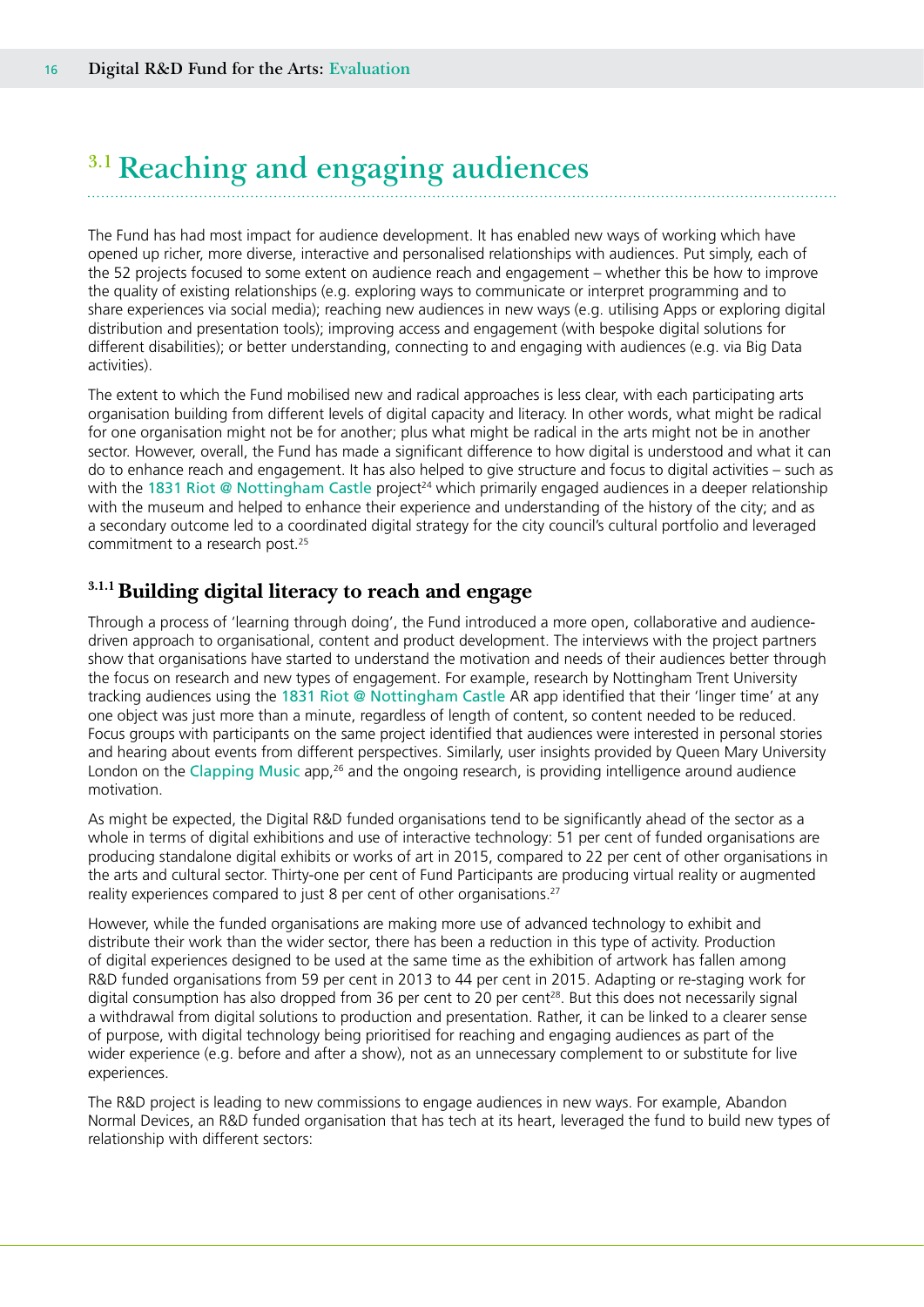## 3.1 Reaching and engaging audiences

The Fund has had most impact for audience development. It has enabled new ways of working which have opened up richer, more diverse, interactive and personalised relationships with audiences. Put simply, each of the 52 projects focused to some extent on audience reach and engagement – whether this be how to improve the quality of existing relationships (e.g. exploring ways to communicate or interpret programming and to share experiences via social media); reaching new audiences in new ways (e.g. utilising Apps or exploring digital distribution and presentation tools); improving access and engagement (with bespoke digital solutions for different disabilities); or better understanding, connecting to and engaging with audiences (e.g. via Big Data activities).

The extent to which the Fund mobilised new and radical approaches is less clear, with each participating arts organisation building from different levels of digital capacity and literacy. In other words, what might be radical for one organisation might not be for another; plus what might be radical in the arts might not be in another sector. However, overall, the Fund has made a significant difference to how digital is understood and what it can do to enhance reach and engagement. It has also helped to give structure and focus to digital activities – such as with the 1831 Riot @ Nottingham Castle project[24] which primarily engaged audiences in a deeper relationship with the museum and helped to enhance their experience and understanding of the history of the city; and as a secondary outcome led to a coordinated digital strategy for the city council's cultural portfolio and leveraged commitment to a research post.[25]

### 3.1.1 Building digital literacy to reach and engage

Through a process of 'learning through doing', the Fund introduced a more open, collaborative and audience-driven approach to organisational, content and product development. The interviews with the project partners show that organisations have started to understand the motivation and needs of their audiences better through the focus on research and new types of engagement. For example, research by Nottingham Trent University tracking audiences using the 1831 Riot @ Nottingham Castle AR app identified that their 'linger time' at any one object was just more than a minute, regardless of length of content, so content needed to be reduced. Focus groups with participants on the same project identified that audiences were interested in personal stories and hearing about events from different perspectives. Similarly, user insights provided by Queen Mary University London on the Clapping Music app,[26] and the ongoing research, is providing intelligence around audience motivation.

As might be expected, the Digital R&D funded organisations tend to be significantly ahead of the sector as a whole in terms of digital exhibitions and use of interactive technology: 51 per cent of funded organisations are producing standalone digital exhibits or works of art in 2015, compared to 22 per cent of other organisations in the arts and cultural sector. Thirty-one per cent of Fund Participants are producing virtual reality or augmented reality experiences compared to just 8 per cent of other organisations.[27]

However, while the funded organisations are making more use of advanced technology to exhibit and distribute their work than the wider sector, there has been a reduction in this type of activity. Production of digital experiences designed to be used at the same time as the exhibition of artwork has fallen among R&D funded organisations from 59 per cent in 2013 to 44 per cent in 2015. Adapting or re-staging work for digital consumption has also dropped from 36 per cent to 20 per cent[28]. But this does not necessarily signal a withdrawal from digital solutions to production and presentation. Rather, it can be linked to a clearer sense of purpose, with digital technology being prioritised for reaching and engaging audiences as part of the wider experience (e.g. before and after a show), not as an unnecessary complement to or substitute for live experiences.

The R&D project is leading to new commissions to engage audiences in new ways. For example, Abandon Normal Devices, an R&D funded organisation that has tech at its heart, leveraged the fund to build new types of relationship with different sectors: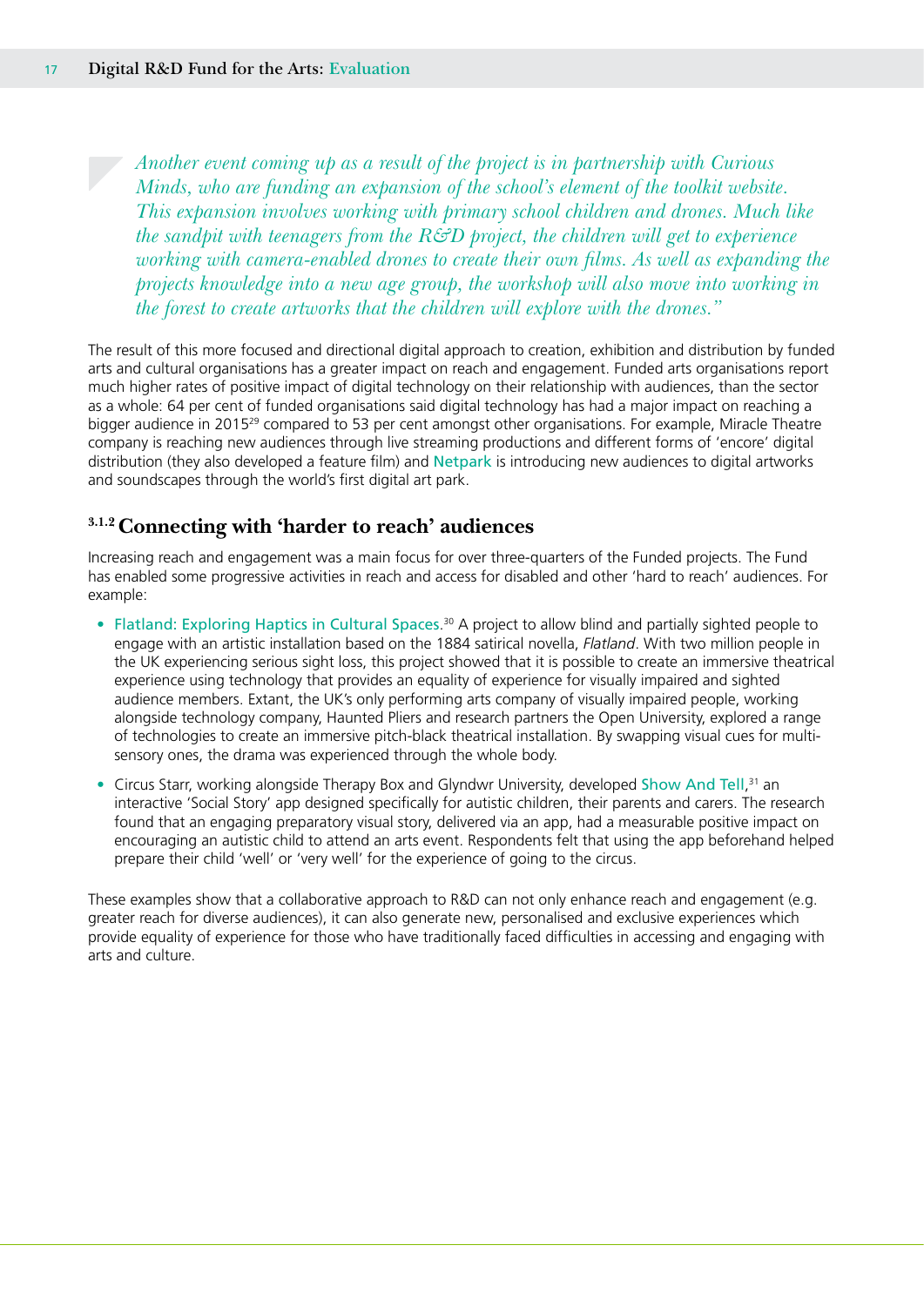*Another event coming up as a result of the project is in partnership with Curious Minds, who are funding an expansion of the school's element of the toolkit website. This expansion involves working with primary school children and drones. Much like the sandpit with teenagers from the R&D project, the children will get to experience working with camera-enabled drones to create their own films. As well as expanding the projects knowledge into a new age group, the workshop will also move into working in the forest to create artworks that the children will explore with the drones."*

The result of this more focused and directional digital approach to creation, exhibition and distribution by funded arts and cultural organisations has a greater impact on reach and engagement. Funded arts organisations report much higher rates of positive impact of digital technology on their relationship with audiences, than the sector as a whole: 64 per cent of funded organisations said digital technology has had a major impact on reaching a bigger audience in 2015[29] compared to 53 per cent amongst other organisations. For example, Miracle Theatre company is reaching new audiences through live streaming productions and different forms of 'encore' digital distribution (they also developed a feature film) and Netpark is introducing new audiences to digital artworks and soundscapes through the world's first digital art park.

### 3.1.2 Connecting with 'harder to reach' audiences

Increasing reach and engagement was a main focus for over three-quarters of the Funded projects. The Fund has enabled some progressive activities in reach and access for disabled and other 'hard to reach' audiences. For example:

- Flatland: Exploring Haptics in Cultural Spaces.[30] A project to allow blind and partially sighted people to engage with an artistic installation based on the 1884 satirical novella, *Flatland*. With two million people in the UK experiencing serious sight loss, this project showed that it is possible to create an immersive theatrical experience using technology that provides an equality of experience for visually impaired and sighted audience members. Extant, the UK's only performing arts company of visually impaired people, working alongside technology company, Haunted Pliers and research partners the Open University, explored a range of technologies to create an immersive pitch-black theatrical installation. By swapping visual cues for multi-sensory ones, the drama was experienced through the whole body.
- Circus Starr, working alongside Therapy Box and Glyndwr University, developed Show And Tell,[31] an interactive 'Social Story' app designed specifically for autistic children, their parents and carers. The research found that an engaging preparatory visual story, delivered via an app, had a measurable positive impact on encouraging an autistic child to attend an arts event. Respondents felt that using the app beforehand helped prepare their child 'well' or 'very well' for the experience of going to the circus.

These examples show that a collaborative approach to R&D can not only enhance reach and engagement (e.g. greater reach for diverse audiences), it can also generate new, personalised and exclusive experiences which provide equality of experience for those who have traditionally faced difficulties in accessing and engaging with arts and culture.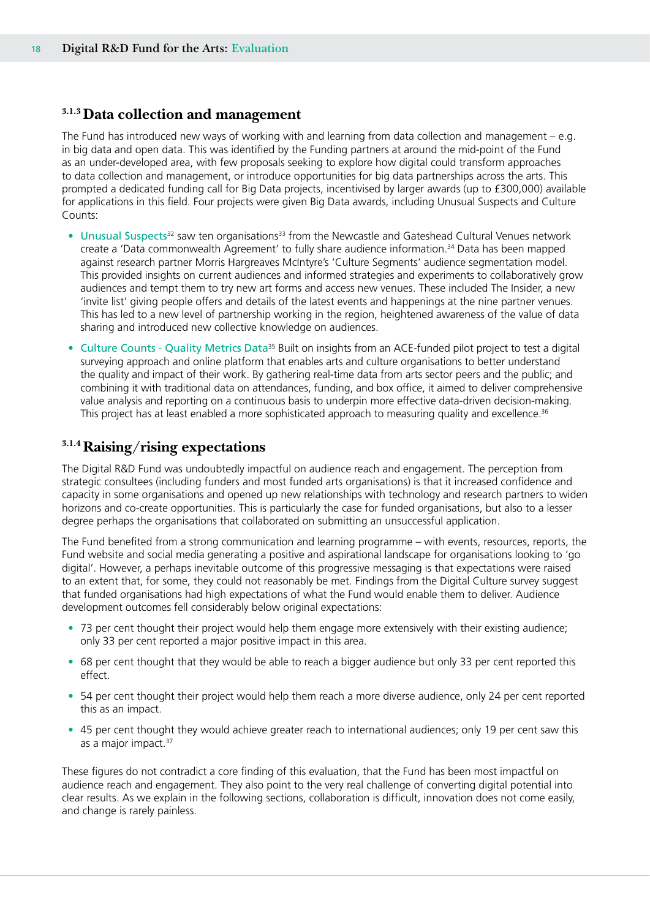### 3.1.3 Data collection and management

The Fund has introduced new ways of working with and learning from data collection and management – e.g. in big data and open data. This was identified by the Funding partners at around the mid-point of the Fund as an under-developed area, with few proposals seeking to explore how digital could transform approaches to data collection and management, or introduce opportunities for big data partnerships across the arts. This prompted a dedicated funding call for Big Data projects, incentivised by larger awards (up to £300,000) available for applications in this field. Four projects were given Big Data awards, including Unusual Suspects and Culture Counts:

- Unusual Suspects[32] saw ten organisations[33] from the Newcastle and Gateshead Cultural Venues network create a 'Data commonwealth Agreement' to fully share audience information.[34] Data has been mapped against research partner Morris Hargreaves McIntyre's 'Culture Segments' audience segmentation model. This provided insights on current audiences and informed strategies and experiments to collaboratively grow audiences and tempt them to try new art forms and access new venues. These included The Insider, a new 'invite list' giving people offers and details of the latest events and happenings at the nine partner venues. This has led to a new level of partnership working in the region, heightened awareness of the value of data sharing and introduced new collective knowledge on audiences.
- Culture Counts - Quality Metrics Data[35] Built on insights from an ACE-funded pilot project to test a digital surveying approach and online platform that enables arts and culture organisations to better understand the quality and impact of their work. By gathering real-time data from arts sector peers and the public; and combining it with traditional data on attendances, funding, and box office, it aimed to deliver comprehensive value analysis and reporting on a continuous basis to underpin more effective data-driven decision-making. This project has at least enabled a more sophisticated approach to measuring quality and excellence.[36]

### 3.1.4 Raising/rising expectations

The Digital R&D Fund was undoubtedly impactful on audience reach and engagement. The perception from strategic consultees (including funders and most funded arts organisations) is that it increased confidence and capacity in some organisations and opened up new relationships with technology and research partners to widen horizons and co-create opportunities. This is particularly the case for funded organisations, but also to a lesser degree perhaps the organisations that collaborated on submitting an unsuccessful application.

The Fund benefited from a strong communication and learning programme – with events, resources, reports, the Fund website and social media generating a positive and aspirational landscape for organisations looking to 'go digital'. However, a perhaps inevitable outcome of this progressive messaging is that expectations were raised to an extent that, for some, they could not reasonably be met. Findings from the Digital Culture survey suggest that funded organisations had high expectations of what the Fund would enable them to deliver. Audience development outcomes fell considerably below original expectations:

- 73 per cent thought their project would help them engage more extensively with their existing audience; only 33 per cent reported a major positive impact in this area.
- 68 per cent thought that they would be able to reach a bigger audience but only 33 per cent reported this effect.
- 54 per cent thought their project would help them reach a more diverse audience, only 24 per cent reported this as an impact.
- 45 per cent thought they would achieve greater reach to international audiences; only 19 per cent saw this as a major impact.[37]

These figures do not contradict a core finding of this evaluation, that the Fund has been most impactful on audience reach and engagement. They also point to the very real challenge of converting digital potential into clear results. As we explain in the following sections, collaboration is difficult, innovation does not come easily, and change is rarely painless.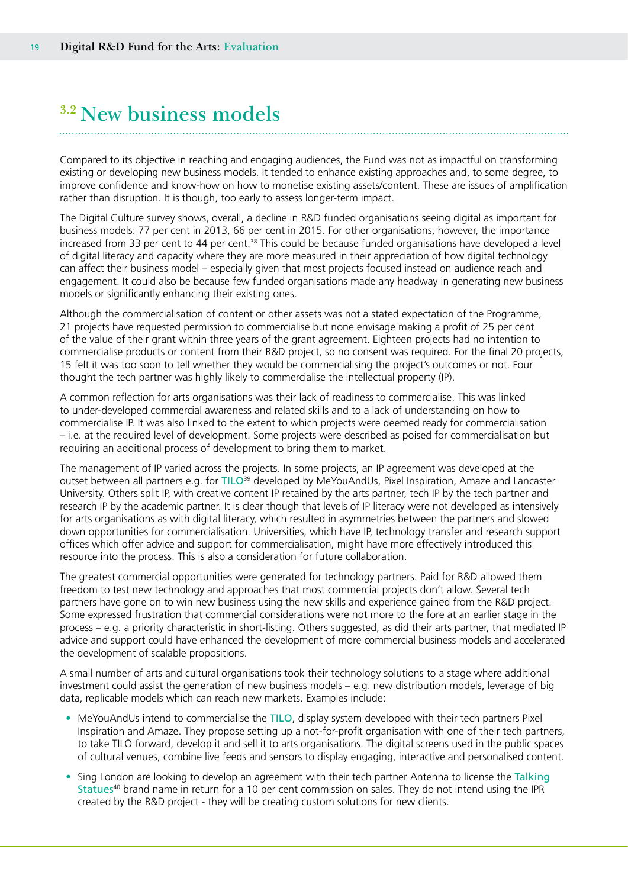## 3.2 New business models

Compared to its objective in reaching and engaging audiences, the Fund was not as impactful on transforming existing or developing new business models. It tended to enhance existing approaches and, to some degree, to improve confidence and know-how on how to monetise existing assets/content. These are issues of amplification rather than disruption. It is though, too early to assess longer-term impact.

The Digital Culture survey shows, overall, a decline in R&D funded organisations seeing digital as important for business models: 77 per cent in 2013, 66 per cent in 2015. For other organisations, however, the importance increased from 33 per cent to 44 per cent.[38] This could be because funded organisations have developed a level of digital literacy and capacity where they are more measured in their appreciation of how digital technology can affect their business model – especially given that most projects focused instead on audience reach and engagement. It could also be because few funded organisations made any headway in generating new business models or significantly enhancing their existing ones.

Although the commercialisation of content or other assets was not a stated expectation of the Programme, 21 projects have requested permission to commercialise but none envisage making a profit of 25 per cent of the value of their grant within three years of the grant agreement. Eighteen projects had no intention to commercialise products or content from their R&D project, so no consent was required. For the final 20 projects, 15 felt it was too soon to tell whether they would be commercialising the project's outcomes or not. Four thought the tech partner was highly likely to commercialise the intellectual property (IP).

A common reflection for arts organisations was their lack of readiness to commercialise. This was linked to under-developed commercial awareness and related skills and to a lack of understanding on how to commercialise IP. It was also linked to the extent to which projects were deemed ready for commercialisation – i.e. at the required level of development. Some projects were described as poised for commercialisation but requiring an additional process of development to bring them to market.

The management of IP varied across the projects. In some projects, an IP agreement was developed at the outset between all partners e.g. for TILO[39] developed by MeYouAndUs, Pixel Inspiration, Amaze and Lancaster University. Others split IP, with creative content IP retained by the arts partner, tech IP by the tech partner and research IP by the academic partner. It is clear though that levels of IP literacy were not developed as intensively for arts organisations as with digital literacy, which resulted in asymmetries between the partners and slowed down opportunities for commercialisation. Universities, which have IP, technology transfer and research support offices which offer advice and support for commercialisation, might have more effectively introduced this resource into the process. This is also a consideration for future collaboration.

The greatest commercial opportunities were generated for technology partners. Paid for R&D allowed them freedom to test new technology and approaches that most commercial projects don't allow. Several tech partners have gone on to win new business using the new skills and experience gained from the R&D project. Some expressed frustration that commercial considerations were not more to the fore at an earlier stage in the process – e.g. a priority characteristic in short-listing. Others suggested, as did their arts partner, that mediated IP advice and support could have enhanced the development of more commercial business models and accelerated the development of scalable propositions.

A small number of arts and cultural organisations took their technology solutions to a stage where additional investment could assist the generation of new business models – e.g. new distribution models, leverage of big data, replicable models which can reach new markets. Examples include:

- MeYouAndUs intend to commercialise the TILO, display system developed with their tech partners Pixel Inspiration and Amaze. They propose setting up a not-for-profit organisation with one of their tech partners, to take TILO forward, develop it and sell it to arts organisations. The digital screens used in the public spaces of cultural venues, combine live feeds and sensors to display engaging, interactive and personalised content.
- Sing London are looking to develop an agreement with their tech partner Antenna to license the Talking Statues[40] brand name in return for a 10 per cent commission on sales. They do not intend using the IPR created by the R&D project - they will be creating custom solutions for new clients.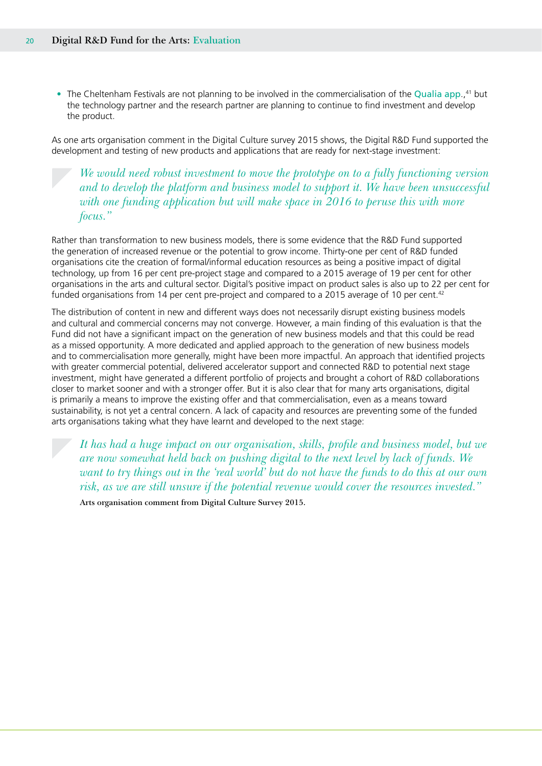- The Cheltenham Festivals are not planning to be involved in the commercialisation of the Qualia app.,[41] but the technology partner and the research partner are planning to continue to find investment and develop the product.

As one arts organisation comment in the Digital Culture survey 2015 shows, the Digital R&D Fund supported the development and testing of new products and applications that are ready for next-stage investment:

> *We would need robust investment to move the prototype on to a fully functioning version and to develop the platform and business model to support it. We have been unsuccessful with one funding application but will make space in 2016 to peruse this with more focus."*

Rather than transformation to new business models, there is some evidence that the R&D Fund supported the generation of increased revenue or the potential to grow income. Thirty-one per cent of R&D funded organisations cite the creation of formal/informal education resources as being a positive impact of digital technology, up from 16 per cent pre-project stage and compared to a 2015 average of 19 per cent for other organisations in the arts and cultural sector. Digital's positive impact on product sales is also up to 22 per cent for funded organisations from 14 per cent pre-project and compared to a 2015 average of 10 per cent.[42]

The distribution of content in new and different ways does not necessarily disrupt existing business models and cultural and commercial concerns may not converge. However, a main finding of this evaluation is that the Fund did not have a significant impact on the generation of new business models and that this could be read as a missed opportunity. A more dedicated and applied approach to the generation of new business models and to commercialisation more generally, might have been more impactful. An approach that identified projects with greater commercial potential, delivered accelerator support and connected R&D to potential next stage investment, might have generated a different portfolio of projects and brought a cohort of R&D collaborations closer to market sooner and with a stronger offer. But it is also clear that for many arts organisations, digital is primarily a means to improve the existing offer and that commercialisation, even as a means toward sustainability, is not yet a central concern. A lack of capacity and resources are preventing some of the funded arts organisations taking what they have learnt and developed to the next stage:

> *It has had a huge impact on our organisation, skills, profile and business model, but we are now somewhat held back on pushing digital to the next level by lack of funds. We want to try things out in the 'real world' but do not have the funds to do this at our own risk, as we are still unsure if the potential revenue would cover the resources invested."*
>
> **Arts organisation comment from Digital Culture Survey 2015.**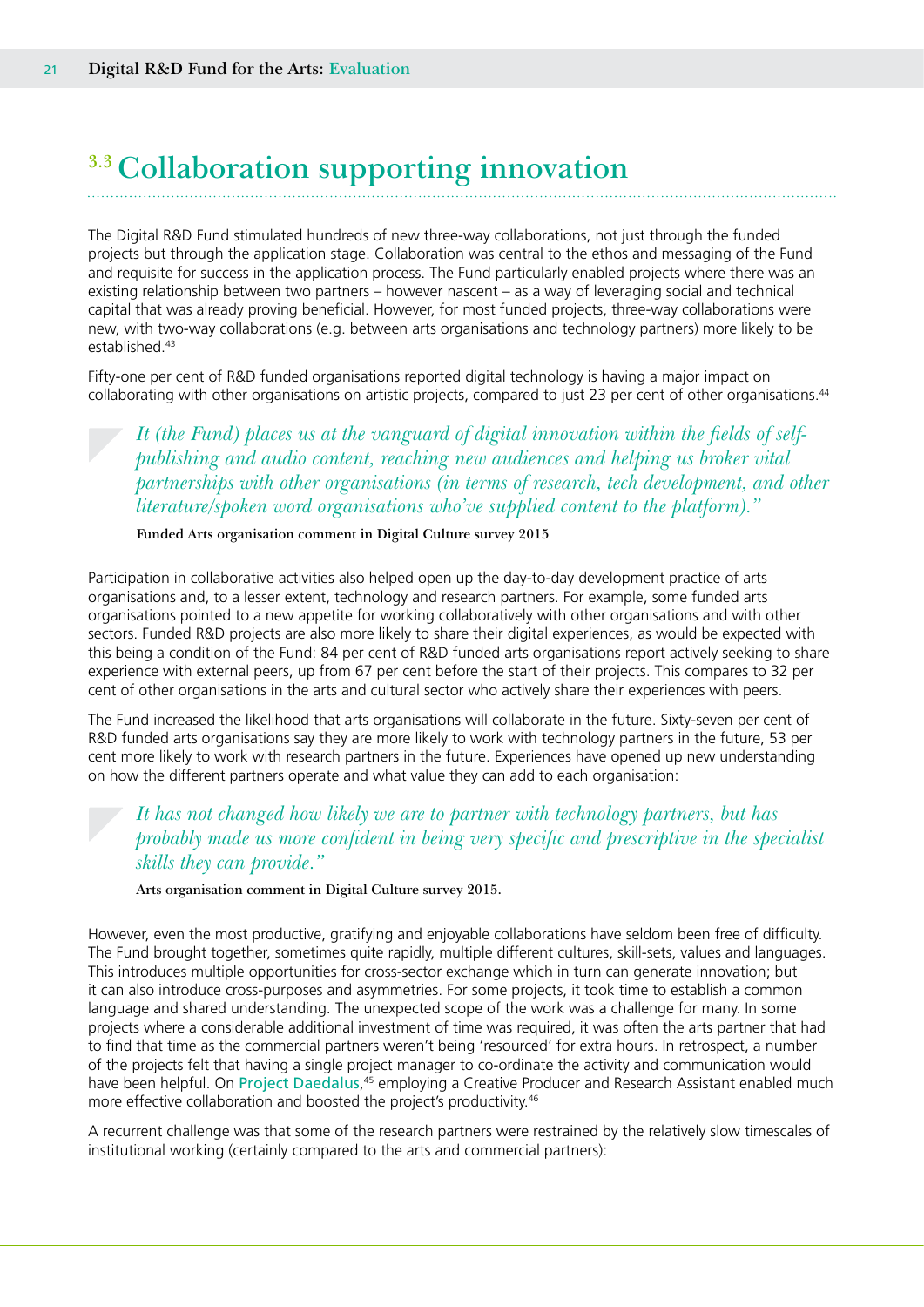## 3.3 Collaboration supporting innovation

The Digital R&D Fund stimulated hundreds of new three-way collaborations, not just through the funded projects but through the application stage. Collaboration was central to the ethos and messaging of the Fund and requisite for success in the application process. The Fund particularly enabled projects where there was an existing relationship between two partners – however nascent – as a way of leveraging social and technical capital that was already proving beneficial. However, for most funded projects, three-way collaborations were new, with two-way collaborations (e.g. between arts organisations and technology partners) more likely to be established.[43]

Fifty-one per cent of R&D funded organisations reported digital technology is having a major impact on collaborating with other organisations on artistic projects, compared to just 23 per cent of other organisations.[44]

> *It (the Fund) places us at the vanguard of digital innovation within the fields of self-publishing and audio content, reaching new audiences and helping us broker vital partnerships with other organisations (in terms of research, tech development, and other literature/spoken word organisations who've supplied content to the platform)."*
>
> **Funded Arts organisation comment in Digital Culture survey 2015**

Participation in collaborative activities also helped open up the day-to-day development practice of arts organisations and, to a lesser extent, technology and research partners. For example, some funded arts organisations pointed to a new appetite for working collaboratively with other organisations and with other sectors. Funded R&D projects are also more likely to share their digital experiences, as would be expected with this being a condition of the Fund: 84 per cent of R&D funded arts organisations report actively seeking to share experience with external peers, up from 67 per cent before the start of their projects. This compares to 32 per cent of other organisations in the arts and cultural sector who actively share their experiences with peers.

The Fund increased the likelihood that arts organisations will collaborate in the future. Sixty-seven per cent of R&D funded arts organisations say they are more likely to work with technology partners in the future, 53 per cent more likely to work with research partners in the future. Experiences have opened up new understanding on how the different partners operate and what value they can add to each organisation:

> *It has not changed how likely we are to partner with technology partners, but has probably made us more confident in being very specific and prescriptive in the specialist skills they can provide."*
>
> **Arts organisation comment in Digital Culture survey 2015.**

However, even the most productive, gratifying and enjoyable collaborations have seldom been free of difficulty. The Fund brought together, sometimes quite rapidly, multiple different cultures, skill-sets, values and languages. This introduces multiple opportunities for cross-sector exchange which in turn can generate innovation; but it can also introduce cross-purposes and asymmetries. For some projects, it took time to establish a common language and shared understanding. The unexpected scope of the work was a challenge for many. In some projects where a considerable additional investment of time was required, it was often the arts partner that had to find that time as the commercial partners weren't being 'resourced' for extra hours. In retrospect, a number of the projects felt that having a single project manager to co-ordinate the activity and communication would have been helpful. On Project Daedalus,[45] employing a Creative Producer and Research Assistant enabled much more effective collaboration and boosted the project's productivity.[46]

A recurrent challenge was that some of the research partners were restrained by the relatively slow timescales of institutional working (certainly compared to the arts and commercial partners):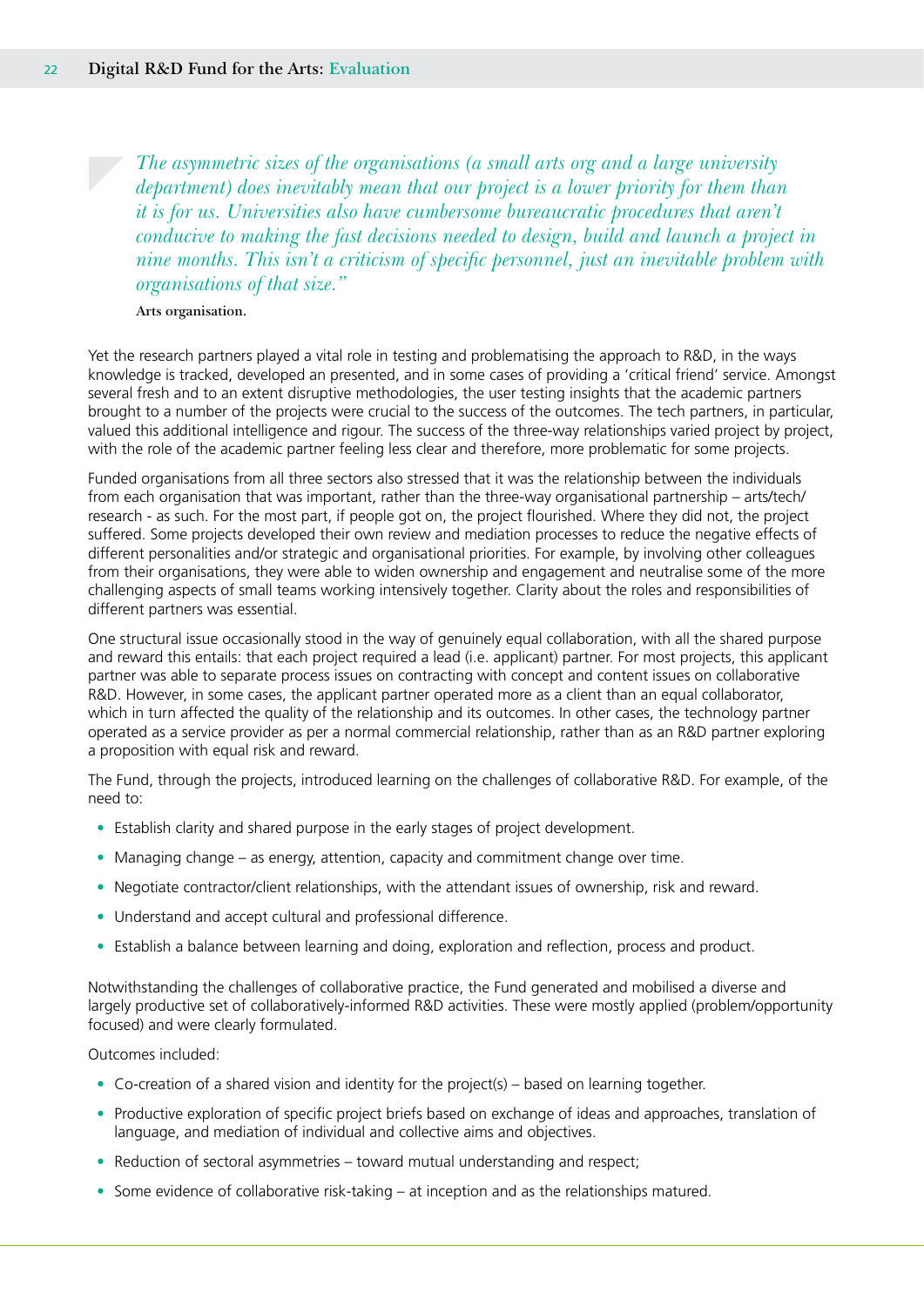*The asymmetric sizes of the organisations (a small arts org and a large university department) does inevitably mean that our project is a lower priority for them than it is for us. Universities also have cumbersome bureaucratic procedures that aren't conducive to making the fast decisions needed to design, build and launch a project in nine months. This isn't a criticism of specific personnel, just an inevitable problem with organisations of that size."*

**Arts organisation.**

Yet the research partners played a vital role in testing and problematising the approach to R&D, in the ways knowledge is tracked, developed an presented, and in some cases of providing a 'critical friend' service. Amongst several fresh and to an extent disruptive methodologies, the user testing insights that the academic partners brought to a number of the projects were crucial to the success of the outcomes. The tech partners, in particular, valued this additional intelligence and rigour. The success of the three-way relationships varied project by project, with the role of the academic partner feeling less clear and therefore, more problematic for some projects.

Funded organisations from all three sectors also stressed that it was the relationship between the individuals from each organisation that was important, rather than the three-way organisational partnership – arts/tech/research - as such. For the most part, if people got on, the project flourished. Where they did not, the project suffered. Some projects developed their own review and mediation processes to reduce the negative effects of different personalities and/or strategic and organisational priorities. For example, by involving other colleagues from their organisations, they were able to widen ownership and engagement and neutralise some of the more challenging aspects of small teams working intensively together. Clarity about the roles and responsibilities of different partners was essential.

One structural issue occasionally stood in the way of genuinely equal collaboration, with all the shared purpose and reward this entails: that each project required a lead (i.e. applicant) partner. For most projects, this applicant partner was able to separate process issues on contracting with concept and content issues on collaborative R&D. However, in some cases, the applicant partner operated more as a client than an equal collaborator, which in turn affected the quality of the relationship and its outcomes. In other cases, the technology partner operated as a service provider as per a normal commercial relationship, rather than as an R&D partner exploring a proposition with equal risk and reward.

The Fund, through the projects, introduced learning on the challenges of collaborative R&D. For example, of the need to:

- Establish clarity and shared purpose in the early stages of project development.
- Managing change – as energy, attention, capacity and commitment change over time.
- Negotiate contractor/client relationships, with the attendant issues of ownership, risk and reward.
- Understand and accept cultural and professional difference.
- Establish a balance between learning and doing, exploration and reflection, process and product.

Notwithstanding the challenges of collaborative practice, the Fund generated and mobilised a diverse and largely productive set of collaboratively-informed R&D activities. These were mostly applied (problem/opportunity focused) and were clearly formulated.

Outcomes included:

- Co-creation of a shared vision and identity for the project(s) – based on learning together.
- Productive exploration of specific project briefs based on exchange of ideas and approaches, translation of language, and mediation of individual and collective aims and objectives.
- Reduction of sectoral asymmetries – toward mutual understanding and respect;
- Some evidence of collaborative risk-taking – at inception and as the relationships matured.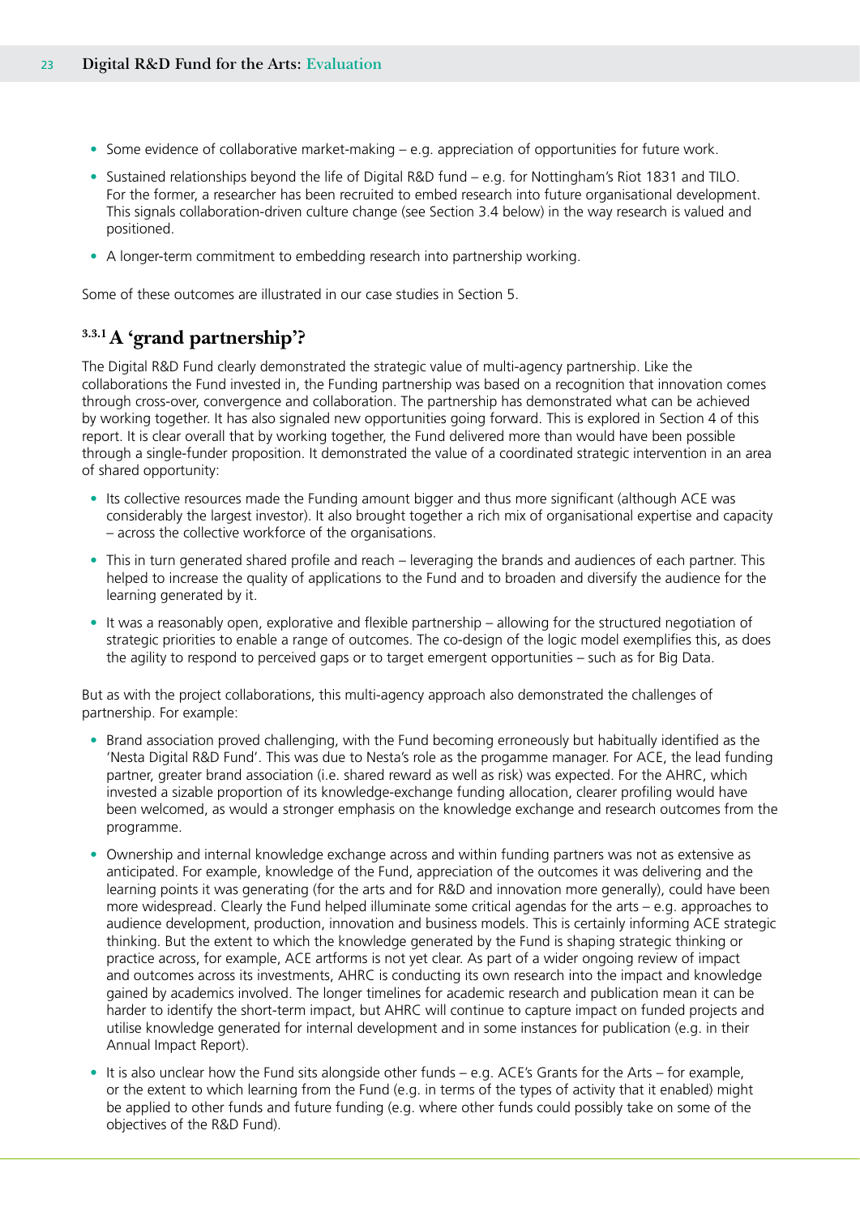- Some evidence of collaborative market-making – e.g. appreciation of opportunities for future work.
- Sustained relationships beyond the life of Digital R&D fund – e.g. for Nottingham's Riot 1831 and TILO. For the former, a researcher has been recruited to embed research into future organisational development. This signals collaboration-driven culture change (see Section 3.4 below) in the way research is valued and positioned.
- A longer-term commitment to embedding research into partnership working.

Some of these outcomes are illustrated in our case studies in Section 5.

### 3.3.1 A 'grand partnership'?

The Digital R&D Fund clearly demonstrated the strategic value of multi-agency partnership. Like the collaborations the Fund invested in, the Funding partnership was based on a recognition that innovation comes through cross-over, convergence and collaboration. The partnership has demonstrated what can be achieved by working together. It has also signaled new opportunities going forward. This is explored in Section 4 of this report. It is clear overall that by working together, the Fund delivered more than would have been possible through a single-funder proposition. It demonstrated the value of a coordinated strategic intervention in an area of shared opportunity:

- Its collective resources made the Funding amount bigger and thus more significant (although ACE was considerably the largest investor). It also brought together a rich mix of organisational expertise and capacity – across the collective workforce of the organisations.
- This in turn generated shared profile and reach – leveraging the brands and audiences of each partner. This helped to increase the quality of applications to the Fund and to broaden and diversify the audience for the learning generated by it.
- It was a reasonably open, explorative and flexible partnership – allowing for the structured negotiation of strategic priorities to enable a range of outcomes. The co-design of the logic model exemplifies this, as does the agility to respond to perceived gaps or to target emergent opportunities – such as for Big Data.

But as with the project collaborations, this multi-agency approach also demonstrated the challenges of partnership. For example:

- Brand association proved challenging, with the Fund becoming erroneously but habitually identified as the 'Nesta Digital R&D Fund'. This was due to Nesta's role as the progamme manager. For ACE, the lead funding partner, greater brand association (i.e. shared reward as well as risk) was expected. For the AHRC, which invested a sizable proportion of its knowledge-exchange funding allocation, clearer profiling would have been welcomed, as would a stronger emphasis on the knowledge exchange and research outcomes from the programme.
- Ownership and internal knowledge exchange across and within funding partners was not as extensive as anticipated. For example, knowledge of the Fund, appreciation of the outcomes it was delivering and the learning points it was generating (for the arts and for R&D and innovation more generally), could have been more widespread. Clearly the Fund helped illuminate some critical agendas for the arts – e.g. approaches to audience development, production, innovation and business models. This is certainly informing ACE strategic thinking. But the extent to which the knowledge generated by the Fund is shaping strategic thinking or practice across, for example, ACE artforms is not yet clear. As part of a wider ongoing review of impact and outcomes across its investments, AHRC is conducting its own research into the impact and knowledge gained by academics involved. The longer timelines for academic research and publication mean it can be harder to identify the short-term impact, but AHRC will continue to capture impact on funded projects and utilise knowledge generated for internal development and in some instances for publication (e.g. in their Annual Impact Report).
- It is also unclear how the Fund sits alongside other funds – e.g. ACE's Grants for the Arts – for example, or the extent to which learning from the Fund (e.g. in terms of the types of activity that it enabled) might be applied to other funds and future funding (e.g. where other funds could possibly take on some of the objectives of the R&D Fund).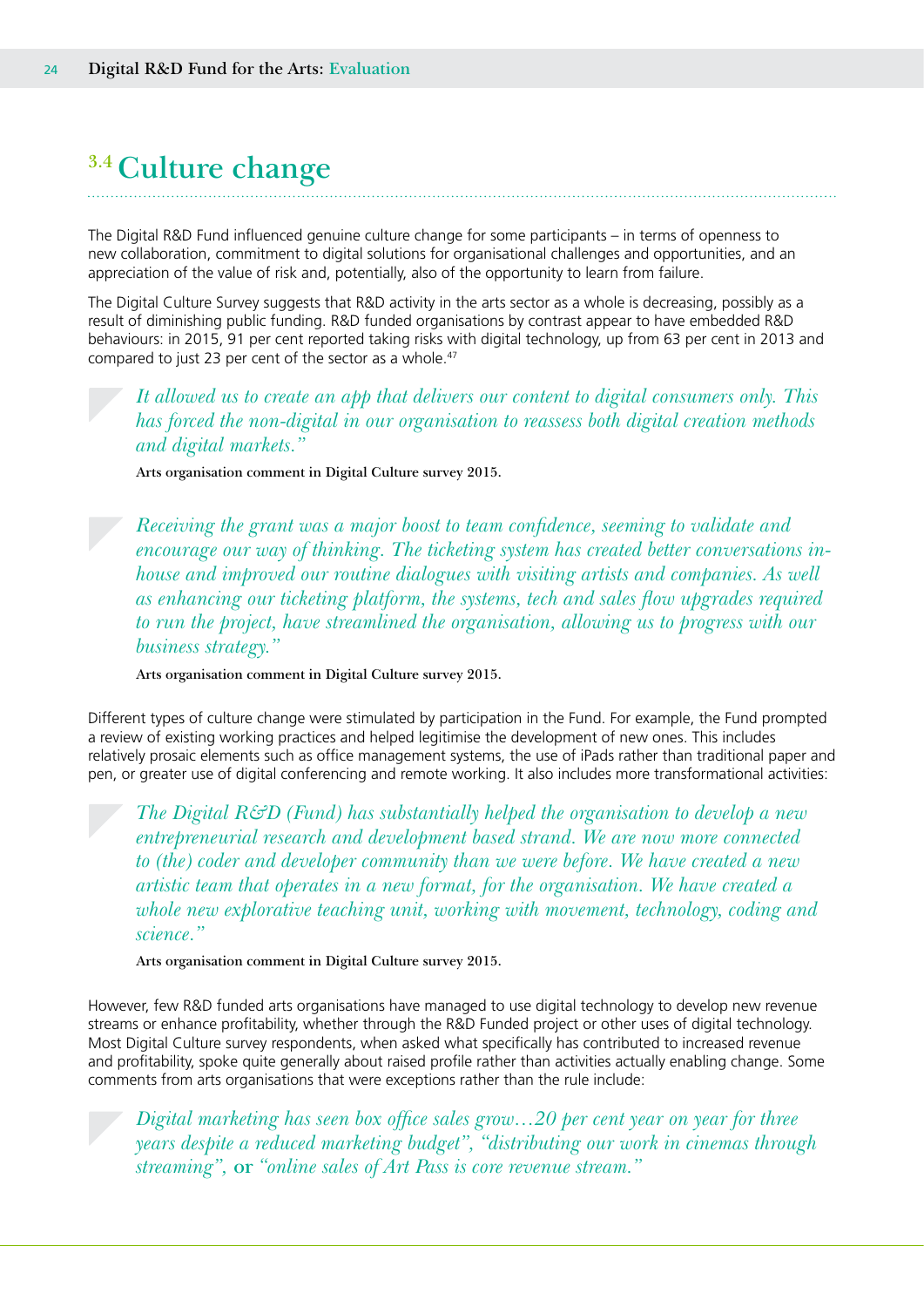## 3.4 Culture change

The Digital R&D Fund influenced genuine culture change for some participants – in terms of openness to new collaboration, commitment to digital solutions for organisational challenges and opportunities, and an appreciation of the value of risk and, potentially, also of the opportunity to learn from failure.

The Digital Culture Survey suggests that R&D activity in the arts sector as a whole is decreasing, possibly as a result of diminishing public funding. R&D funded organisations by contrast appear to have embedded R&D behaviours: in 2015, 91 per cent reported taking risks with digital technology, up from 63 per cent in 2013 and compared to just 23 per cent of the sector as a whole.[47]

> *It allowed us to create an app that delivers our content to digital consumers only. This has forced the non-digital in our organisation to reassess both digital creation methods and digital markets."*
>
> **Arts organisation comment in Digital Culture survey 2015.**

> *Receiving the grant was a major boost to team confidence, seeming to validate and encourage our way of thinking. The ticketing system has created better conversations in-house and improved our routine dialogues with visiting artists and companies. As well as enhancing our ticketing platform, the systems, tech and sales flow upgrades required to run the project, have streamlined the organisation, allowing us to progress with our business strategy."*
>
> **Arts organisation comment in Digital Culture survey 2015.**

Different types of culture change were stimulated by participation in the Fund. For example, the Fund prompted a review of existing working practices and helped legitimise the development of new ones. This includes relatively prosaic elements such as office management systems, the use of iPads rather than traditional paper and pen, or greater use of digital conferencing and remote working. It also includes more transformational activities:

> *The Digital R&D (Fund) has substantially helped the organisation to develop a new entrepreneurial research and development based strand. We are now more connected to (the) coder and developer community than we were before. We have created a new artistic team that operates in a new format, for the organisation. We have created a whole new explorative teaching unit, working with movement, technology, coding and science."*
>
> **Arts organisation comment in Digital Culture survey 2015.**

However, few R&D funded arts organisations have managed to use digital technology to develop new revenue streams or enhance profitability, whether through the R&D Funded project or other uses of digital technology. Most Digital Culture survey respondents, when asked what specifically has contributed to increased revenue and profitability, spoke quite generally about raised profile rather than activities actually enabling change. Some comments from arts organisations that were exceptions rather than the rule include:

> *Digital marketing has seen box office sales grow…20 per cent year on year for three years despite a reduced marketing budget", "distributing our work in cinemas through streaming",* or *"online sales of Art Pass is core revenue stream."*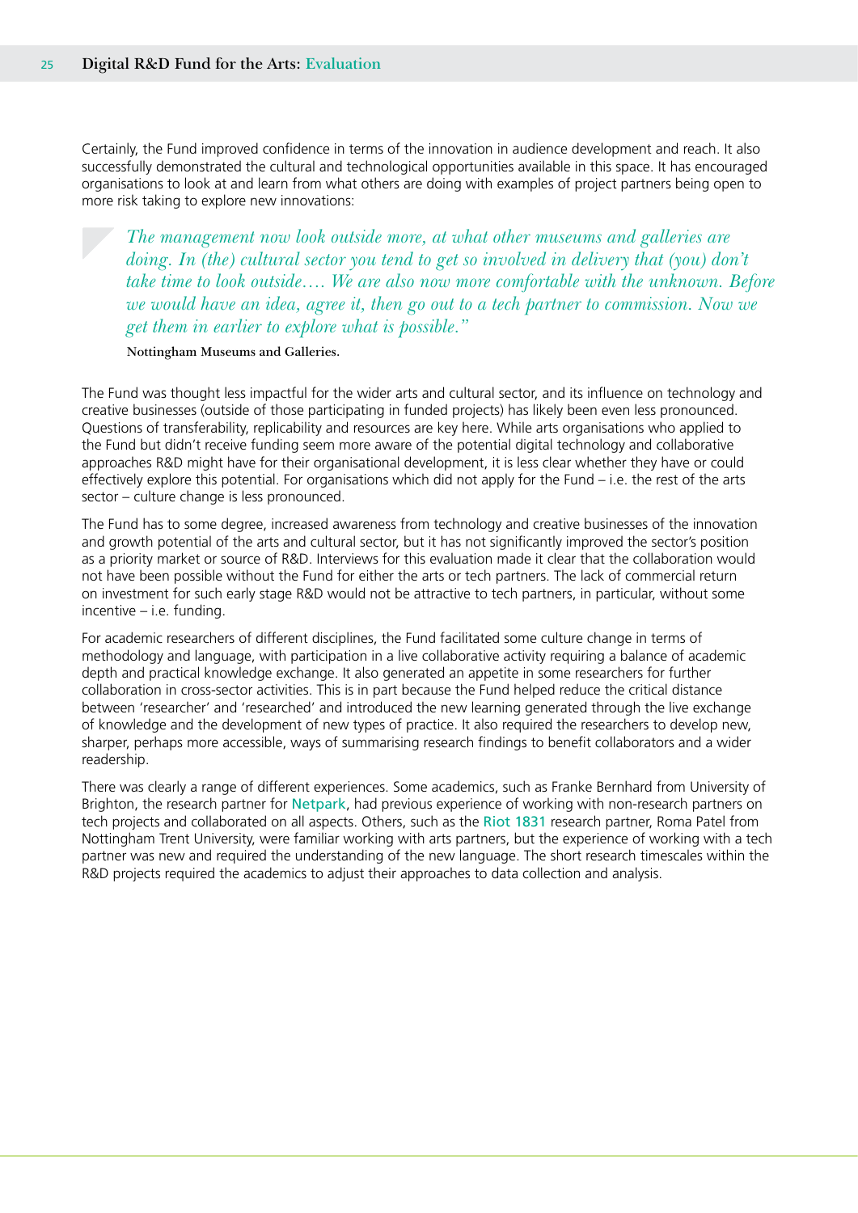Certainly, the Fund improved confidence in terms of the innovation in audience development and reach. It also successfully demonstrated the cultural and technological opportunities available in this space. It has encouraged organisations to look at and learn from what others are doing with examples of project partners being open to more risk taking to explore new innovations:

> *The management now look outside more, at what other museums and galleries are doing. In (the) cultural sector you tend to get so involved in delivery that (you) don't take time to look outside…. We are also now more comfortable with the unknown. Before we would have an idea, agree it, then go out to a tech partner to commission. Now we get them in earlier to explore what is possible."*
>
> **Nottingham Museums and Galleries.**

The Fund was thought less impactful for the wider arts and cultural sector, and its influence on technology and creative businesses (outside of those participating in funded projects) has likely been even less pronounced. Questions of transferability, replicability and resources are key here. While arts organisations who applied to the Fund but didn't receive funding seem more aware of the potential digital technology and collaborative approaches R&D might have for their organisational development, it is less clear whether they have or could effectively explore this potential. For organisations which did not apply for the Fund – i.e. the rest of the arts sector – culture change is less pronounced.

The Fund has to some degree, increased awareness from technology and creative businesses of the innovation and growth potential of the arts and cultural sector, but it has not significantly improved the sector's position as a priority market or source of R&D. Interviews for this evaluation made it clear that the collaboration would not have been possible without the Fund for either the arts or tech partners. The lack of commercial return on investment for such early stage R&D would not be attractive to tech partners, in particular, without some incentive – i.e. funding.

For academic researchers of different disciplines, the Fund facilitated some culture change in terms of methodology and language, with participation in a live collaborative activity requiring a balance of academic depth and practical knowledge exchange. It also generated an appetite in some researchers for further collaboration in cross-sector activities. This is in part because the Fund helped reduce the critical distance between 'researcher' and 'researched' and introduced the new learning generated through the live exchange of knowledge and the development of new types of practice. It also required the researchers to develop new, sharper, perhaps more accessible, ways of summarising research findings to benefit collaborators and a wider readership.

There was clearly a range of different experiences. Some academics, such as Franke Bernhard from University of Brighton, the research partner for Netpark, had previous experience of working with non-research partners on tech projects and collaborated on all aspects. Others, such as the Riot 1831 research partner, Roma Patel from Nottingham Trent University, were familiar working with arts partners, but the experience of working with a tech partner was new and required the understanding of the new language. The short research timescales within the R&D projects required the academics to adjust their approaches to data collection and analysis.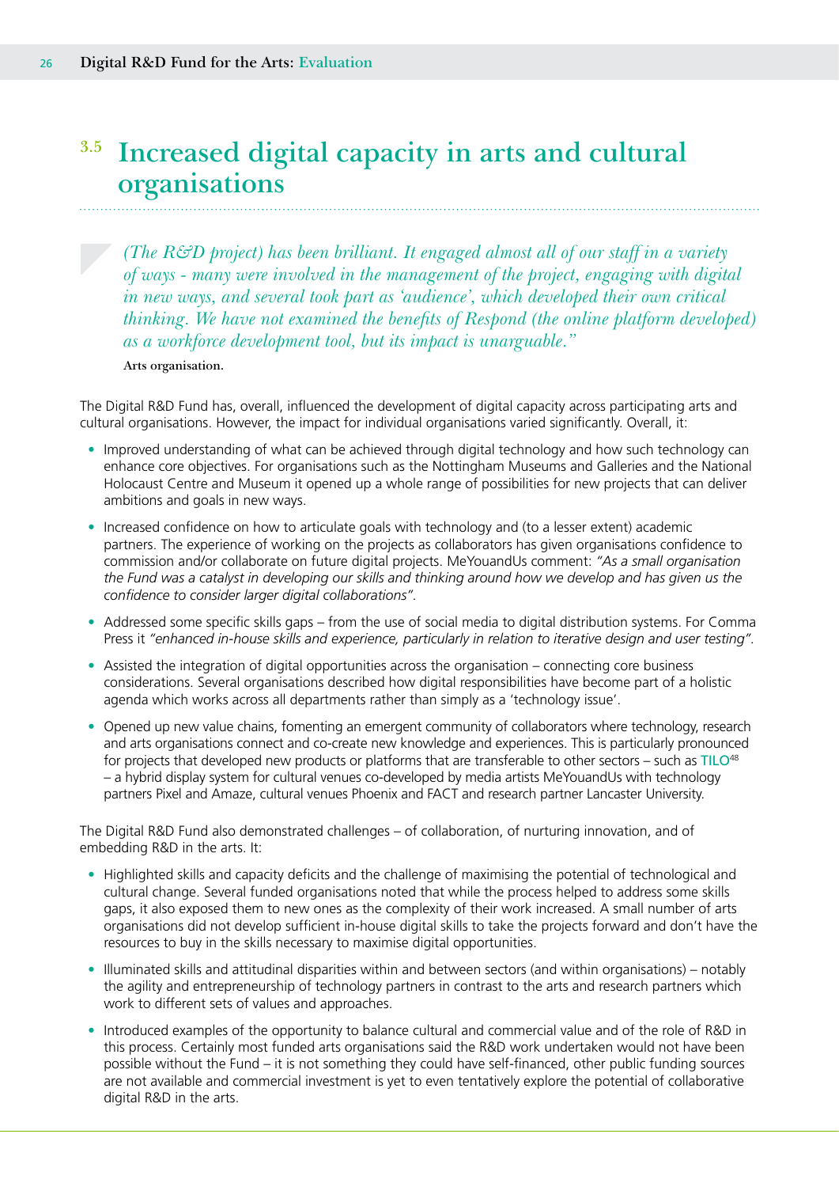## 3.5 Increased digital capacity in arts and cultural organisations

> *(The R&D project) has been brilliant. It engaged almost all of our staff in a variety of ways - many were involved in the management of the project, engaging with digital in new ways, and several took part as 'audience', which developed their own critical thinking. We have not examined the benefits of Respond (the online platform developed) as a workforce development tool, but its impact is unarguable."*
>
> **Arts organisation.**

The Digital R&D Fund has, overall, influenced the development of digital capacity across participating arts and cultural organisations. However, the impact for individual organisations varied significantly. Overall, it:

- Improved understanding of what can be achieved through digital technology and how such technology can enhance core objectives. For organisations such as the Nottingham Museums and Galleries and the National Holocaust Centre and Museum it opened up a whole range of possibilities for new projects that can deliver ambitions and goals in new ways.
- Increased confidence on how to articulate goals with technology and (to a lesser extent) academic partners. The experience of working on the projects as collaborators has given organisations confidence to commission and/or collaborate on future digital projects. MeYouandUs comment: *"As a small organisation the Fund was a catalyst in developing our skills and thinking around how we develop and has given us the confidence to consider larger digital collaborations"*.
- Addressed some specific skills gaps – from the use of social media to digital distribution systems. For Comma Press it *"enhanced in-house skills and experience, particularly in relation to iterative design and user testing"*.
- Assisted the integration of digital opportunities across the organisation – connecting core business considerations. Several organisations described how digital responsibilities have become part of a holistic agenda which works across all departments rather than simply as a 'technology issue'.
- Opened up new value chains, fomenting an emergent community of collaborators where technology, research and arts organisations connect and co-create new knowledge and experiences. This is particularly pronounced for projects that developed new products or platforms that are transferable to other sectors – such as TILO[48] – a hybrid display system for cultural venues co-developed by media artists MeYouandUs with technology partners Pixel and Amaze, cultural venues Phoenix and FACT and research partner Lancaster University.

The Digital R&D Fund also demonstrated challenges – of collaboration, of nurturing innovation, and of embedding R&D in the arts. It:

- Highlighted skills and capacity deficits and the challenge of maximising the potential of technological and cultural change. Several funded organisations noted that while the process helped to address some skills gaps, it also exposed them to new ones as the complexity of their work increased. A small number of arts organisations did not develop sufficient in-house digital skills to take the projects forward and don't have the resources to buy in the skills necessary to maximise digital opportunities.
- Illuminated skills and attitudinal disparities within and between sectors (and within organisations) – notably the agility and entrepreneurship of technology partners in contrast to the arts and research partners which work to different sets of values and approaches.
- Introduced examples of the opportunity to balance cultural and commercial value and of the role of R&D in this process. Certainly most funded arts organisations said the R&D work undertaken would not have been possible without the Fund – it is not something they could have self-financed, other public funding sources are not available and commercial investment is yet to even tentatively explore the potential of collaborative digital R&D in the arts.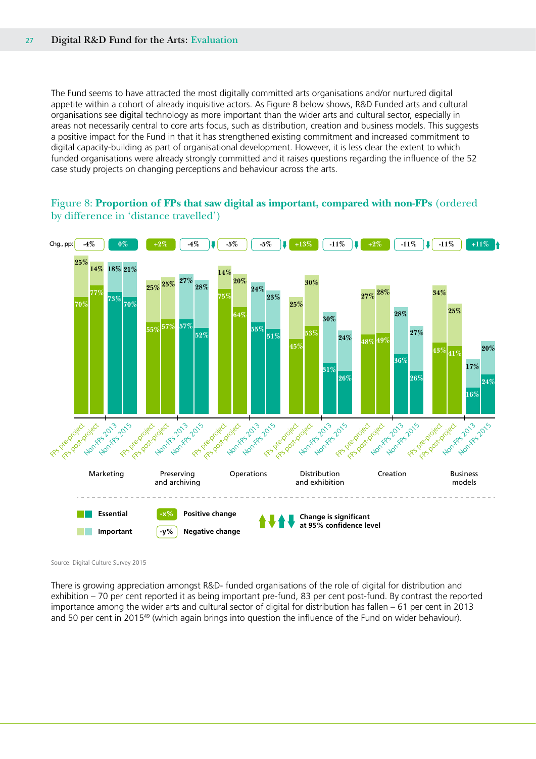The Fund seems to have attracted the most digitally committed arts organisations and/or nurtured digital appetite within a cohort of already inquisitive actors. As Figure 8 below shows, R&D Funded arts and cultural organisations see digital technology as more important than the wider arts and cultural sector, especially in areas not necessarily central to core arts focus, such as distribution, creation and business models. This suggests a positive impact for the Fund in that it has strengthened existing commitment and increased commitment to digital capacity-building as part of organisational development. However, it is less clear the extent to which funded organisations were already strongly committed and it raises questions regarding the influence of the 52 case study projects on changing perceptions and behaviour across the arts.

Figure 8: **Proportion of FPs that saw digital as important, compared with non-FPs** (ordered by difference in 'distance travelled')

| Area | Group | Essential | Important | Chg., pp |
|---|---|---|---|---|
| Marketing | FPs pre-project | 70% | 25% | -4% |
| | FPs post-project | 77% | 14% | |
| | Non-FPs 2013 | 73% | 18% | 0% |
| | Non-FPs 2015 | 70% | 21% | |
| Preserving and archiving | FPs pre-project | 55% | 25% | +2% |
| | FPs post-project | 57% | 25% | |
| | Non-FPs 2013 | 57% | 27% | -4% ↓ |
| | Non-FPs 2015 | 52% | 28% | |
| Operations | FPs pre-project | 75% | 14% | -5% |
| | FPs post-project | 64% | 20% | |
| | Non-FPs 2013 | 55% | 24% | -5% ↓ |
| | Non-FPs 2015 | 51% | 23% | |
| Distribution and exhibition | FPs pre-project | 45% | 25% | +13% |
| | FPs post-project | 53% | 30% | |
| | Non-FPs 2013 | 31% | 30% | -11% ↓ |
| | Non-FPs 2015 | 26% | 24% | |
| Creation | FPs pre-project | 48% | 27% | +2% |
| | FPs post-project | 49% | 28% | |
| | Non-FPs 2013 | 36% | 28% | -11% ↓ |
| | Non-FPs 2015 | 26% | 27% | |
| Business models | FPs pre-project | 43% | 34% | -11% |
| | FPs post-project | 41% | 25% | |
| | Non-FPs 2013 | 16% | 17% | +11% ↑ |
| | Non-FPs 2015 | 24% | 20% | |

Essential / Important

+x% Positive change; -y% Negative change

↑↓ Change is significant at 95% confidence level

Source: Digital Culture Survey 2015

There is growing appreciation amongst R&D- funded organisations of the role of digital for distribution and exhibition – 70 per cent reported it as being important pre-fund, 83 per cent post-fund. By contrast the reported importance among the wider arts and cultural sector of digital for distribution has fallen – 61 per cent in 2013 and 50 per cent in 2015[49] (which again brings into question the influence of the Fund on wider behaviour).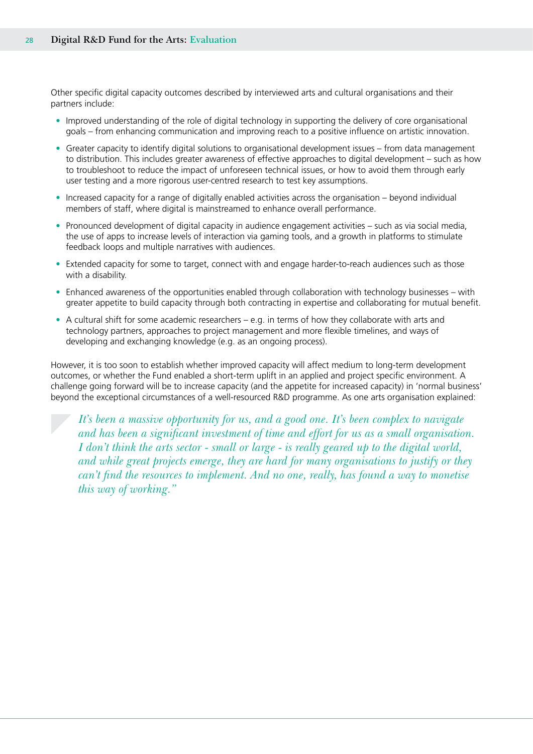Other specific digital capacity outcomes described by interviewed arts and cultural organisations and their partners include:

- Improved understanding of the role of digital technology in supporting the delivery of core organisational goals – from enhancing communication and improving reach to a positive influence on artistic innovation.
- Greater capacity to identify digital solutions to organisational development issues – from data management to distribution. This includes greater awareness of effective approaches to digital development – such as how to troubleshoot to reduce the impact of unforeseen technical issues, or how to avoid them through early user testing and a more rigorous user-centred research to test key assumptions.
- Increased capacity for a range of digitally enabled activities across the organisation – beyond individual members of staff, where digital is mainstreamed to enhance overall performance.
- Pronounced development of digital capacity in audience engagement activities – such as via social media, the use of apps to increase levels of interaction via gaming tools, and a growth in platforms to stimulate feedback loops and multiple narratives with audiences.
- Extended capacity for some to target, connect with and engage harder-to-reach audiences such as those with a disability.
- Enhanced awareness of the opportunities enabled through collaboration with technology businesses – with greater appetite to build capacity through both contracting in expertise and collaborating for mutual benefit.
- A cultural shift for some academic researchers – e.g. in terms of how they collaborate with arts and technology partners, approaches to project management and more flexible timelines, and ways of developing and exchanging knowledge (e.g. as an ongoing process).

However, it is too soon to establish whether improved capacity will affect medium to long-term development outcomes, or whether the Fund enabled a short-term uplift in an applied and project specific environment. A challenge going forward will be to increase capacity (and the appetite for increased capacity) in 'normal business' beyond the exceptional circumstances of a well-resourced R&D programme. As one arts organisation explained:

> *It's been a massive opportunity for us, and a good one. It's been complex to navigate and has been a significant investment of time and effort for us as a small organisation. I don't think the arts sector - small or large - is really geared up to the digital world, and while great projects emerge, they are hard for many organisations to justify or they can't find the resources to implement. And no one, really, has found a way to monetise this way of working."*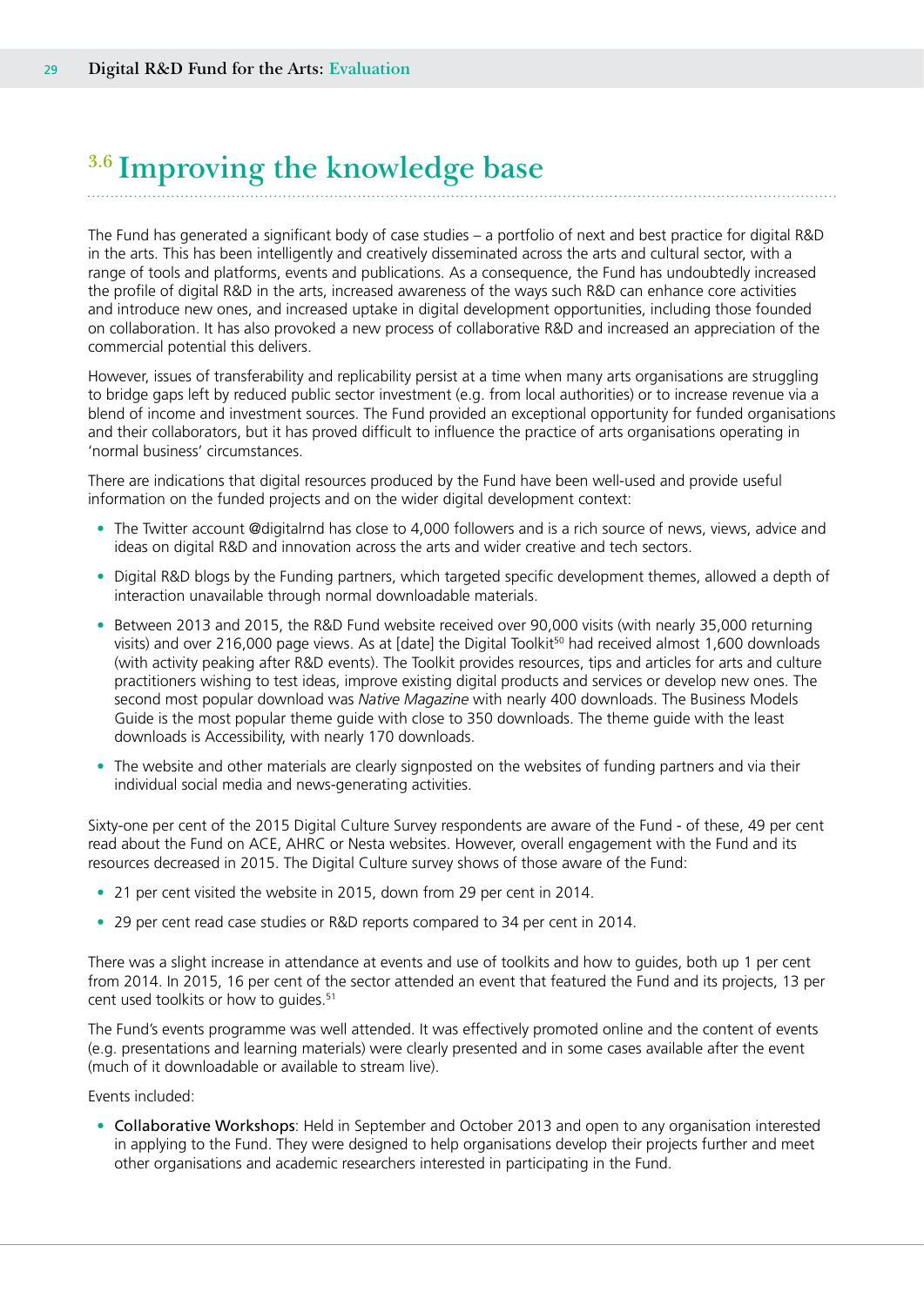## 3.6 Improving the knowledge base

The Fund has generated a significant body of case studies – a portfolio of next and best practice for digital R&D in the arts. This has been intelligently and creatively disseminated across the arts and cultural sector, with a range of tools and platforms, events and publications. As a consequence, the Fund has undoubtedly increased the profile of digital R&D in the arts, increased awareness of the ways such R&D can enhance core activities and introduce new ones, and increased uptake in digital development opportunities, including those founded on collaboration. It has also provoked a new process of collaborative R&D and increased an appreciation of the commercial potential this delivers.

However, issues of transferability and replicability persist at a time when many arts organisations are struggling to bridge gaps left by reduced public sector investment (e.g. from local authorities) or to increase revenue via a blend of income and investment sources. The Fund provided an exceptional opportunity for funded organisations and their collaborators, but it has proved difficult to influence the practice of arts organisations operating in 'normal business' circumstances.

There are indications that digital resources produced by the Fund have been well-used and provide useful information on the funded projects and on the wider digital development context:

- The Twitter account @digitalrnd has close to 4,000 followers and is a rich source of news, views, advice and ideas on digital R&D and innovation across the arts and wider creative and tech sectors.
- Digital R&D blogs by the Funding partners, which targeted specific development themes, allowed a depth of interaction unavailable through normal downloadable materials.
- Between 2013 and 2015, the R&D Fund website received over 90,000 visits (with nearly 35,000 returning visits) and over 216,000 page views. As at [date] the Digital Toolkit[50] had received almost 1,600 downloads (with activity peaking after R&D events). The Toolkit provides resources, tips and articles for arts and culture practitioners wishing to test ideas, improve existing digital products and services or develop new ones. The second most popular download was *Native Magazine* with nearly 400 downloads. The Business Models Guide is the most popular theme guide with close to 350 downloads. The theme guide with the least downloads is Accessibility, with nearly 170 downloads.
- The website and other materials are clearly signposted on the websites of funding partners and via their individual social media and news-generating activities.

Sixty-one per cent of the 2015 Digital Culture Survey respondents are aware of the Fund - of these, 49 per cent read about the Fund on ACE, AHRC or Nesta websites. However, overall engagement with the Fund and its resources decreased in 2015. The Digital Culture survey shows of those aware of the Fund:

- 21 per cent visited the website in 2015, down from 29 per cent in 2014.
- 29 per cent read case studies or R&D reports compared to 34 per cent in 2014.

There was a slight increase in attendance at events and use of toolkits and how to guides, both up 1 per cent from 2014. In 2015, 16 per cent of the sector attended an event that featured the Fund and its projects, 13 per cent used toolkits or how to guides.[51]

The Fund's events programme was well attended. It was effectively promoted online and the content of events (e.g. presentations and learning materials) were clearly presented and in some cases available after the event (much of it downloadable or available to stream live).

Events included:

- Collaborative Workshops: Held in September and October 2013 and open to any organisation interested in applying to the Fund. They were designed to help organisations develop their projects further and meet other organisations and academic researchers interested in participating in the Fund.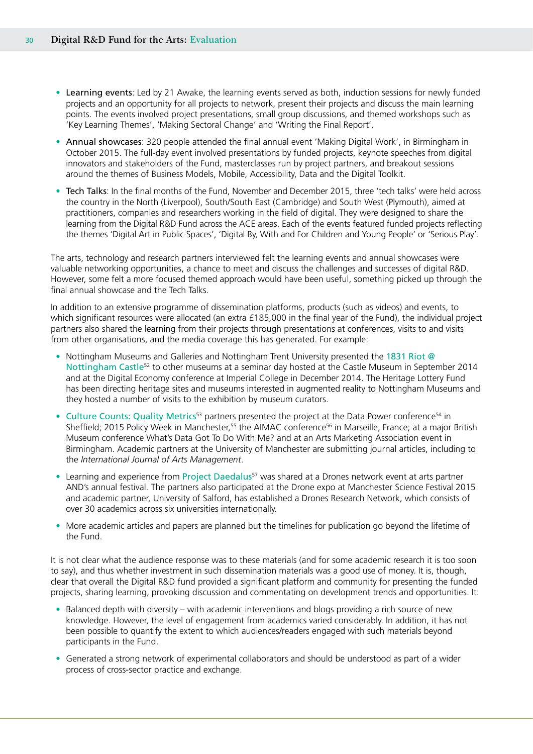- **Learning events**: Led by 21 Awake, the learning events served as both, induction sessions for newly funded projects and an opportunity for all projects to network, present their projects and discuss the main learning points. The events involved project presentations, small group discussions, and themed workshops such as 'Key Learning Themes', 'Making Sectoral Change' and 'Writing the Final Report'.
- **Annual showcases**: 320 people attended the final annual event 'Making Digital Work', in Birmingham in October 2015. The full-day event involved presentations by funded projects, keynote speeches from digital innovators and stakeholders of the Fund, masterclasses run by project partners, and breakout sessions around the themes of Business Models, Mobile, Accessibility, Data and the Digital Toolkit.
- **Tech Talks**: In the final months of the Fund, November and December 2015, three 'tech talks' were held across the country in the North (Liverpool), South/South East (Cambridge) and South West (Plymouth), aimed at practitioners, companies and researchers working in the field of digital. They were designed to share the learning from the Digital R&D Fund across the ACE areas. Each of the events featured funded projects reflecting the themes 'Digital Art in Public Spaces', 'Digital By, With and For Children and Young People' or 'Serious Play'.

The arts, technology and research partners interviewed felt the learning events and annual showcases were valuable networking opportunities, a chance to meet and discuss the challenges and successes of digital R&D. However, some felt a more focused themed approach would have been useful, something picked up through the final annual showcase and the Tech Talks.

In addition to an extensive programme of dissemination platforms, products (such as videos) and events, to which significant resources were allocated (an extra £185,000 in the final year of the Fund), the individual project partners also shared the learning from their projects through presentations at conferences, visits to and visits from other organisations, and the media coverage this has generated. For example:

- Nottingham Museums and Galleries and Nottingham Trent University presented the 1831 Riot @ Nottingham Castle[52] to other museums at a seminar day hosted at the Castle Museum in September 2014 and at the Digital Economy conference at Imperial College in December 2014. The Heritage Lottery Fund has been directing heritage sites and museums interested in augmented reality to Nottingham Museums and they hosted a number of visits to the exhibition by museum curators.
- Culture Counts: Quality Metrics[53] partners presented the project at the Data Power conference[54] in Sheffield; 2015 Policy Week in Manchester,[55] the AIMAC conference[56] in Marseille, France; at a major British Museum conference What's Data Got To Do With Me? and at an Arts Marketing Association event in Birmingham. Academic partners at the University of Manchester are submitting journal articles, including to the *International Journal of Arts Management*.
- Learning and experience from Project Daedalus[57] was shared at a Drones network event at arts partner AND's annual festival. The partners also participated at the Drone expo at Manchester Science Festival 2015 and academic partner, University of Salford, has established a Drones Research Network, which consists of over 30 academics across six universities internationally.
- More academic articles and papers are planned but the timelines for publication go beyond the lifetime of the Fund.

It is not clear what the audience response was to these materials (and for some academic research it is too soon to say), and thus whether investment in such dissemination materials was a good use of money. It is, though, clear that overall the Digital R&D fund provided a significant platform and community for presenting the funded projects, sharing learning, provoking discussion and commentating on development trends and opportunities. It:

- Balanced depth with diversity – with academic interventions and blogs providing a rich source of new knowledge. However, the level of engagement from academics varied considerably. In addition, it has not been possible to quantify the extent to which audiences/readers engaged with such materials beyond participants in the Fund.
- Generated a strong network of experimental collaborators and should be understood as part of a wider process of cross-sector practice and exchange.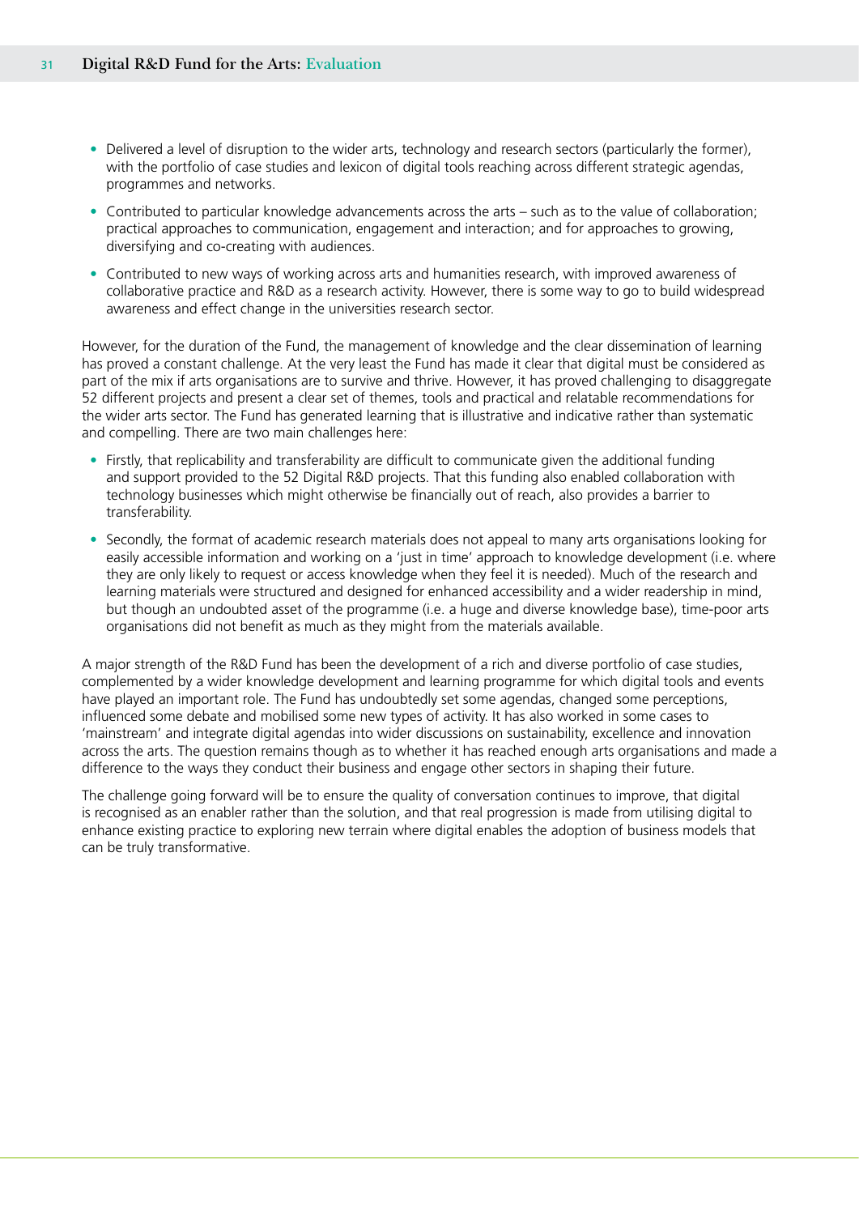- Delivered a level of disruption to the wider arts, technology and research sectors (particularly the former), with the portfolio of case studies and lexicon of digital tools reaching across different strategic agendas, programmes and networks.
- Contributed to particular knowledge advancements across the arts – such as to the value of collaboration; practical approaches to communication, engagement and interaction; and for approaches to growing, diversifying and co-creating with audiences.
- Contributed to new ways of working across arts and humanities research, with improved awareness of collaborative practice and R&D as a research activity. However, there is some way to go to build widespread awareness and effect change in the universities research sector.

However, for the duration of the Fund, the management of knowledge and the clear dissemination of learning has proved a constant challenge. At the very least the Fund has made it clear that digital must be considered as part of the mix if arts organisations are to survive and thrive. However, it has proved challenging to disaggregate 52 different projects and present a clear set of themes, tools and practical and relatable recommendations for the wider arts sector. The Fund has generated learning that is illustrative and indicative rather than systematic and compelling. There are two main challenges here:

- Firstly, that replicability and transferability are difficult to communicate given the additional funding and support provided to the 52 Digital R&D projects. That this funding also enabled collaboration with technology businesses which might otherwise be financially out of reach, also provides a barrier to transferability.
- Secondly, the format of academic research materials does not appeal to many arts organisations looking for easily accessible information and working on a 'just in time' approach to knowledge development (i.e. where they are only likely to request or access knowledge when they feel it is needed). Much of the research and learning materials were structured and designed for enhanced accessibility and a wider readership in mind, but though an undoubted asset of the programme (i.e. a huge and diverse knowledge base), time-poor arts organisations did not benefit as much as they might from the materials available.

A major strength of the R&D Fund has been the development of a rich and diverse portfolio of case studies, complemented by a wider knowledge development and learning programme for which digital tools and events have played an important role. The Fund has undoubtedly set some agendas, changed some perceptions, influenced some debate and mobilised some new types of activity. It has also worked in some cases to 'mainstream' and integrate digital agendas into wider discussions on sustainability, excellence and innovation across the arts. The question remains though as to whether it has reached enough arts organisations and made a difference to the ways they conduct their business and engage other sectors in shaping their future.

The challenge going forward will be to ensure the quality of conversation continues to improve, that digital is recognised as an enabler rather than the solution, and that real progression is made from utilising digital to enhance existing practice to exploring new terrain where digital enables the adoption of business models that can be truly transformative.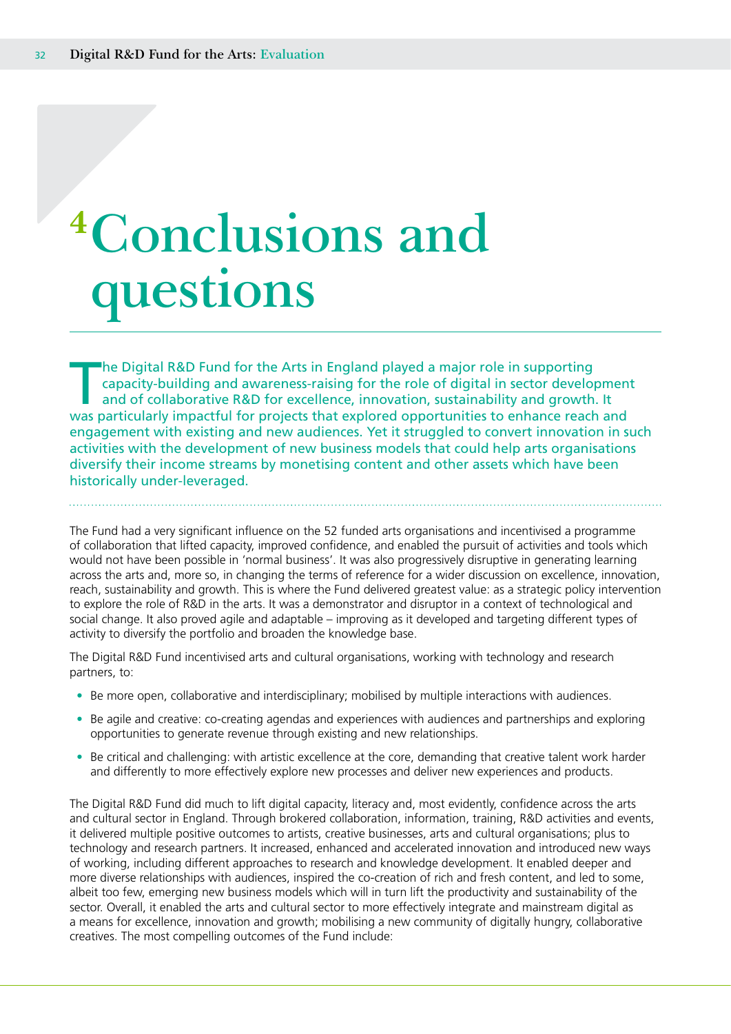# 4 Conclusions and questions

**The Digital R&D Fund for the Arts in England played a major role in supporting capacity-building and awareness-raising for the role of digital in sector development and of collaborative R&D for excellence, innovation, sustainability and growth. It was particularly impactful for projects that explored opportunities to enhance reach and engagement with existing and new audiences. Yet it struggled to convert innovation in such activities with the development of new business models that could help arts organisations diversify their income streams by monetising content and other assets which have been historically under-leveraged.**

The Fund had a very significant influence on the 52 funded arts organisations and incentivised a programme of collaboration that lifted capacity, improved confidence, and enabled the pursuit of activities and tools which would not have been possible in 'normal business'. It was also progressively disruptive in generating learning across the arts and, more so, in changing the terms of reference for a wider discussion on excellence, innovation, reach, sustainability and growth. This is where the Fund delivered greatest value: as a strategic policy intervention to explore the role of R&D in the arts. It was a demonstrator and disruptor in a context of technological and social change. It also proved agile and adaptable – improving as it developed and targeting different types of activity to diversify the portfolio and broaden the knowledge base.

The Digital R&D Fund incentivised arts and cultural organisations, working with technology and research partners, to:

- Be more open, collaborative and interdisciplinary; mobilised by multiple interactions with audiences.
- Be agile and creative: co-creating agendas and experiences with audiences and partnerships and exploring opportunities to generate revenue through existing and new relationships.
- Be critical and challenging: with artistic excellence at the core, demanding that creative talent work harder and differently to more effectively explore new processes and deliver new experiences and products.

The Digital R&D Fund did much to lift digital capacity, literacy and, most evidently, confidence across the arts and cultural sector in England. Through brokered collaboration, information, training, R&D activities and events, it delivered multiple positive outcomes to artists, creative businesses, arts and cultural organisations; plus to technology and research partners. It increased, enhanced and accelerated innovation and introduced new ways of working, including different approaches to research and knowledge development. It enabled deeper and more diverse relationships with audiences, inspired the co-creation of rich and fresh content, and led to some, albeit too few, emerging new business models which will in turn lift the productivity and sustainability of the sector. Overall, it enabled the arts and cultural sector to more effectively integrate and mainstream digital as a means for excellence, innovation and growth; mobilising a new community of digitally hungry, collaborative creatives. The most compelling outcomes of the Fund include: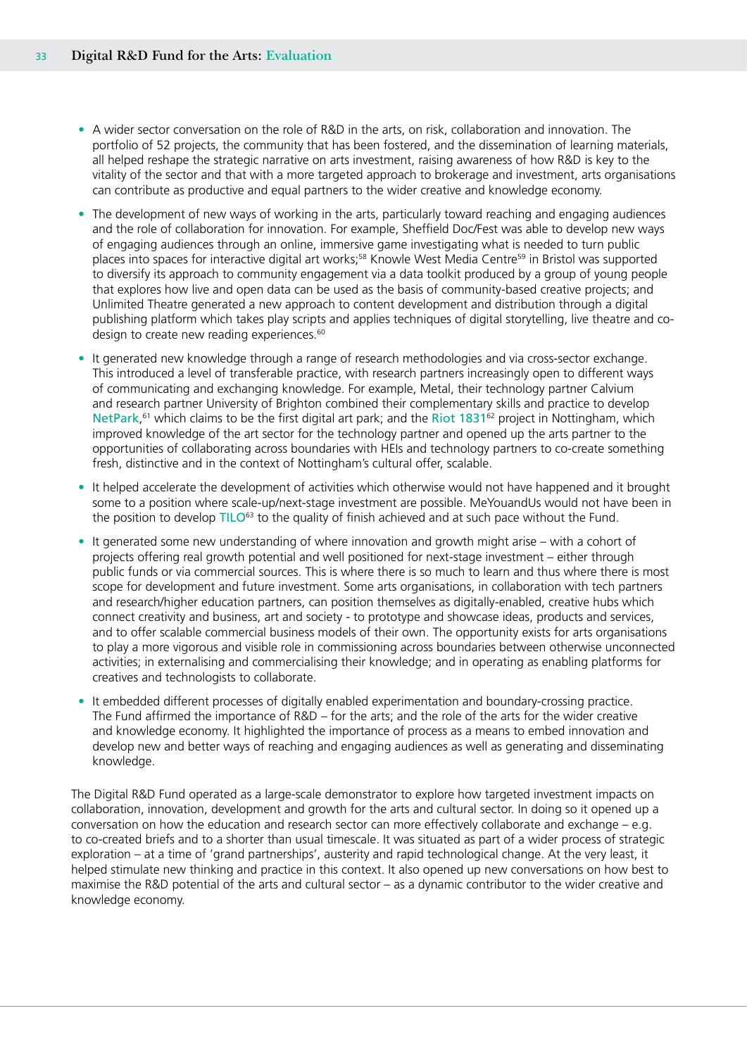- A wider sector conversation on the role of R&D in the arts, on risk, collaboration and innovation. The portfolio of 52 projects, the community that has been fostered, and the dissemination of learning materials, all helped reshape the strategic narrative on arts investment, raising awareness of how R&D is key to the vitality of the sector and that with a more targeted approach to brokerage and investment, arts organisations can contribute as productive and equal partners to the wider creative and knowledge economy.

- The development of new ways of working in the arts, particularly toward reaching and engaging audiences and the role of collaboration for innovation. For example, Sheffield Doc/Fest was able to develop new ways of engaging audiences through an online, immersive game investigating what is needed to turn public places into spaces for interactive digital art works;[58] Knowle West Media Centre[59] in Bristol was supported to diversify its approach to community engagement via a data toolkit produced by a group of young people that explores how live and open data can be used as the basis of community-based creative projects; and Unlimited Theatre generated a new approach to content development and distribution through a digital publishing platform which takes play scripts and applies techniques of digital storytelling, live theatre and co-design to create new reading experiences.[60]

- It generated new knowledge through a range of research methodologies and via cross-sector exchange. This introduced a level of transferable practice, with research partners increasingly open to different ways of communicating and exchanging knowledge. For example, Metal, their technology partner Calvium and research partner University of Brighton combined their complementary skills and practice to develop NetPark,[61] which claims to be the first digital art park; and the Riot 1831[62] project in Nottingham, which improved knowledge of the art sector for the technology partner and opened up the arts partner to the opportunities of collaborating across boundaries with HEIs and technology partners to co-create something fresh, distinctive and in the context of Nottingham's cultural offer, scalable.

- It helped accelerate the development of activities which otherwise would not have happened and it brought some to a position where scale-up/next-stage investment are possible. MeYouandUs would not have been in the position to develop TILO[63] to the quality of finish achieved and at such pace without the Fund.

- It generated some new understanding of where innovation and growth might arise – with a cohort of projects offering real growth potential and well positioned for next-stage investment – either through public funds or via commercial sources. This is where there is so much to learn and thus where there is most scope for development and future investment. Some arts organisations, in collaboration with tech partners and research/higher education partners, can position themselves as digitally-enabled, creative hubs which connect creativity and business, art and society - to prototype and showcase ideas, products and services, and to offer scalable commercial business models of their own. The opportunity exists for arts organisations to play a more vigorous and visible role in commissioning across boundaries between otherwise unconnected activities; in externalising and commercialising their knowledge; and in operating as enabling platforms for creatives and technologists to collaborate.

- It embedded different processes of digitally enabled experimentation and boundary-crossing practice. The Fund affirmed the importance of R&D – for the arts; and the role of the arts for the wider creative and knowledge economy. It highlighted the importance of process as a means to embed innovation and develop new and better ways of reaching and engaging audiences as well as generating and disseminating knowledge.

The Digital R&D Fund operated as a large-scale demonstrator to explore how targeted investment impacts on collaboration, innovation, development and growth for the arts and cultural sector. In doing so it opened up a conversation on how the education and research sector can more effectively collaborate and exchange – e.g. to co-created briefs and to a shorter than usual timescale. It was situated as part of a wider process of strategic exploration – at a time of 'grand partnerships', austerity and rapid technological change. At the very least, it helped stimulate new thinking and practice in this context. It also opened up new conversations on how best to maximise the R&D potential of the arts and cultural sector – as a dynamic contributor to the wider creative and knowledge economy.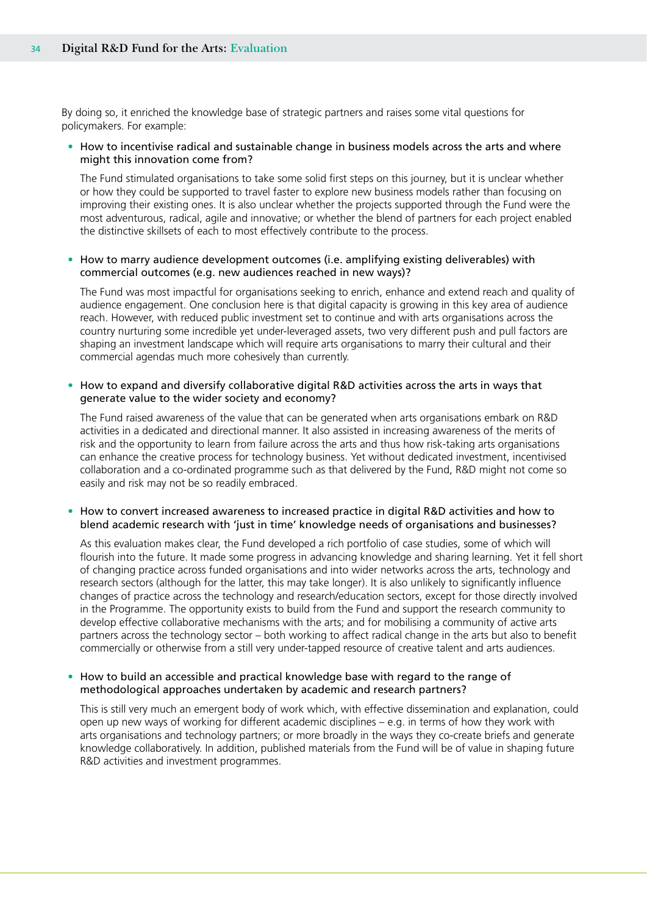By doing so, it enriched the knowledge base of strategic partners and raises some vital questions for policymakers. For example:

- How to incentivise radical and sustainable change in business models across the arts and where might this innovation come from?

  The Fund stimulated organisations to take some solid first steps on this journey, but it is unclear whether or how they could be supported to travel faster to explore new business models rather than focusing on improving their existing ones. It is also unclear whether the projects supported through the Fund were the most adventurous, radical, agile and innovative; or whether the blend of partners for each project enabled the distinctive skillsets of each to most effectively contribute to the process.

- How to marry audience development outcomes (i.e. amplifying existing deliverables) with commercial outcomes (e.g. new audiences reached in new ways)?

  The Fund was most impactful for organisations seeking to enrich, enhance and extend reach and quality of audience engagement. One conclusion here is that digital capacity is growing in this key area of audience reach. However, with reduced public investment set to continue and with arts organisations across the country nurturing some incredible yet under-leveraged assets, two very different push and pull factors are shaping an investment landscape which will require arts organisations to marry their cultural and their commercial agendas much more cohesively than currently.

- How to expand and diversify collaborative digital R&D activities across the arts in ways that generate value to the wider society and economy?

  The Fund raised awareness of the value that can be generated when arts organisations embark on R&D activities in a dedicated and directional manner. It also assisted in increasing awareness of the merits of risk and the opportunity to learn from failure across the arts and thus how risk-taking arts organisations can enhance the creative process for technology business. Yet without dedicated investment, incentivised collaboration and a co-ordinated programme such as that delivered by the Fund, R&D might not come so easily and risk may not be so readily embraced.

- How to convert increased awareness to increased practice in digital R&D activities and how to blend academic research with 'just in time' knowledge needs of organisations and businesses?

  As this evaluation makes clear, the Fund developed a rich portfolio of case studies, some of which will flourish into the future. It made some progress in advancing knowledge and sharing learning. Yet it fell short of changing practice across funded organisations and into wider networks across the arts, technology and research sectors (although for the latter, this may take longer). It is also unlikely to significantly influence changes of practice across the technology and research/education sectors, except for those directly involved in the Programme. The opportunity exists to build from the Fund and support the research community to develop effective collaborative mechanisms with the arts; and for mobilising a community of active arts partners across the technology sector – both working to affect radical change in the arts but also to benefit commercially or otherwise from a still very under-tapped resource of creative talent and arts audiences.

- How to build an accessible and practical knowledge base with regard to the range of methodological approaches undertaken by academic and research partners?

  This is still very much an emergent body of work which, with effective dissemination and explanation, could open up new ways of working for different academic disciplines – e.g. in terms of how they work with arts organisations and technology partners; or more broadly in the ways they co-create briefs and generate knowledge collaboratively. In addition, published materials from the Fund will be of value in shaping future R&D activities and investment programmes.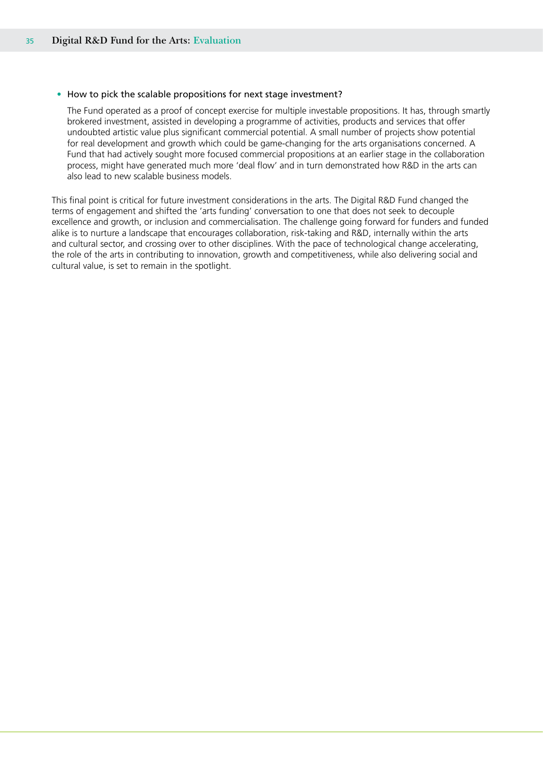- How to pick the scalable propositions for next stage investment?

  The Fund operated as a proof of concept exercise for multiple investable propositions. It has, through smartly brokered investment, assisted in developing a programme of activities, products and services that offer undoubted artistic value plus significant commercial potential. A small number of projects show potential for real development and growth which could be game-changing for the arts organisations concerned. A Fund that had actively sought more focused commercial propositions at an earlier stage in the collaboration process, might have generated much more 'deal flow' and in turn demonstrated how R&D in the arts can also lead to new scalable business models.

This final point is critical for future investment considerations in the arts. The Digital R&D Fund changed the terms of engagement and shifted the 'arts funding' conversation to one that does not seek to decouple excellence and growth, or inclusion and commercialisation. The challenge going forward for funders and funded alike is to nurture a landscape that encourages collaboration, risk-taking and R&D, internally within the arts and cultural sector, and crossing over to other disciplines. With the pace of technological change accelerating, the role of the arts in contributing to innovation, growth and competitiveness, while also delivering social and cultural value, is set to remain in the spotlight.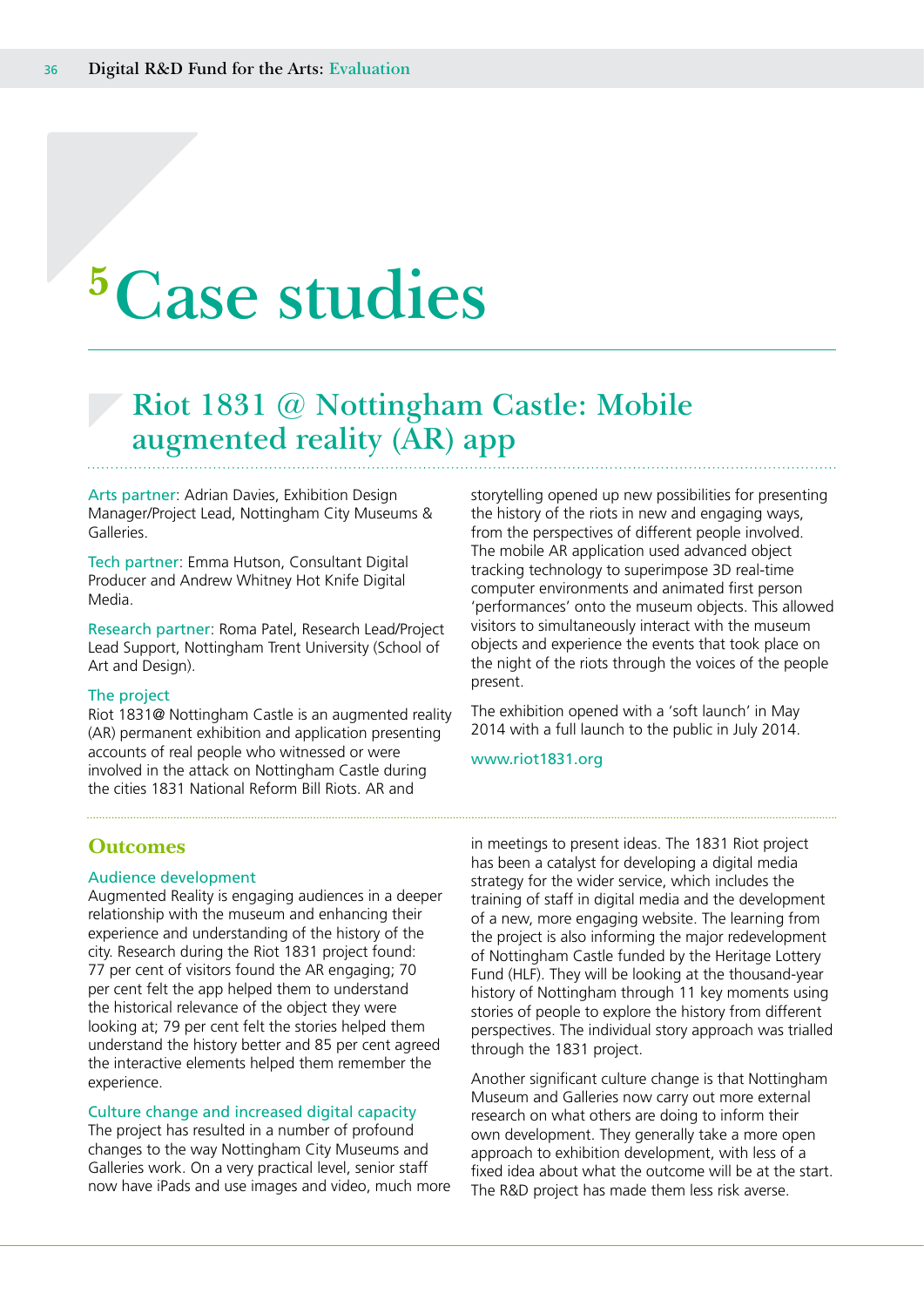# 5 Case studies

## Riot 1831 @ Nottingham Castle: Mobile augmented reality (AR) app

Arts partner: Adrian Davies, Exhibition Design Manager/Project Lead, Nottingham City Museums & Galleries.

Tech partner: Emma Hutson, Consultant Digital Producer and Andrew Whitney Hot Knife Digital Media.

Research partner: Roma Patel, Research Lead/Project Lead Support, Nottingham Trent University (School of Art and Design).

### The project

Riot 1831@ Nottingham Castle is an augmented reality (AR) permanent exhibition and application presenting accounts of real people who witnessed or were involved in the attack on Nottingham Castle during the cities 1831 National Reform Bill Riots. AR and storytelling opened up new possibilities for presenting the history of the riots in new and engaging ways, from the perspectives of different people involved. The mobile AR application used advanced object tracking technology to superimpose 3D real-time computer environments and animated first person 'performances' onto the museum objects. This allowed visitors to simultaneously interact with the museum objects and experience the events that took place on the night of the riots through the voices of the people present.

The exhibition opened with a 'soft launch' in May 2014 with a full launch to the public in July 2014.

www.riot1831.org

## Outcomes

### Audience development

Augmented Reality is engaging audiences in a deeper relationship with the museum and enhancing their experience and understanding of the history of the city. Research during the Riot 1831 project found: 77 per cent of visitors found the AR engaging; 70 per cent felt the app helped them to understand the historical relevance of the object they were looking at; 79 per cent felt the stories helped them understand the history better and 85 per cent agreed the interactive elements helped them remember the experience.

### Culture change and increased digital capacity

The project has resulted in a number of profound changes to the way Nottingham City Museums and Galleries work. On a very practical level, senior staff now have iPads and use images and video, much more in meetings to present ideas. The 1831 Riot project has been a catalyst for developing a digital media strategy for the wider service, which includes the training of staff in digital media and the development of a new, more engaging website. The learning from the project is also informing the major redevelopment of Nottingham Castle funded by the Heritage Lottery Fund (HLF). They will be looking at the thousand-year history of Nottingham through 11 key moments using stories of people to explore the history from different perspectives. The individual story approach was trialled through the 1831 project.

Another significant culture change is that Nottingham Museum and Galleries now carry out more external research on what others are doing to inform their own development. They generally take a more open approach to exhibition development, with less of a fixed idea about what the outcome will be at the start. The R&D project has made them less risk averse.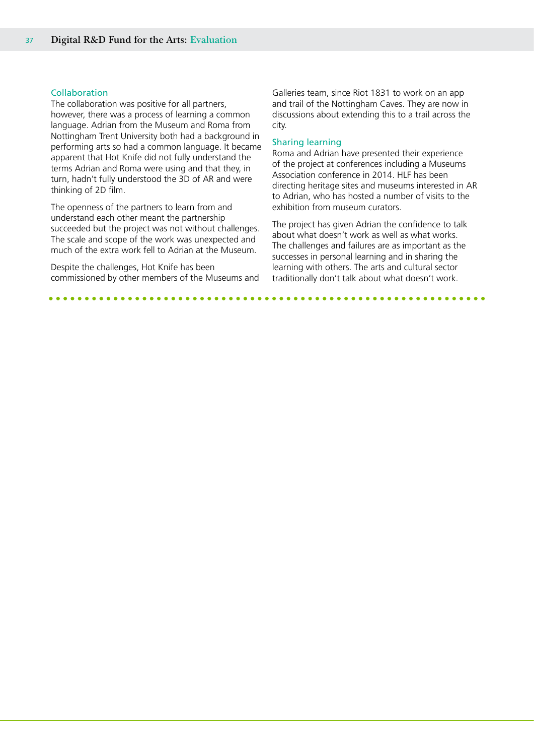### Collaboration

The collaboration was positive for all partners, however, there was a process of learning a common language. Adrian from the Museum and Roma from Nottingham Trent University both had a background in performing arts so had a common language. It became apparent that Hot Knife did not fully understand the terms Adrian and Roma were using and that they, in turn, hadn't fully understood the 3D of AR and were thinking of 2D film.

The openness of the partners to learn from and understand each other meant the partnership succeeded but the project was not without challenges. The scale and scope of the work was unexpected and much of the extra work fell to Adrian at the Museum.

Despite the challenges, Hot Knife has been commissioned by other members of the Museums and Galleries team, since Riot 1831 to work on an app and trail of the Nottingham Caves. They are now in discussions about extending this to a trail across the city.

### Sharing learning

Roma and Adrian have presented their experience of the project at conferences including a Museums Association conference in 2014. HLF has been directing heritage sites and museums interested in AR to Adrian, who has hosted a number of visits to the exhibition from museum curators.

The project has given Adrian the confidence to talk about what doesn't work as well as what works. The challenges and failures are as important as the successes in personal learning and in sharing the learning with others. The arts and cultural sector traditionally don't talk about what doesn't work.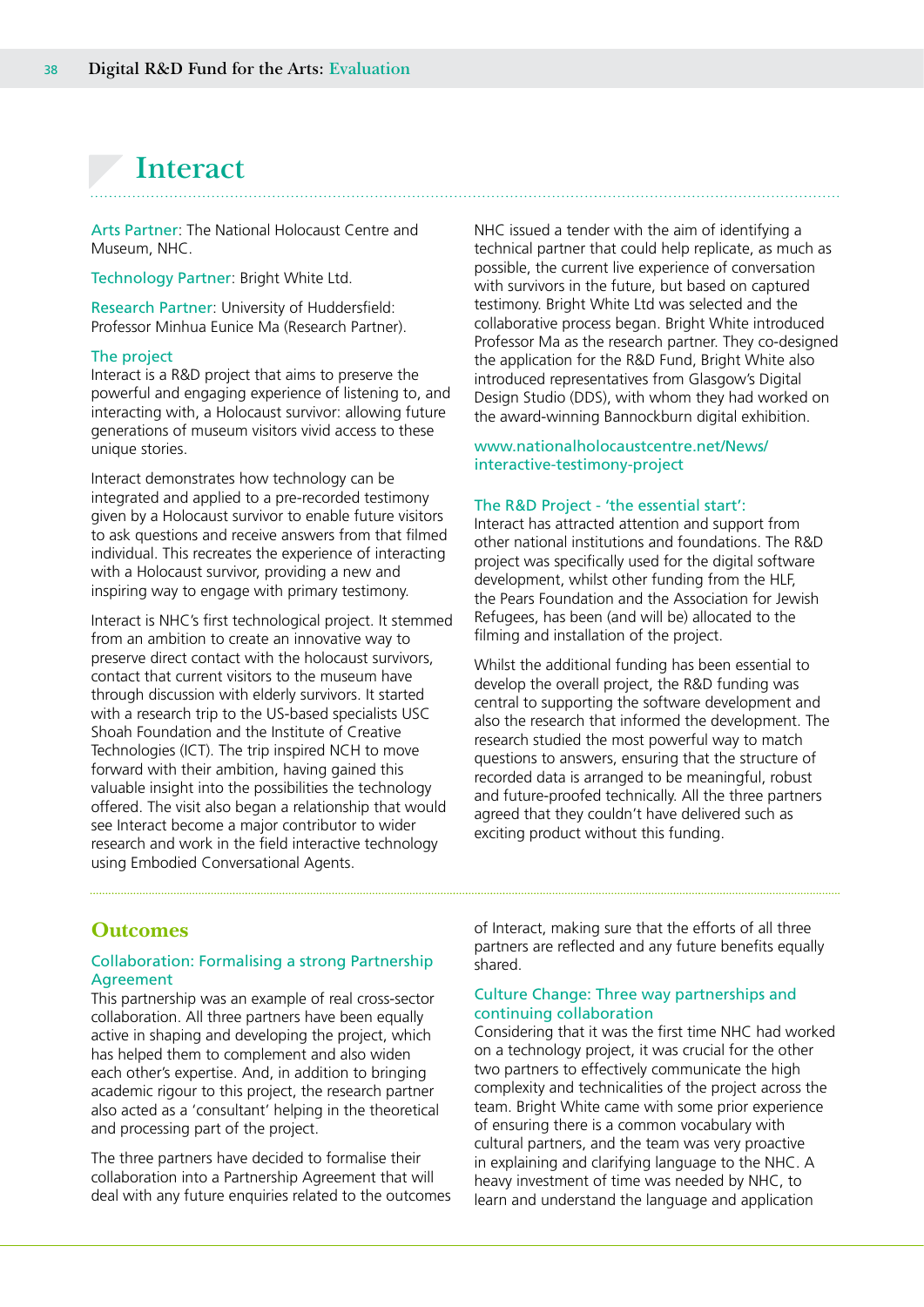# Interact

Arts Partner: The National Holocaust Centre and Museum, NHC.

Technology Partner: Bright White Ltd.

Research Partner: University of Huddersfield: Professor Minhua Eunice Ma (Research Partner).

### The project

Interact is a R&D project that aims to preserve the powerful and engaging experience of listening to, and interacting with, a Holocaust survivor: allowing future generations of museum visitors vivid access to these unique stories.

Interact demonstrates how technology can be integrated and applied to a pre-recorded testimony given by a Holocaust survivor to enable future visitors to ask questions and receive answers from that filmed individual. This recreates the experience of interacting with a Holocaust survivor, providing a new and inspiring way to engage with primary testimony.

Interact is NHC's first technological project. It stemmed from an ambition to create an innovative way to preserve direct contact with the holocaust survivors, contact that current visitors to the museum have through discussion with elderly survivors. It started with a research trip to the US-based specialists USC Shoah Foundation and the Institute of Creative Technologies (ICT). The trip inspired NCH to move forward with their ambition, having gained this valuable insight into the possibilities the technology offered. The visit also began a relationship that would see Interact become a major contributor to wider research and work in the field interactive technology using Embodied Conversational Agents.

NHC issued a tender with the aim of identifying a technical partner that could help replicate, as much as possible, the current live experience of conversation with survivors in the future, but based on captured testimony. Bright White Ltd was selected and the collaborative process began. Bright White introduced Professor Ma as the research partner. They co-designed the application for the R&D Fund, Bright White also introduced representatives from Glasgow's Digital Design Studio (DDS), with whom they had worked on the award-winning Bannockburn digital exhibition.

www.nationalholocaustcentre.net/News/interactive-testimony-project

### The R&D Project - 'the essential start':

Interact has attracted attention and support from other national institutions and foundations. The R&D project was specifically used for the digital software development, whilst other funding from the HLF, the Pears Foundation and the Association for Jewish Refugees, has been (and will be) allocated to the filming and installation of the project.

Whilst the additional funding has been essential to develop the overall project, the R&D funding was central to supporting the software development and also the research that informed the development. The research studied the most powerful way to match questions to answers, ensuring that the structure of recorded data is arranged to be meaningful, robust and future-proofed technically. All the three partners agreed that they couldn't have delivered such as exciting product without this funding.

## Outcomes

### Collaboration: Formalising a strong Partnership Agreement

This partnership was an example of real cross-sector collaboration. All three partners have been equally active in shaping and developing the project, which has helped them to complement and also widen each other's expertise. And, in addition to bringing academic rigour to this project, the research partner also acted as a 'consultant' helping in the theoretical and processing part of the project.

The three partners have decided to formalise their collaboration into a Partnership Agreement that will deal with any future enquiries related to the outcomes of Interact, making sure that the efforts of all three partners are reflected and any future benefits equally shared.

### Culture Change: Three way partnerships and continuing collaboration

Considering that it was the first time NHC had worked on a technology project, it was crucial for the other two partners to effectively communicate the high complexity and technicalities of the project across the team. Bright White came with some prior experience of ensuring there is a common vocabulary with cultural partners, and the team was very proactive in explaining and clarifying language to the NHC. A heavy investment of time was needed by NHC, to learn and understand the language and application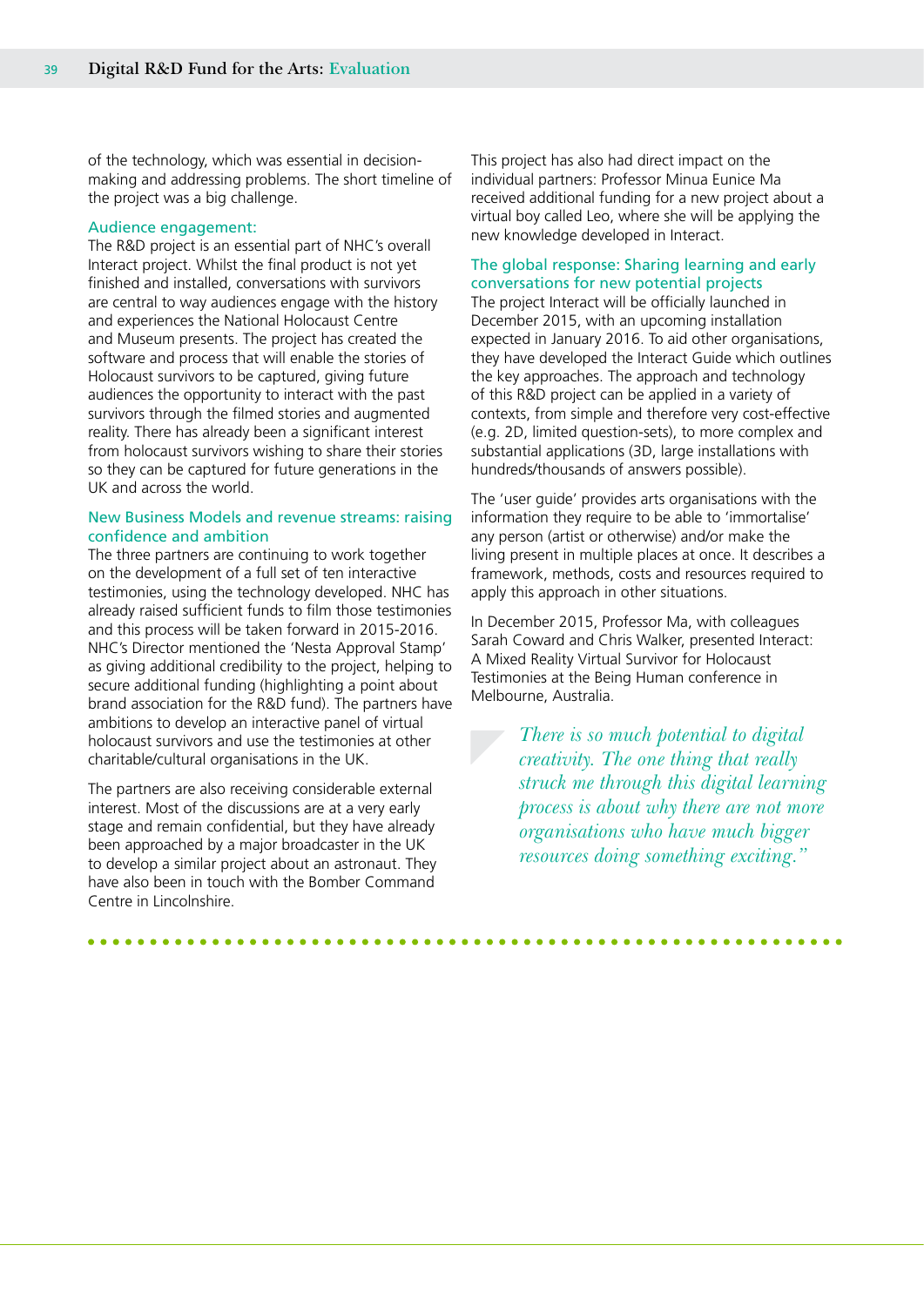of the technology, which was essential in decision-making and addressing problems. The short timeline of the project was a big challenge.

### Audience engagement:

The R&D project is an essential part of NHC's overall Interact project. Whilst the final product is not yet finished and installed, conversations with survivors are central to way audiences engage with the history and experiences the National Holocaust Centre and Museum presents. The project has created the software and process that will enable the stories of Holocaust survivors to be captured, giving future audiences the opportunity to interact with the past survivors through the filmed stories and augmented reality. There has already been a significant interest from holocaust survivors wishing to share their stories so they can be captured for future generations in the UK and across the world.

### New Business Models and revenue streams: raising confidence and ambition

The three partners are continuing to work together on the development of a full set of ten interactive testimonies, using the technology developed. NHC has already raised sufficient funds to film those testimonies and this process will be taken forward in 2015-2016. NHC's Director mentioned the 'Nesta Approval Stamp' as giving additional credibility to the project, helping to secure additional funding (highlighting a point about brand association for the R&D fund). The partners have ambitions to develop an interactive panel of virtual holocaust survivors and use the testimonies at other charitable/cultural organisations in the UK.

The partners are also receiving considerable external interest. Most of the discussions are at a very early stage and remain confidential, but they have already been approached by a major broadcaster in the UK to develop a similar project about an astronaut. They have also been in touch with the Bomber Command Centre in Lincolnshire.

This project has also had direct impact on the individual partners: Professor Minua Eunice Ma received additional funding for a new project about a virtual boy called Leo, where she will be applying the new knowledge developed in Interact.

### The global response: Sharing learning and early conversations for new potential projects

The project Interact will be officially launched in December 2015, with an upcoming installation expected in January 2016. To aid other organisations, they have developed the Interact Guide which outlines the key approaches. The approach and technology of this R&D project can be applied in a variety of contexts, from simple and therefore very cost-effective (e.g. 2D, limited question-sets), to more complex and substantial applications (3D, large installations with hundreds/thousands of answers possible).

The 'user guide' provides arts organisations with the information they require to be able to 'immortalise' any person (artist or otherwise) and/or make the living present in multiple places at once. It describes a framework, methods, costs and resources required to apply this approach in other situations.

In December 2015, Professor Ma, with colleagues Sarah Coward and Chris Walker, presented Interact: A Mixed Reality Virtual Survivor for Holocaust Testimonies at the Being Human conference in Melbourne, Australia.

> *There is so much potential to digital creativity. The one thing that really struck me through this digital learning process is about why there are not more organisations who have much bigger resources doing something exciting."*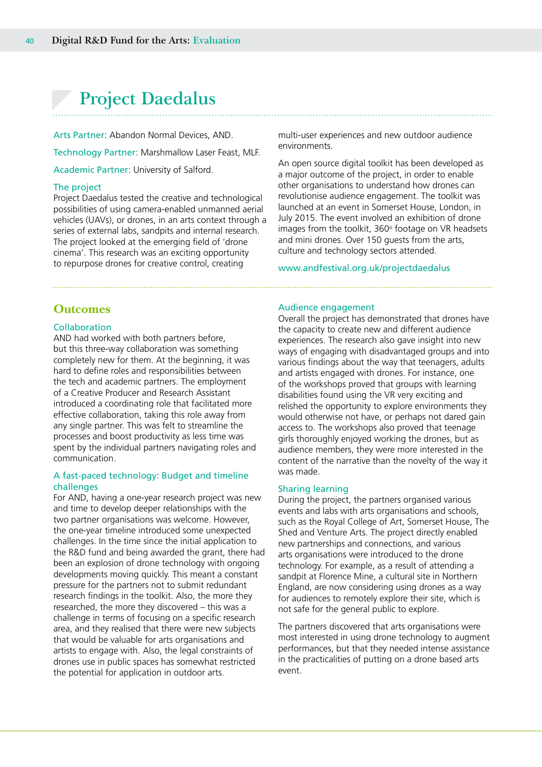# Project Daedalus

Arts Partner: Abandon Normal Devices, AND.

Technology Partner: Marshmallow Laser Feast, MLF.

Academic Partner: University of Salford.

### The project

Project Daedalus tested the creative and technological possibilities of using camera-enabled unmanned aerial vehicles (UAVs), or drones, in an arts context through a series of external labs, sandpits and internal research. The project looked at the emerging field of 'drone cinema'. This research was an exciting opportunity to repurpose drones for creative control, creating multi-user experiences and new outdoor audience environments.

An open source digital toolkit has been developed as a major outcome of the project, in order to enable other organisations to understand how drones can revolutionise audience engagement. The toolkit was launched at an event in Somerset House, London, in July 2015. The event involved an exhibition of drone images from the toolkit, 360$^{\circ}$ footage on VR headsets and mini drones. Over 150 guests from the arts, culture and technology sectors attended.

www.andfestival.org.uk/projectdaedalus

## Outcomes

### Collaboration

AND had worked with both partners before, but this three-way collaboration was something completely new for them. At the beginning, it was hard to define roles and responsibilities between the tech and academic partners. The employment of a Creative Producer and Research Assistant introduced a coordinating role that facilitated more effective collaboration, taking this role away from any single partner. This was felt to streamline the processes and boost productivity as less time was spent by the individual partners navigating roles and communication.

### A fast-paced technology: Budget and timeline challenges

For AND, having a one-year research project was new and time to develop deeper relationships with the two partner organisations was welcome. However, the one-year timeline introduced some unexpected challenges. In the time since the initial application to the R&D fund and being awarded the grant, there had been an explosion of drone technology with ongoing developments moving quickly. This meant a constant pressure for the partners not to submit redundant research findings in the toolkit. Also, the more they researched, the more they discovered – this was a challenge in terms of focusing on a specific research area, and they realised that there were new subjects that would be valuable for arts organisations and artists to engage with. Also, the legal constraints of drones use in public spaces has somewhat restricted the potential for application in outdoor arts.

### Audience engagement

Overall the project has demonstrated that drones have the capacity to create new and different audience experiences. The research also gave insight into new ways of engaging with disadvantaged groups and into various findings about the way that teenagers, adults and artists engaged with drones. For instance, one of the workshops proved that groups with learning disabilities found using the VR very exciting and relished the opportunity to explore environments they would otherwise not have, or perhaps not dared gain access to. The workshops also proved that teenage girls thoroughly enjoyed working the drones, but as audience members, they were more interested in the content of the narrative than the novelty of the way it was made.

### Sharing learning

During the project, the partners organised various events and labs with arts organisations and schools, such as the Royal College of Art, Somerset House, The Shed and Venture Arts. The project directly enabled new partnerships and connections, and various arts organisations were introduced to the drone technology. For example, as a result of attending a sandpit at Florence Mine, a cultural site in Northern England, are now considering using drones as a way for audiences to remotely explore their site, which is not safe for the general public to explore.

The partners discovered that arts organisations were most interested in using drone technology to augment performances, but that they needed intense assistance in the practicalities of putting on a drone based arts event.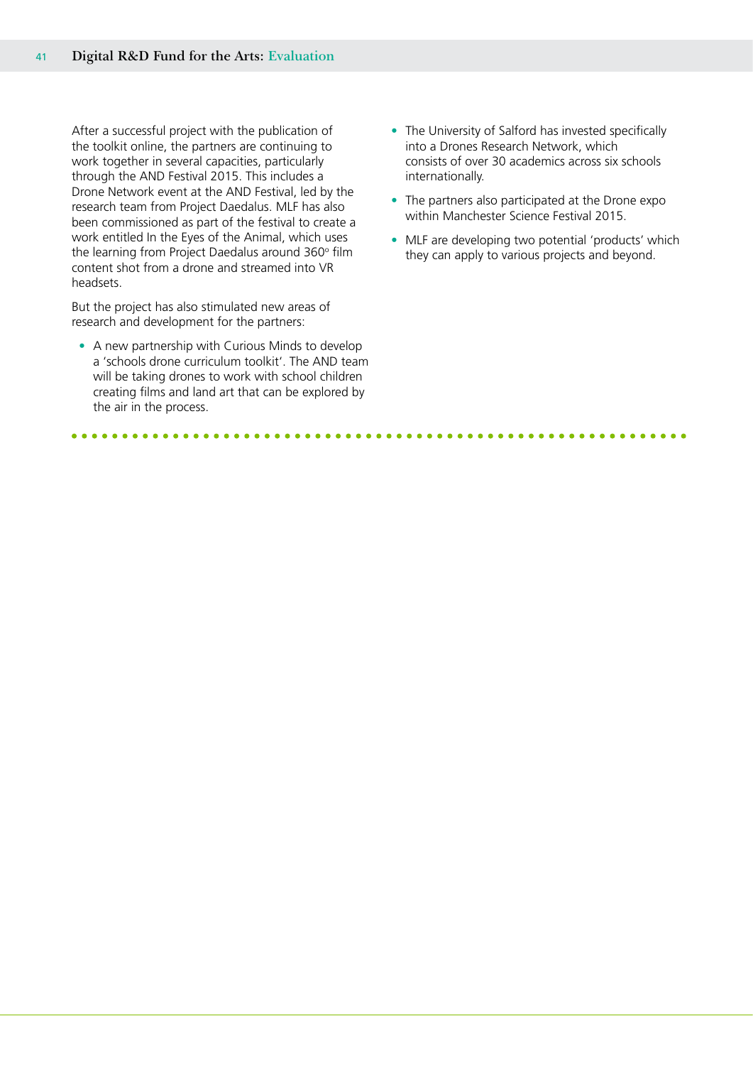After a successful project with the publication of the toolkit online, the partners are continuing to work together in several capacities, particularly through the AND Festival 2015. This includes a Drone Network event at the AND Festival, led by the research team from Project Daedalus. MLF has also been commissioned as part of the festival to create a work entitled In the Eyes of the Animal, which uses the learning from Project Daedalus around 360º film content shot from a drone and streamed into VR headsets.

But the project has also stimulated new areas of research and development for the partners:

- A new partnership with Curious Minds to develop a 'schools drone curriculum toolkit'. The AND team will be taking drones to work with school children creating films and land art that can be explored by the air in the process.
- The University of Salford has invested specifically into a Drones Research Network, which consists of over 30 academics across six schools internationally.
- The partners also participated at the Drone expo within Manchester Science Festival 2015.
- MLF are developing two potential 'products' which they can apply to various projects and beyond.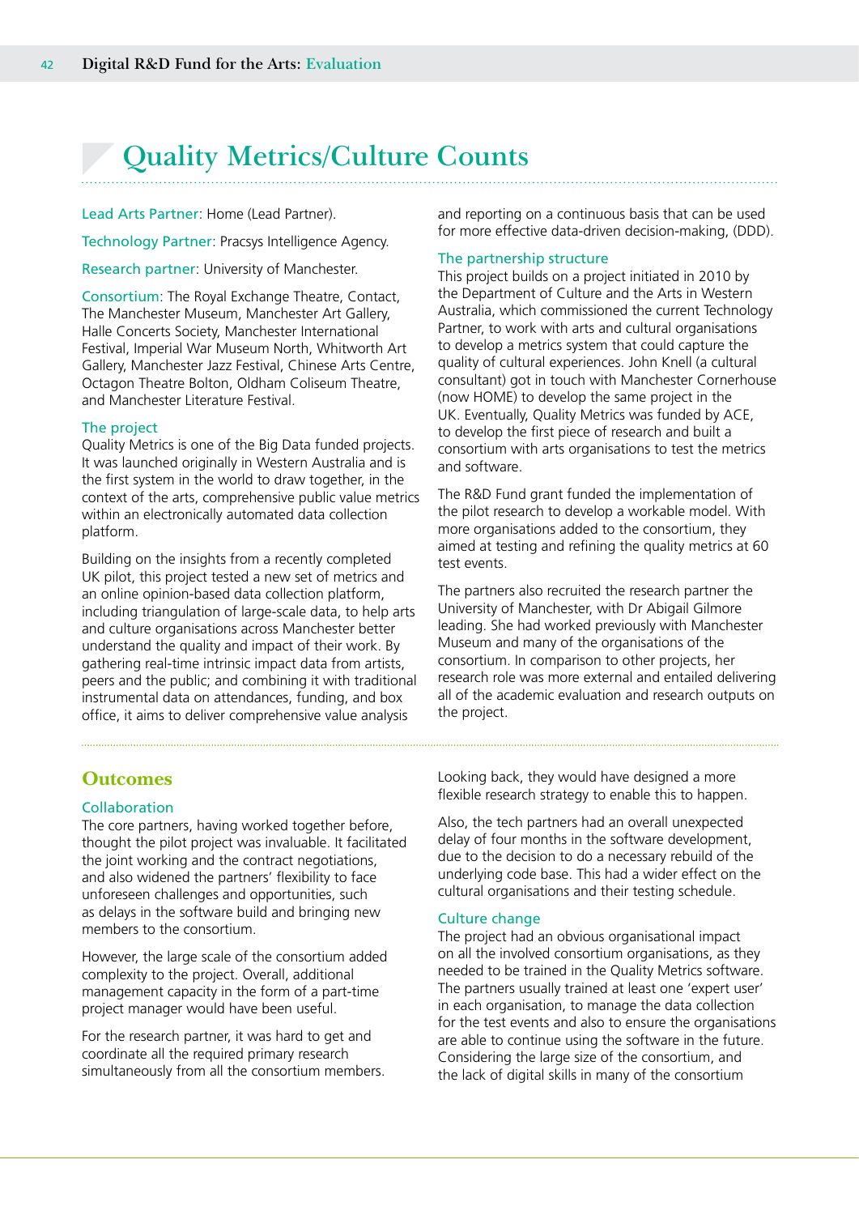# Quality Metrics/Culture Counts

Lead Arts Partner: Home (Lead Partner).

Technology Partner: Pracsys Intelligence Agency.

Research partner: University of Manchester.

Consortium: The Royal Exchange Theatre, Contact, The Manchester Museum, Manchester Art Gallery, Halle Concerts Society, Manchester International Festival, Imperial War Museum North, Whitworth Art Gallery, Manchester Jazz Festival, Chinese Arts Centre, Octagon Theatre Bolton, Oldham Coliseum Theatre, and Manchester Literature Festival.

### The project

Quality Metrics is one of the Big Data funded projects. It was launched originally in Western Australia and is the first system in the world to draw together, in the context of the arts, comprehensive public value metrics within an electronically automated data collection platform.

Building on the insights from a recently completed UK pilot, this project tested a new set of metrics and an online opinion-based data collection platform, including triangulation of large-scale data, to help arts and culture organisations across Manchester better understand the quality and impact of their work. By gathering real-time intrinsic impact data from artists, peers and the public; and combining it with traditional instrumental data on attendances, funding, and box office, it aims to deliver comprehensive value analysis and reporting on a continuous basis that can be used for more effective data-driven decision-making, (DDD).

### The partnership structure

This project builds on a project initiated in 2010 by the Department of Culture and the Arts in Western Australia, which commissioned the current Technology Partner, to work with arts and cultural organisations to develop a metrics system that could capture the quality of cultural experiences. John Knell (a cultural consultant) got in touch with Manchester Cornerhouse (now HOME) to develop the same project in the UK. Eventually, Quality Metrics was funded by ACE, to develop the first piece of research and built a consortium with arts organisations to test the metrics and software.

The R&D Fund grant funded the implementation of the pilot research to develop a workable model. With more organisations added to the consortium, they aimed at testing and refining the quality metrics at 60 test events.

The partners also recruited the research partner the University of Manchester, with Dr Abigail Gilmore leading. She had worked previously with Manchester Museum and many of the organisations of the consortium. In comparison to other projects, her research role was more external and entailed delivering all of the academic evaluation and research outputs on the project.

## Outcomes

### Collaboration

The core partners, having worked together before, thought the pilot project was invaluable. It facilitated the joint working and the contract negotiations, and also widened the partners' flexibility to face unforeseen challenges and opportunities, such as delays in the software build and bringing new members to the consortium.

However, the large scale of the consortium added complexity to the project. Overall, additional management capacity in the form of a part-time project manager would have been useful.

For the research partner, it was hard to get and coordinate all the required primary research simultaneously from all the consortium members. Looking back, they would have designed a more flexible research strategy to enable this to happen.

Also, the tech partners had an overall unexpected delay of four months in the software development, due to the decision to do a necessary rebuild of the underlying code base. This had a wider effect on the cultural organisations and their testing schedule.

### Culture change

The project had an obvious organisational impact on all the involved consortium organisations, as they needed to be trained in the Quality Metrics software. The partners usually trained at least one 'expert user' in each organisation, to manage the data collection for the test events and also to ensure the organisations are able to continue using the software in the future. Considering the large size of the consortium, and the lack of digital skills in many of the consortium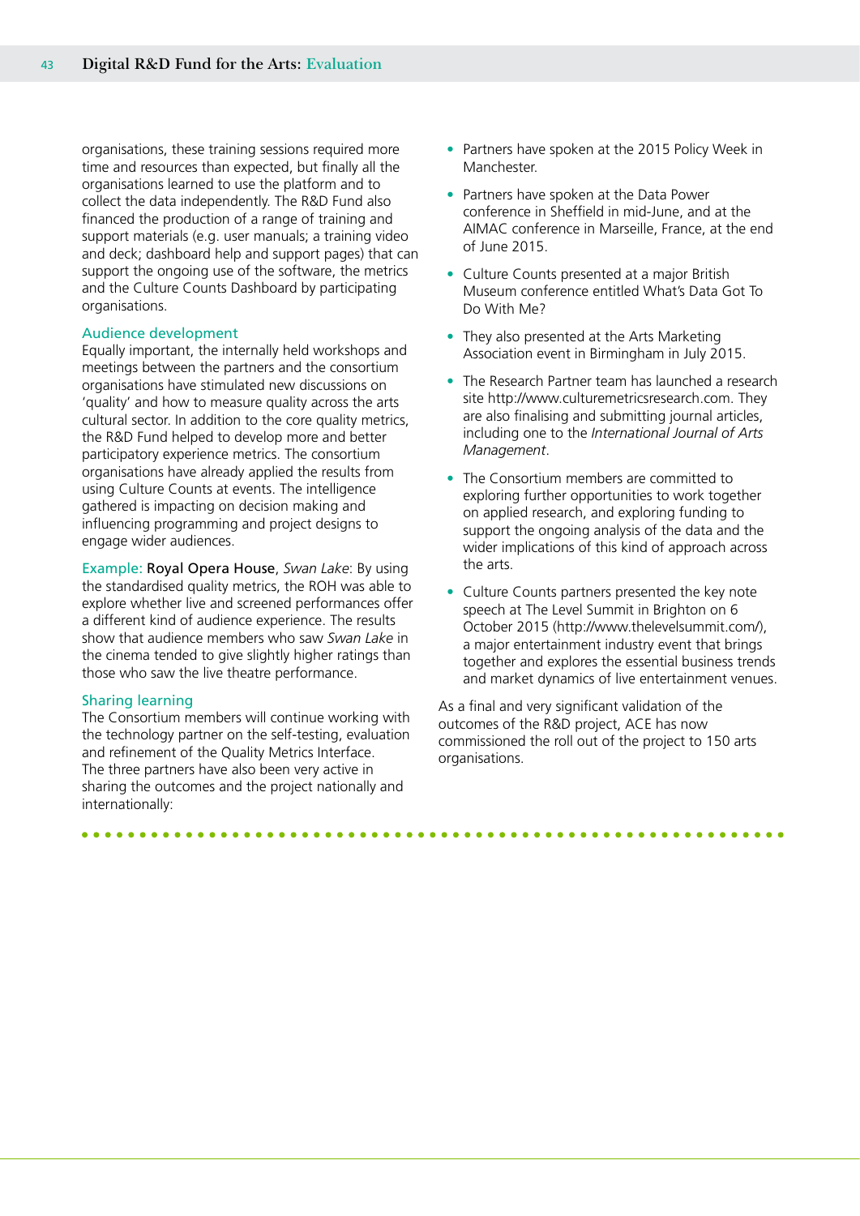organisations, these training sessions required more time and resources than expected, but finally all the organisations learned to use the platform and to collect the data independently. The R&D Fund also financed the production of a range of training and support materials (e.g. user manuals; a training video and deck; dashboard help and support pages) that can support the ongoing use of the software, the metrics and the Culture Counts Dashboard by participating organisations.

### Audience development

Equally important, the internally held workshops and meetings between the partners and the consortium organisations have stimulated new discussions on 'quality' and how to measure quality across the arts cultural sector. In addition to the core quality metrics, the R&D Fund helped to develop more and better participatory experience metrics. The consortium organisations have already applied the results from using Culture Counts at events. The intelligence gathered is impacting on decision making and influencing programming and project designs to engage wider audiences.

Example: Royal Opera House, *Swan Lake*: By using the standardised quality metrics, the ROH was able to explore whether live and screened performances offer a different kind of audience experience. The results show that audience members who saw *Swan Lake* in the cinema tended to give slightly higher ratings than those who saw the live theatre performance.

### Sharing learning

The Consortium members will continue working with the technology partner on the self-testing, evaluation and refinement of the Quality Metrics Interface. The three partners have also been very active in sharing the outcomes and the project nationally and internationally:

- Partners have spoken at the 2015 Policy Week in Manchester.
- Partners have spoken at the Data Power conference in Sheffield in mid-June, and at the AIMAC conference in Marseille, France, at the end of June 2015.
- Culture Counts presented at a major British Museum conference entitled What's Data Got To Do With Me?
- They also presented at the Arts Marketing Association event in Birmingham in July 2015.
- The Research Partner team has launched a research site http://www.culturemetricsresearch.com. They are also finalising and submitting journal articles, including one to the *International Journal of Arts Management*.
- The Consortium members are committed to exploring further opportunities to work together on applied research, and exploring funding to support the ongoing analysis of the data and the wider implications of this kind of approach across the arts.
- Culture Counts partners presented the key note speech at The Level Summit in Brighton on 6 October 2015 (http://www.thelevelsummit.com/), a major entertainment industry event that brings together and explores the essential business trends and market dynamics of live entertainment venues.

As a final and very significant validation of the outcomes of the R&D project, ACE has now commissioned the roll out of the project to 150 arts organisations.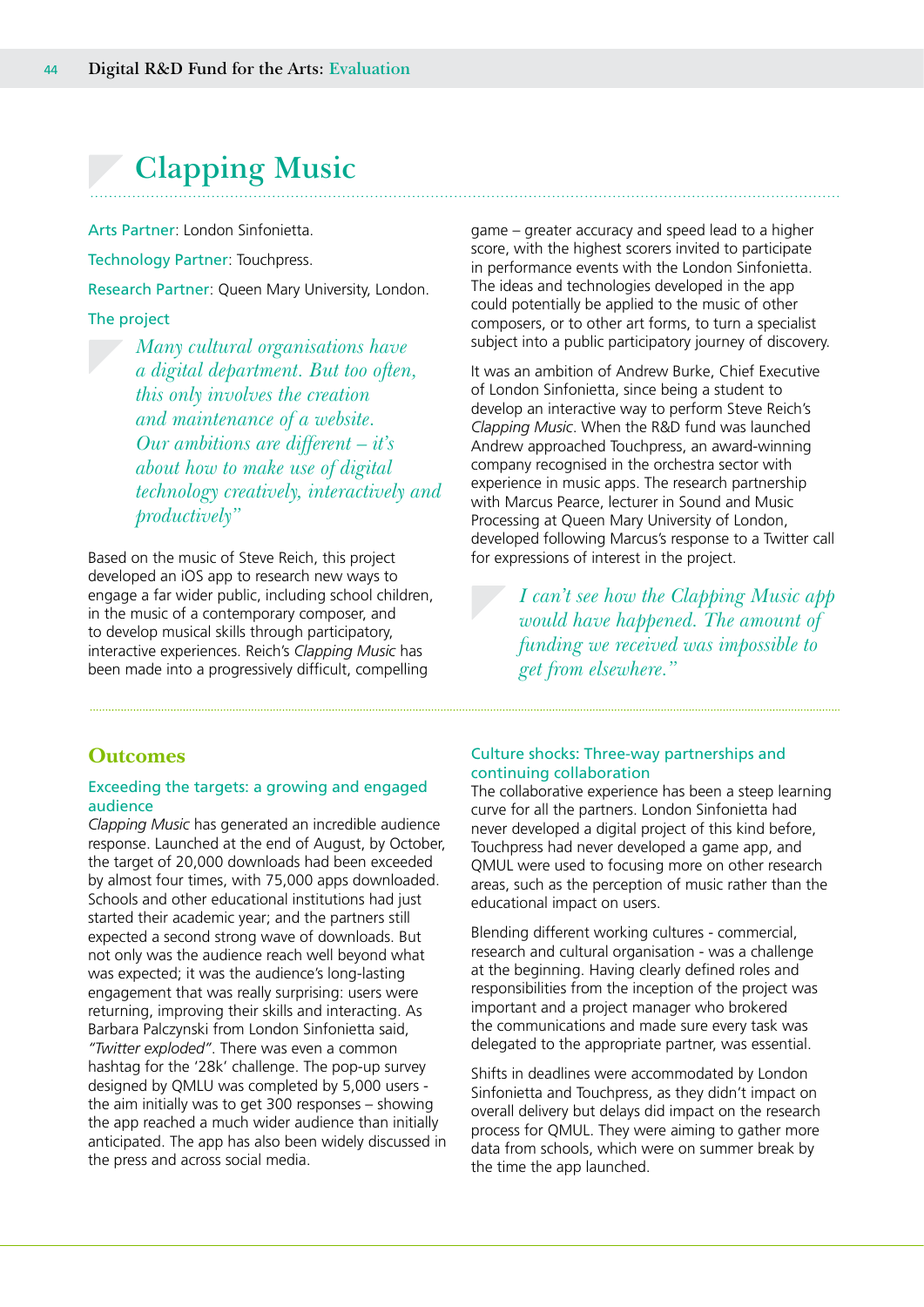# Clapping Music

Arts Partner: London Sinfonietta.

Technology Partner: Touchpress.

Research Partner: Queen Mary University, London.

### The project

> *Many cultural organisations have a digital department. But too often, this only involves the creation and maintenance of a website. Our ambitions are different – it's about how to make use of digital technology creatively, interactively and productively"*

Based on the music of Steve Reich, this project developed an iOS app to research new ways to engage a far wider public, including school children, in the music of a contemporary composer, and to develop musical skills through participatory, interactive experiences. Reich's *Clapping Music* has been made into a progressively difficult, compelling game – greater accuracy and speed lead to a higher score, with the highest scorers invited to participate in performance events with the London Sinfonietta. The ideas and technologies developed in the app could potentially be applied to the music of other composers, or to other art forms, to turn a specialist subject into a public participatory journey of discovery.

It was an ambition of Andrew Burke, Chief Executive of London Sinfonietta, since being a student to develop an interactive way to perform Steve Reich's *Clapping Music*. When the R&D fund was launched Andrew approached Touchpress, an award-winning company recognised in the orchestra sector with experience in music apps. The research partnership with Marcus Pearce, lecturer in Sound and Music Processing at Queen Mary University of London, developed following Marcus's response to a Twitter call for expressions of interest in the project.

> *I can't see how the Clapping Music app would have happened. The amount of funding we received was impossible to get from elsewhere."*

## Outcomes

### Exceeding the targets: a growing and engaged audience

*Clapping Music* has generated an incredible audience response. Launched at the end of August, by October, the target of 20,000 downloads had been exceeded by almost four times, with 75,000 apps downloaded. Schools and other educational institutions had just started their academic year; and the partners still expected a second strong wave of downloads. But not only was the audience reach well beyond what was expected; it was the audience's long-lasting engagement that was really surprising: users were returning, improving their skills and interacting. As Barbara Palczynski from London Sinfonietta said, *"Twitter exploded"*. There was even a common hashtag for the '28k' challenge. The pop-up survey designed by QMLU was completed by 5,000 users - the aim initially was to get 300 responses – showing the app reached a much wider audience than initially anticipated. The app has also been widely discussed in the press and across social media.

### Culture shocks: Three-way partnerships and continuing collaboration

The collaborative experience has been a steep learning curve for all the partners. London Sinfonietta had never developed a digital project of this kind before, Touchpress had never developed a game app, and QMUL were used to focusing more on other research areas, such as the perception of music rather than the educational impact on users.

Blending different working cultures - commercial, research and cultural organisation - was a challenge at the beginning. Having clearly defined roles and responsibilities from the inception of the project was important and a project manager who brokered the communications and made sure every task was delegated to the appropriate partner, was essential.

Shifts in deadlines were accommodated by London Sinfonietta and Touchpress, as they didn't impact on overall delivery but delays did impact on the research process for QMUL. They were aiming to gather more data from schools, which were on summer break by the time the app launched.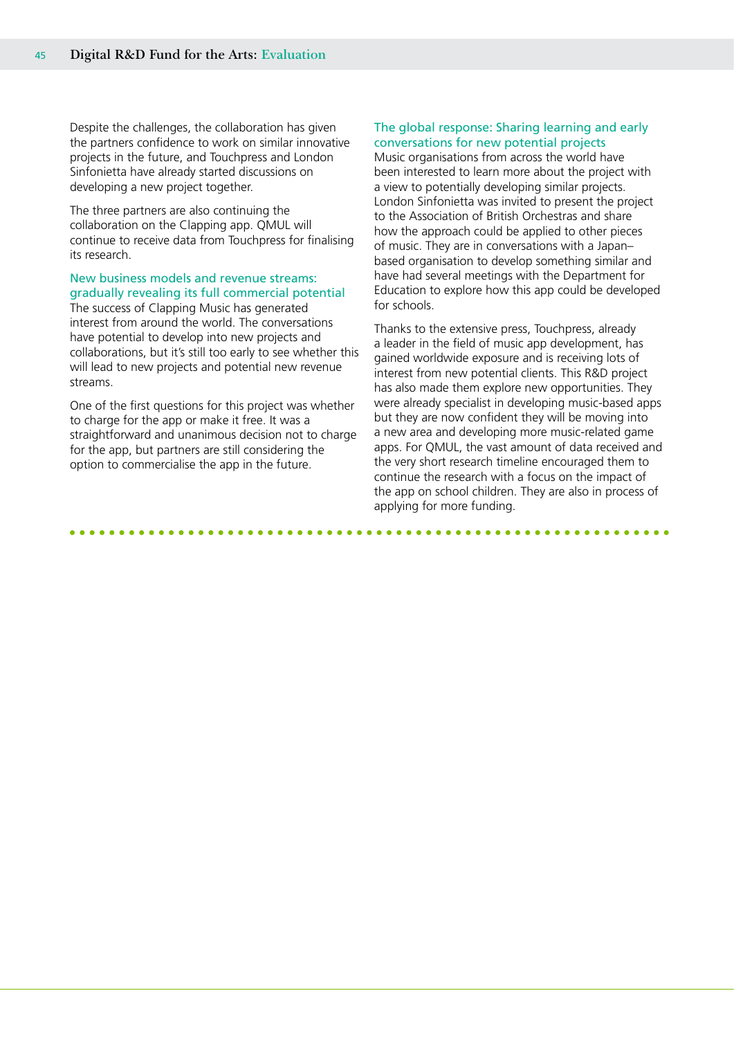Despite the challenges, the collaboration has given the partners confidence to work on similar innovative projects in the future, and Touchpress and London Sinfonietta have already started discussions on developing a new project together.

The three partners are also continuing the collaboration on the Clapping app. QMUL will continue to receive data from Touchpress for finalising its research.

### New business models and revenue streams: gradually revealing its full commercial potential

The success of Clapping Music has generated interest from around the world. The conversations have potential to develop into new projects and collaborations, but it's still too early to see whether this will lead to new projects and potential new revenue streams.

One of the first questions for this project was whether to charge for the app or make it free. It was a straightforward and unanimous decision not to charge for the app, but partners are still considering the option to commercialise the app in the future.

### The global response: Sharing learning and early conversations for new potential projects

Music organisations from across the world have been interested to learn more about the project with a view to potentially developing similar projects. London Sinfonietta was invited to present the project to the Association of British Orchestras and share how the approach could be applied to other pieces of music. They are in conversations with a Japan–based organisation to develop something similar and have had several meetings with the Department for Education to explore how this app could be developed for schools.

Thanks to the extensive press, Touchpress, already a leader in the field of music app development, has gained worldwide exposure and is receiving lots of interest from new potential clients. This R&D project has also made them explore new opportunities. They were already specialist in developing music-based apps but they are now confident they will be moving into a new area and developing more music-related game apps. For QMUL, the vast amount of data received and the very short research timeline encouraged them to continue the research with a focus on the impact of the app on school children. They are also in process of applying for more funding.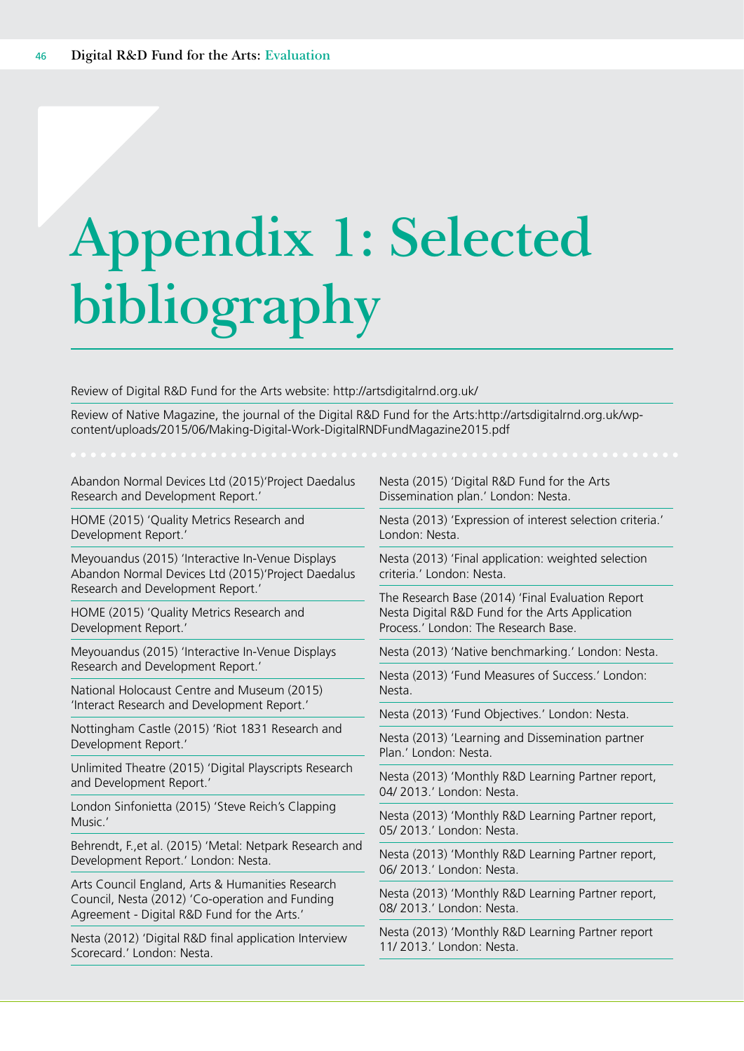# Appendix 1: Selected bibliography

Review of Digital R&D Fund for the Arts website: http://artsdigitalrnd.org.uk/

Review of Native Magazine, the journal of the Digital R&D Fund for the Arts:http://artsdigitalrnd.org.uk/wp-content/uploads/2015/06/Making-Digital-Work-DigitalRNDFundMagazine2015.pdf

Abandon Normal Devices Ltd (2015)'Project Daedalus Research and Development Report.'

HOME (2015) 'Quality Metrics Research and Development Report.'

Meyouandus (2015) 'Interactive In-Venue Displays Abandon Normal Devices Ltd (2015)'Project Daedalus Research and Development Report.'

HOME (2015) 'Quality Metrics Research and Development Report.'

Meyouandus (2015) 'Interactive In-Venue Displays Research and Development Report.'

National Holocaust Centre and Museum (2015) 'Interact Research and Development Report.'

Nottingham Castle (2015) 'Riot 1831 Research and Development Report.'

Unlimited Theatre (2015) 'Digital Playscripts Research and Development Report.'

London Sinfonietta (2015) 'Steve Reich's Clapping Music.'

Behrendt, F.,et al. (2015) 'Metal: Netpark Research and Development Report.' London: Nesta.

Arts Council England, Arts & Humanities Research Council, Nesta (2012) 'Co-operation and Funding Agreement - Digital R&D Fund for the Arts.'

Nesta (2012) 'Digital R&D final application Interview Scorecard.' London: Nesta.

Nesta (2015) 'Digital R&D Fund for the Arts Dissemination plan.' London: Nesta.

Nesta (2013) 'Expression of interest selection criteria.' London: Nesta.

Nesta (2013) 'Final application: weighted selection criteria.' London: Nesta.

The Research Base (2014) 'Final Evaluation Report Nesta Digital R&D Fund for the Arts Application Process.' London: The Research Base.

Nesta (2013) 'Native benchmarking.' London: Nesta.

Nesta (2013) 'Fund Measures of Success.' London: Nesta.

Nesta (2013) 'Fund Objectives.' London: Nesta.

Nesta (2013) 'Learning and Dissemination partner Plan.' London: Nesta.

Nesta (2013) 'Monthly R&D Learning Partner report, 04/ 2013.' London: Nesta.

Nesta (2013) 'Monthly R&D Learning Partner report, 05/ 2013.' London: Nesta.

Nesta (2013) 'Monthly R&D Learning Partner report, 06/ 2013.' London: Nesta.

Nesta (2013) 'Monthly R&D Learning Partner report, 08/ 2013.' London: Nesta.

Nesta (2013) 'Monthly R&D Learning Partner report 11/ 2013.' London: Nesta.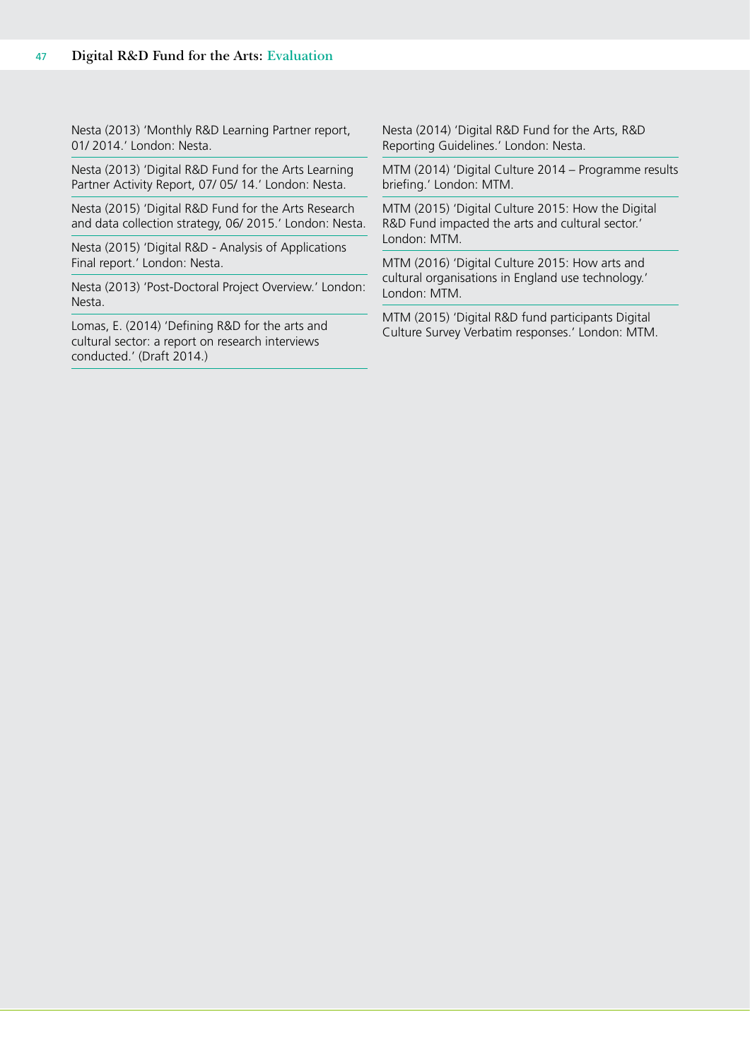Nesta (2013) 'Monthly R&D Learning Partner report, 01/ 2014.' London: Nesta.

Nesta (2013) 'Digital R&D Fund for the Arts Learning Partner Activity Report, 07/ 05/ 14.' London: Nesta.

Nesta (2015) 'Digital R&D Fund for the Arts Research and data collection strategy, 06/ 2015.' London: Nesta.

Nesta (2015) 'Digital R&D - Analysis of Applications Final report.' London: Nesta.

Nesta (2013) 'Post-Doctoral Project Overview.' London: Nesta.

Lomas, E. (2014) 'Defining R&D for the arts and cultural sector: a report on research interviews conducted.' (Draft 2014.)

Nesta (2014) 'Digital R&D Fund for the Arts, R&D Reporting Guidelines.' London: Nesta.

MTM (2014) 'Digital Culture 2014 – Programme results briefing.' London: MTM.

MTM (2015) 'Digital Culture 2015: How the Digital R&D Fund impacted the arts and cultural sector.' London: MTM.

MTM (2016) 'Digital Culture 2015: How arts and cultural organisations in England use technology.' London: MTM.

MTM (2015) 'Digital R&D fund participants Digital Culture Survey Verbatim responses.' London: MTM.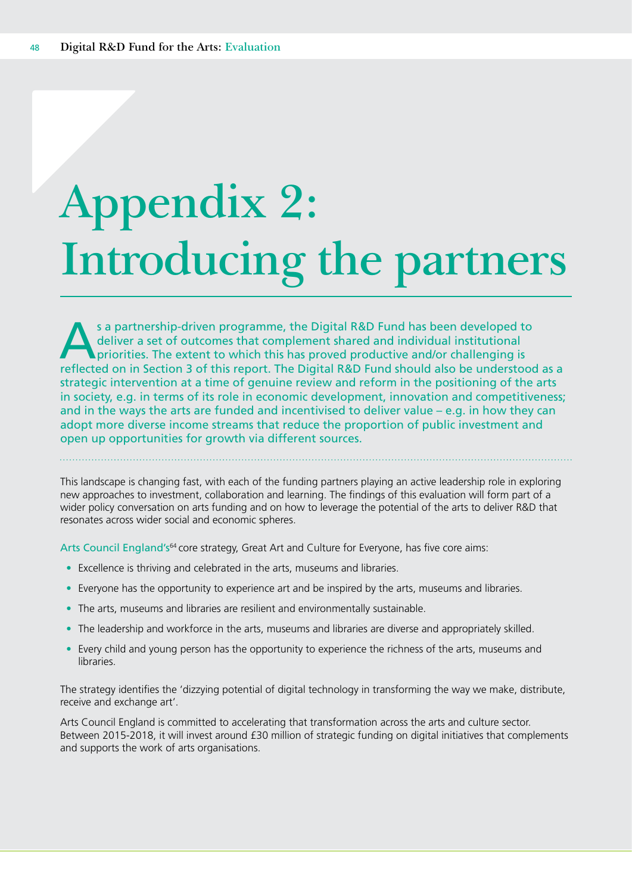# Appendix 2: Introducing the partners

As a partnership-driven programme, the Digital R&D Fund has been developed to deliver a set of outcomes that complement shared and individual institutional priorities. The extent to which this has proved productive and/or challenging is reflected on in Section 3 of this report. The Digital R&D Fund should also be understood as a strategic intervention at a time of genuine review and reform in the positioning of the arts in society, e.g. in terms of its role in economic development, innovation and competitiveness; and in the ways the arts are funded and incentivised to deliver value – e.g. in how they can adopt more diverse income streams that reduce the proportion of public investment and open up opportunities for growth via different sources.

This landscape is changing fast, with each of the funding partners playing an active leadership role in exploring new approaches to investment, collaboration and learning. The findings of this evaluation will form part of a wider policy conversation on arts funding and on how to leverage the potential of the arts to deliver R&D that resonates across wider social and economic spheres.

Arts Council England's[64] core strategy, Great Art and Culture for Everyone, has five core aims:

- Excellence is thriving and celebrated in the arts, museums and libraries.
- Everyone has the opportunity to experience art and be inspired by the arts, museums and libraries.
- The arts, museums and libraries are resilient and environmentally sustainable.
- The leadership and workforce in the arts, museums and libraries are diverse and appropriately skilled.
- Every child and young person has the opportunity to experience the richness of the arts, museums and libraries.

The strategy identifies the 'dizzying potential of digital technology in transforming the way we make, distribute, receive and exchange art'.

Arts Council England is committed to accelerating that transformation across the arts and culture sector. Between 2015-2018, it will invest around £30 million of strategic funding on digital initiatives that complements and supports the work of arts organisations.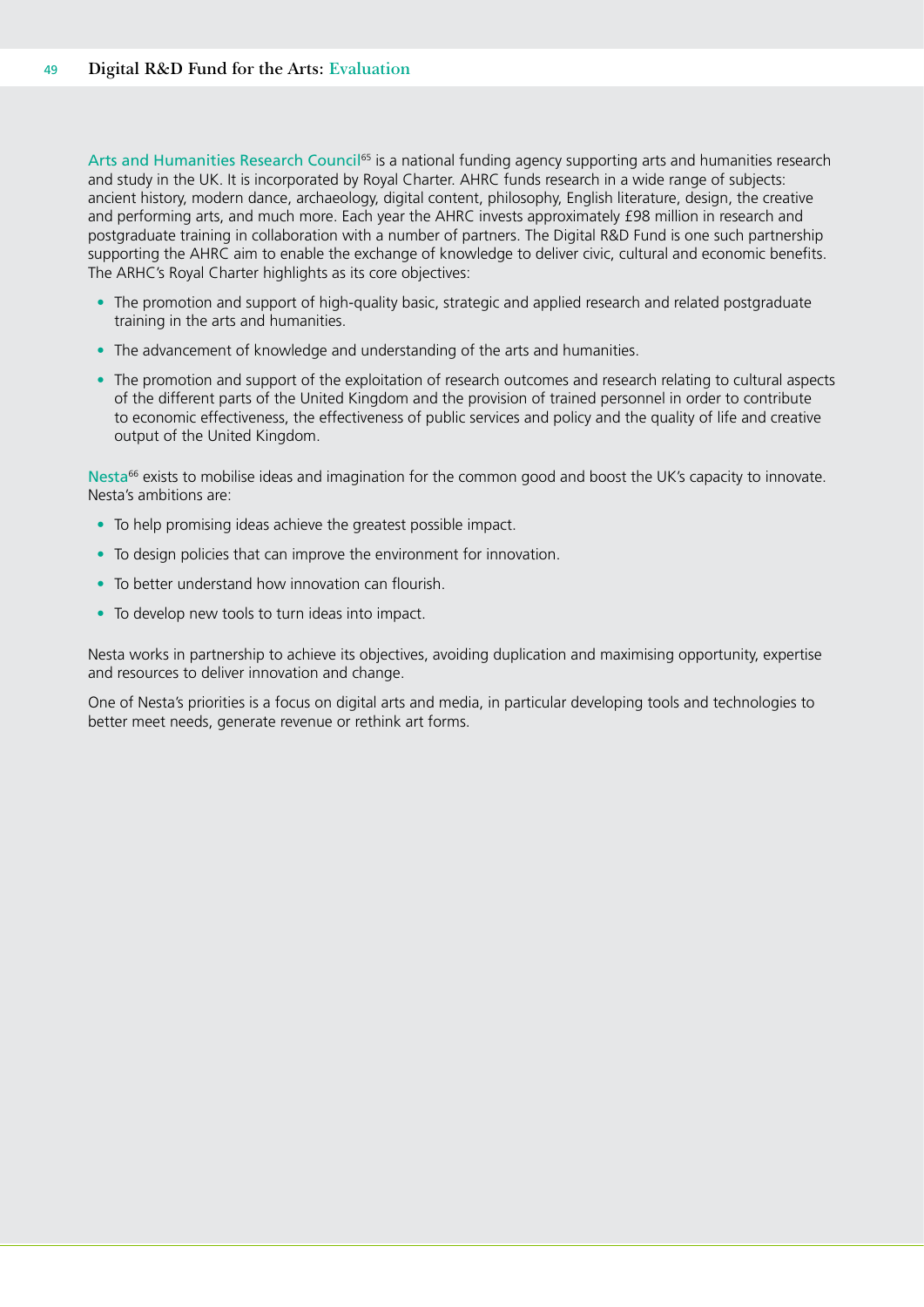Arts and Humanities Research Council[65] is a national funding agency supporting arts and humanities research and study in the UK. It is incorporated by Royal Charter. AHRC funds research in a wide range of subjects: ancient history, modern dance, archaeology, digital content, philosophy, English literature, design, the creative and performing arts, and much more. Each year the AHRC invests approximately £98 million in research and postgraduate training in collaboration with a number of partners. The Digital R&D Fund is one such partnership supporting the AHRC aim to enable the exchange of knowledge to deliver civic, cultural and economic benefits. The ARHC's Royal Charter highlights as its core objectives:

- The promotion and support of high-quality basic, strategic and applied research and related postgraduate training in the arts and humanities.
- The advancement of knowledge and understanding of the arts and humanities.
- The promotion and support of the exploitation of research outcomes and research relating to cultural aspects of the different parts of the United Kingdom and the provision of trained personnel in order to contribute to economic effectiveness, the effectiveness of public services and policy and the quality of life and creative output of the United Kingdom.

Nesta[66] exists to mobilise ideas and imagination for the common good and boost the UK's capacity to innovate. Nesta's ambitions are:

- To help promising ideas achieve the greatest possible impact.
- To design policies that can improve the environment for innovation.
- To better understand how innovation can flourish.
- To develop new tools to turn ideas into impact.

Nesta works in partnership to achieve its objectives, avoiding duplication and maximising opportunity, expertise and resources to deliver innovation and change.

One of Nesta's priorities is a focus on digital arts and media, in particular developing tools and technologies to better meet needs, generate revenue or rethink art forms.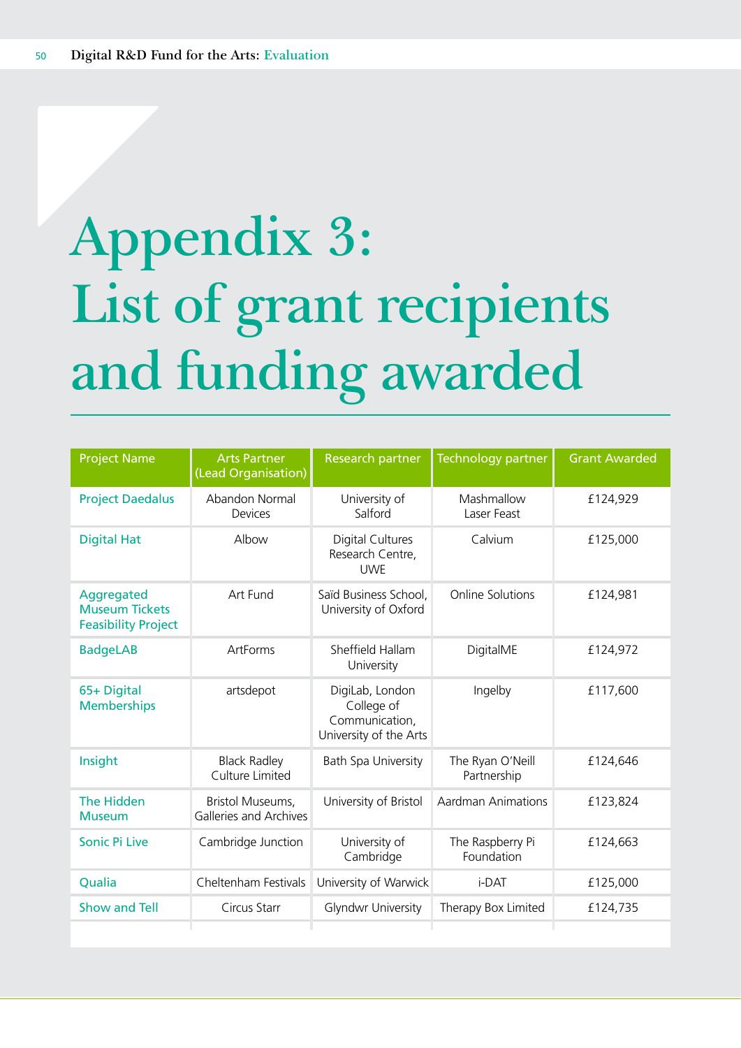# Appendix 3: List of grant recipients and funding awarded

| Project Name | Arts Partner (Lead Organisation) | Research partner | Technology partner | Grant Awarded |
|---|---|---|---|---|
| Project Daedalus | Abandon Normal Devices | University of Salford | Mashmallow Laser Feast | £124,929 |
| Digital Hat | Albow | Digital Cultures Research Centre, UWE | Calvium | £125,000 |
| Aggregated Museum Tickets Feasibility Project | Art Fund | Saïd Business School, University of Oxford | Online Solutions | £124,981 |
| BadgeLAB | ArtForms | Sheffield Hallam University | DigitalME | £124,972 |
| 65+ Digital Memberships | artsdepot | DigiLab, London College of Communication, University of the Arts | Ingelby | £117,600 |
| Insight | Black Radley Culture Limited | Bath Spa University | The Ryan O'Neill Partnership | £124,646 |
| The Hidden Museum | Bristol Museums, Galleries and Archives | University of Bristol | Aardman Animations | £123,824 |
| Sonic Pi Live | Cambridge Junction | University of Cambridge | The Raspberry Pi Foundation | £124,663 |
| Qualia | Cheltenham Festivals | University of Warwick | i-DAT | £125,000 |
| Show and Tell | Circus Starr | Glyndwr University | Therapy Box Limited | £124,735 |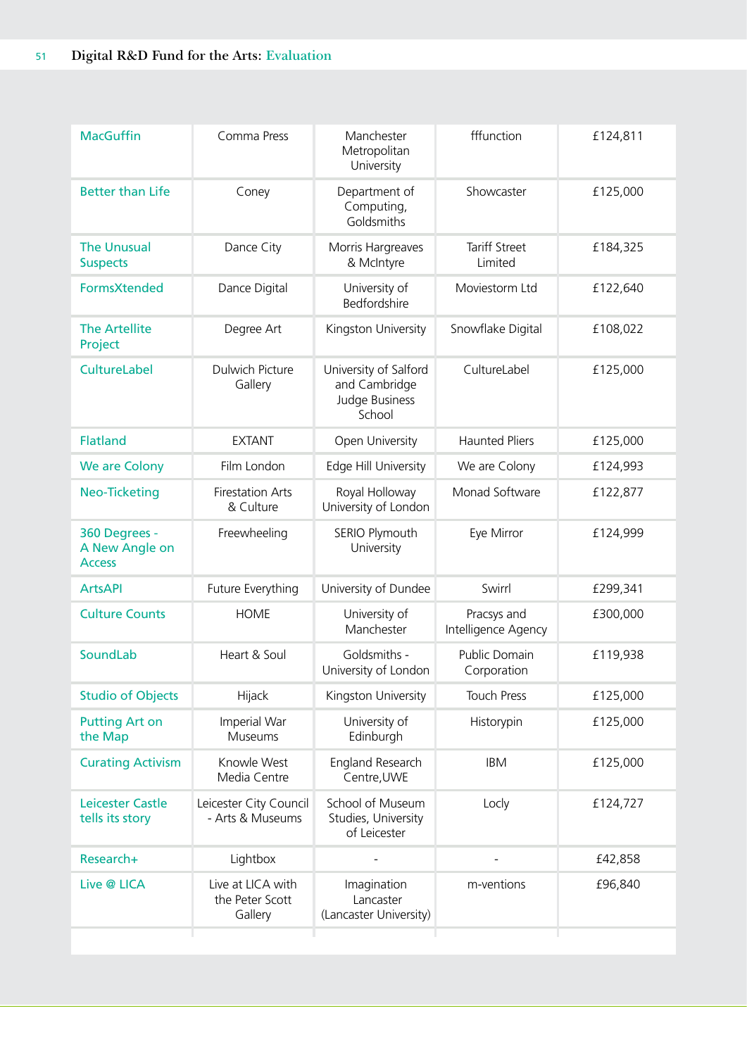| | | | | |
|---|---|---|---|---|
| MacGuffin | Comma Press | Manchester Metropolitan University | fffunction | £124,811 |
| Better than Life | Coney | Department of Computing, Goldsmiths | Showcaster | £125,000 |
| The Unusual Suspects | Dance City | Morris Hargreaves & McIntyre | Tariff Street Limited | £184,325 |
| FormsXtended | Dance Digital | University of Bedfordshire | Moviestorm Ltd | £122,640 |
| The Artellite Project | Degree Art | Kingston University | Snowflake Digital | £108,022 |
| CultureLabel | Dulwich Picture Gallery | University of Salford and Cambridge Judge Business School | CultureLabel | £125,000 |
| Flatland | EXTANT | Open University | Haunted Pliers | £125,000 |
| We are Colony | Film London | Edge Hill University | We are Colony | £124,993 |
| Neo-Ticketing | Firestation Arts & Culture | Royal Holloway University of London | Monad Software | £122,877 |
| 360 Degrees - A New Angle on Access | Freewheeling | SERIO Plymouth University | Eye Mirror | £124,999 |
| ArtsAPI | Future Everything | University of Dundee | Swirrl | £299,341 |
| Culture Counts | HOME | University of Manchester | Pracsys and Intelligence Agency | £300,000 |
| SoundLab | Heart & Soul | Goldsmiths - University of London | Public Domain Corporation | £119,938 |
| Studio of Objects | Hijack | Kingston University | Touch Press | £125,000 |
| Putting Art on the Map | Imperial War Museums | University of Edinburgh | Historypin | £125,000 |
| Curating Activism | Knowle West Media Centre | England Research Centre,UWE | IBM | £125,000 |
| Leicester Castle tells its story | Leicester City Council - Arts & Museums | School of Museum Studies, University of Leicester | Locly | £124,727 |
| Research+ | Lightbox | - | - | £42,858 |
| Live @ LICA | Live at LICA with the Peter Scott Gallery | Imagination Lancaster (Lancaster University) | m-ventions | £96,840 |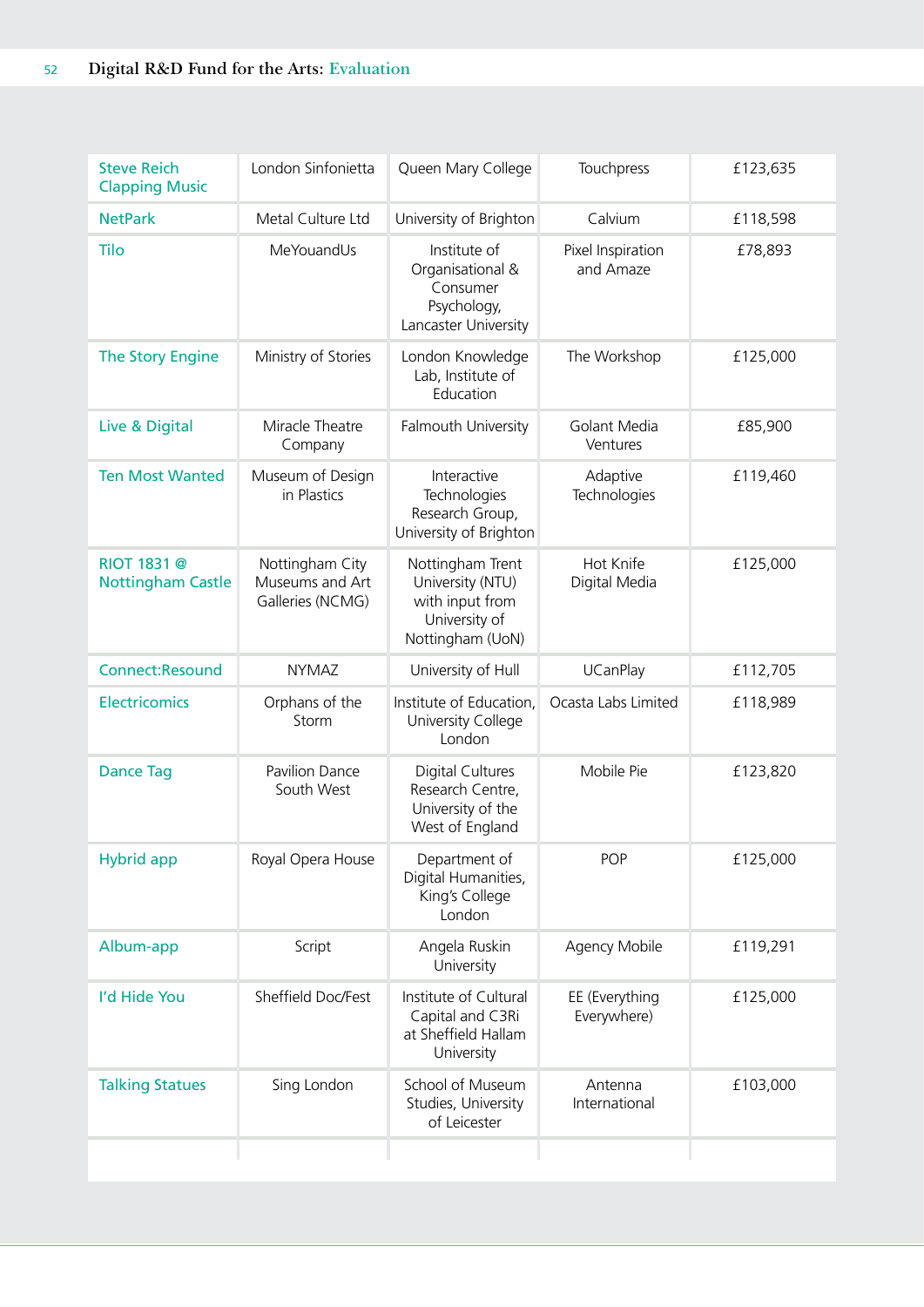| | | | | |
|---|---|---|---|---|
| Steve Reich Clapping Music | London Sinfonietta | Queen Mary College | Touchpress | £123,635 |
| NetPark | Metal Culture Ltd | University of Brighton | Calvium | £118,598 |
| Tilo | MeYouandUs | Institute of Organisational & Consumer Psychology, Lancaster University | Pixel Inspiration and Amaze | £78,893 |
| The Story Engine | Ministry of Stories | London Knowledge Lab, Institute of Education | The Workshop | £125,000 |
| Live & Digital | Miracle Theatre Company | Falmouth University | Golant Media Ventures | £85,900 |
| Ten Most Wanted | Museum of Design in Plastics | Interactive Technologies Research Group, University of Brighton | Adaptive Technologies | £119,460 |
| RIOT 1831 @ Nottingham Castle | Nottingham City Museums and Art Galleries (NCMG) | Nottingham Trent University (NTU) with input from University of Nottingham (UoN) | Hot Knife Digital Media | £125,000 |
| Connect:Resound | NYMAZ | University of Hull | UCanPlay | £112,705 |
| Electricomics | Orphans of the Storm | Institute of Education, University College London | Ocasta Labs Limited | £118,989 |
| Dance Tag | Pavilion Dance South West | Digital Cultures Research Centre, University of the West of England | Mobile Pie | £123,820 |
| Hybrid app | Royal Opera House | Department of Digital Humanities, King's College London | POP | £125,000 |
| Album-app | Script | Angela Ruskin University | Agency Mobile | £119,291 |
| I'd Hide You | Sheffield Doc/Fest | Institute of Cultural Capital and C3Ri at Sheffield Hallam University | EE (Everything Everywhere) | £125,000 |
| Talking Statues | Sing London | School of Museum Studies, University of Leicester | Antenna International | £103,000 |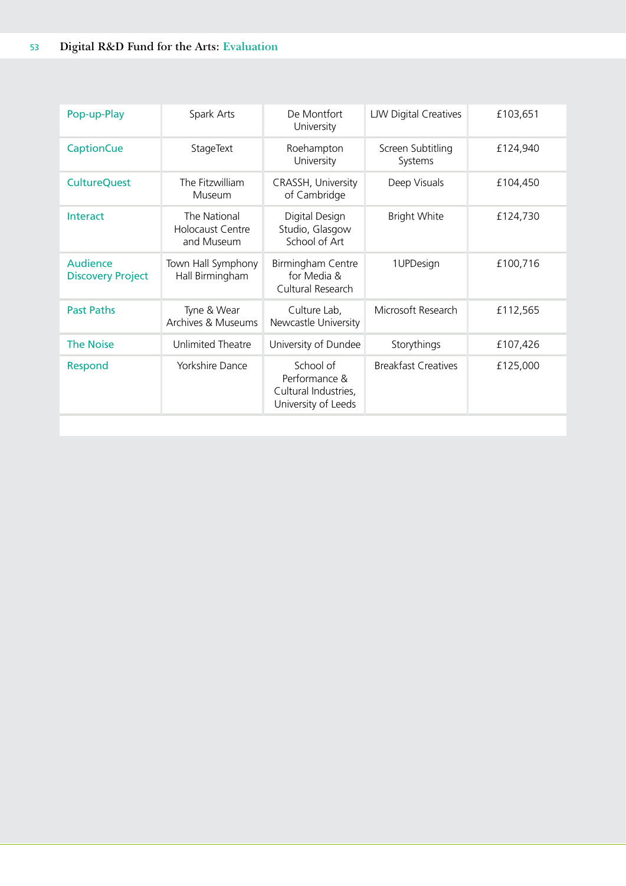| | | | | |
|---|---|---|---|---|
| Pop-up-Play | Spark Arts | De Montfort University | LJW Digital Creatives | £103,651 |
| CaptionCue | StageText | Roehampton University | Screen Subtitling Systems | £124,940 |
| CultureQuest | The Fitzwilliam Museum | CRASSH, University of Cambridge | Deep Visuals | £104,450 |
| Interact | The National Holocaust Centre and Museum | Digital Design Studio, Glasgow School of Art | Bright White | £124,730 |
| Audience Discovery Project | Town Hall Symphony Hall Birmingham | Birmingham Centre for Media & Cultural Research | 1UPDesign | £100,716 |
| Past Paths | Tyne & Wear Archives & Museums | Culture Lab, Newcastle University | Microsoft Research | £112,565 |
| The Noise | Unlimited Theatre | University of Dundee | Storythings | £107,426 |
| Respond | Yorkshire Dance | School of Performance & Cultural Industries, University of Leeds | Breakfast Creatives | £125,000 |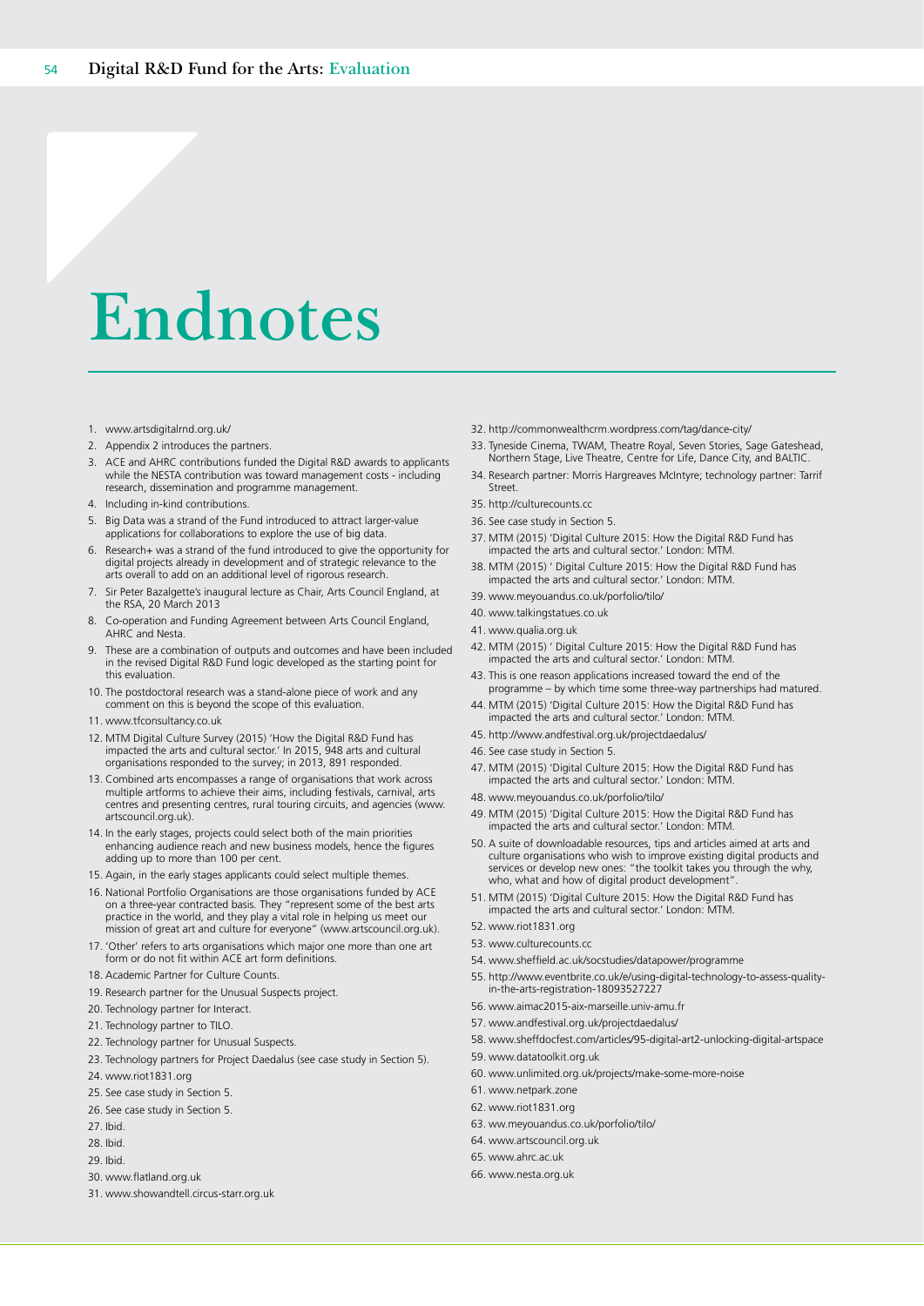# Endnotes

1. www.artsdigitalrnd.org.uk/
2. Appendix 2 introduces the partners.
3. ACE and AHRC contributions funded the Digital R&D awards to applicants while the NESTA contribution was toward management costs - including research, dissemination and programme management.
4. Including in-kind contributions.
5. Big Data was a strand of the Fund introduced to attract larger-value applications for collaborations to explore the use of big data.
6. Research+ was a strand of the fund introduced to give the opportunity for digital projects already in development and of strategic relevance to the arts overall to add on an additional level of rigorous research.
7. Sir Peter Bazalgette's inaugural lecture as Chair, Arts Council England, at the RSA, 20 March 2013
8. Co-operation and Funding Agreement between Arts Council England, AHRC and Nesta.
9. These are a combination of outputs and outcomes and have been included in the revised Digital R&D Fund logic developed as the starting point for this evaluation.
10. The postdoctoral research was a stand-alone piece of work and any comment on this is beyond the scope of this evaluation.
11. www.tfconsultancy.co.uk
12. MTM Digital Culture Survey (2015) 'How the Digital R&D Fund has impacted the arts and cultural sector.' In 2015, 948 arts and cultural organisations responded to the survey; in 2013, 891 responded.
13. Combined arts encompasses a range of organisations that work across multiple artforms to achieve their aims, including festivals, carnival, arts centres and presenting centres, rural touring circuits, and agencies (www.artscouncil.org.uk).
14. In the early stages, projects could select both of the main priorities enhancing audience reach and new business models, hence the figures adding up to more than 100 per cent.
15. Again, in the early stages applicants could select multiple themes.
16. National Portfolio Organisations are those organisations funded by ACE on a three-year contracted basis. They "represent some of the best arts practice in the world, and they play a vital role in helping us meet our mission of great art and culture for everyone" (www.artscouncil.org.uk).
17. 'Other' refers to arts organisations which major one more than one art form or do not fit within ACE art form definitions.
18. Academic Partner for Culture Counts.
19. Research partner for the Unusual Suspects project.
20. Technology partner for Interact.
21. Technology partner to TILO.
22. Technology partner for Unusual Suspects.
23. Technology partners for Project Daedalus (see case study in Section 5).
24. www.riot1831.org
25. See case study in Section 5.
26. See case study in Section 5.
27. Ibid.
28. Ibid.
29. Ibid.
30. www.flatland.org.uk
31. www.showandtell.circus-starr.org.uk
32. http://commonwealthcrm.wordpress.com/tag/dance-city/
33. Tyneside Cinema, TWAM, Theatre Royal, Seven Stories, Sage Gateshead, Northern Stage, Live Theatre, Centre for Life, Dance City, and BALTIC.
34. Research partner: Morris Hargreaves McIntyre; technology partner: Tarrif Street.
35. http://culturecounts.cc
36. See case study in Section 5.
37. MTM (2015) 'Digital Culture 2015: How the Digital R&D Fund has impacted the arts and cultural sector.' London: MTM.
38. MTM (2015) ' Digital Culture 2015: How the Digital R&D Fund has impacted the arts and cultural sector.' London: MTM.
39. www.meyouandus.co.uk/porfolio/tilo/
40. www.talkingstatues.co.uk
41. www.qualia.org.uk
42. MTM (2015) ' Digital Culture 2015: How the Digital R&D Fund has impacted the arts and cultural sector.' London: MTM.
43. This is one reason applications increased toward the end of the programme – by which time some three-way partnerships had matured.
44. MTM (2015) 'Digital Culture 2015: How the Digital R&D Fund has impacted the arts and cultural sector.' London: MTM.
45. http://www.andfestival.org.uk/projectdaedalus/
46. See case study in Section 5.
47. MTM (2015) 'Digital Culture 2015: How the Digital R&D Fund has impacted the arts and cultural sector.' London: MTM.
48. www.meyouandus.co.uk/porfolio/tilo/
49. MTM (2015) 'Digital Culture 2015: How the Digital R&D Fund has impacted the arts and cultural sector.' London: MTM.
50. A suite of downloadable resources, tips and articles aimed at arts and culture organisations who wish to improve existing digital products and services or develop new ones: "the toolkit takes you through the why, who, what and how of digital product development".
51. MTM (2015) 'Digital Culture 2015: How the Digital R&D Fund has impacted the arts and cultural sector.' London: MTM.
52. www.riot1831.org
53. www.culturecounts.cc
54. www.sheffield.ac.uk/socstudies/datapower/programme
55. http://www.eventbrite.co.uk/e/using-digital-technology-to-assess-quality-in-the-arts-registration-18093527227
56. www.aimac2015-aix-marseille.univ-amu.fr
57. www.andfestival.org.uk/projectdaedalus/
58. www.sheffdocfest.com/articles/95-digital-art2-unlocking-digital-artspace
59. www.datatoolkit.org.uk
60. www.unlimited.org.uk/projects/make-some-more-noise
61. www.netpark.zone
62. www.riot1831.org
63. ww.meyouandus.co.uk/porfolio/tilo/
64. www.artscouncil.org.uk
65. www.ahrc.ac.uk
66. www.nesta.org.uk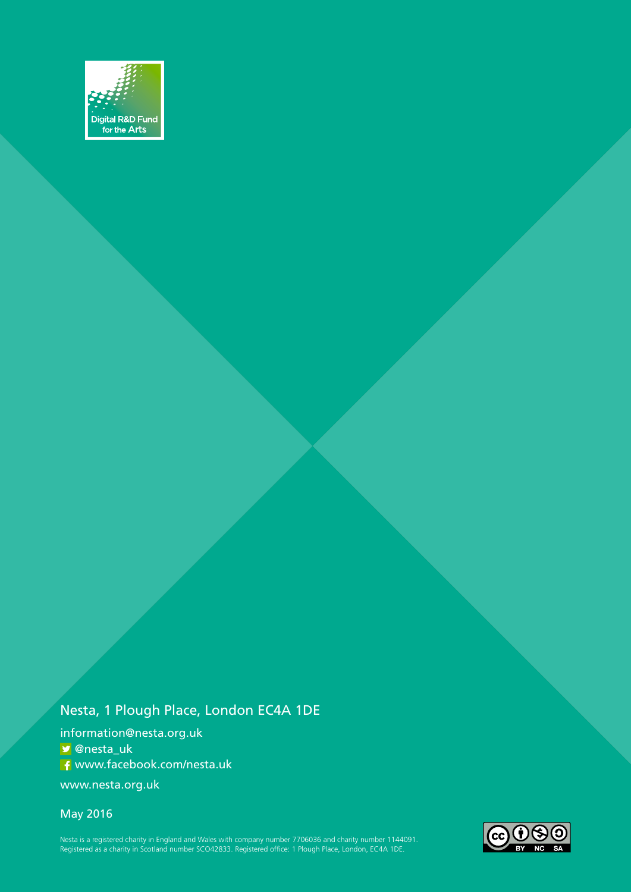Digital R&D Fund for the Arts

Nesta, 1 Plough Place, London EC4A 1DE

information@nesta.org.uk

@nesta_uk

www.facebook.com/nesta.uk

www.nesta.org.uk

May 2016

Nesta is a registered charity in England and Wales with company number 7706036 and charity number 1144091.
Registered as a charity in Scotland number SCO42833. Registered office: 1 Plough Place, London, EC4A 1DE.